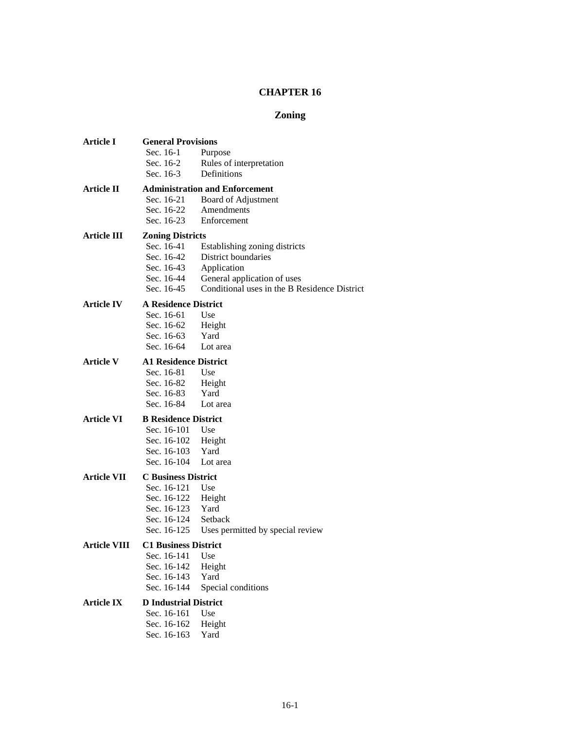# CHAPTER 16

## Zoning

**Article I** **General Provisions**

- Sec. 16-1 Purpose
- Sec. 16-2 Rules of interpretation
- Sec. 16-3 Definitions

**Article II** **Administration and Enforcement**

- Sec. 16-21 Board of Adjustment
- Sec. 16-22 Amendments
- Sec. 16-23 Enforcement

**Article III** **Zoning Districts**

- Sec. 16-41 Establishing zoning districts
- Sec. 16-42 District boundaries
- Sec. 16-43 Application
- Sec. 16-44 General application of uses
- Sec. 16-45 Conditional uses in the B Residence District

**Article IV** **A Residence District**

- Sec. 16-61 Use
- Sec. 16-62 Height
- Sec. 16-63 Yard
- Sec. 16-64 Lot area

**Article V** **A1 Residence District**

- Sec. 16-81 Use
- Sec. 16-82 Height
- Sec. 16-83 Yard
- Sec. 16-84 Lot area

**Article VI** **B Residence District**

- Sec. 16-101 Use
- Sec. 16-102 Height
- Sec. 16-103 Yard
- Sec. 16-104 Lot area

**Article VII** **C Business District**

- Sec. 16-121 Use
- Sec. 16-122 Height
- Sec. 16-123 Yard
- Sec. 16-124 Setback
- Sec. 16-125 Uses permitted by special review

**Article VIII** **C1 Business District**

- Sec. 16-141 Use
- Sec. 16-142 Height
- Sec. 16-143 Yard
- Sec. 16-144 Special conditions

**Article IX** **D Industrial District**

- Sec. 16-161 Use
- Sec. 16-162 Height
- Sec. 16-163 Yard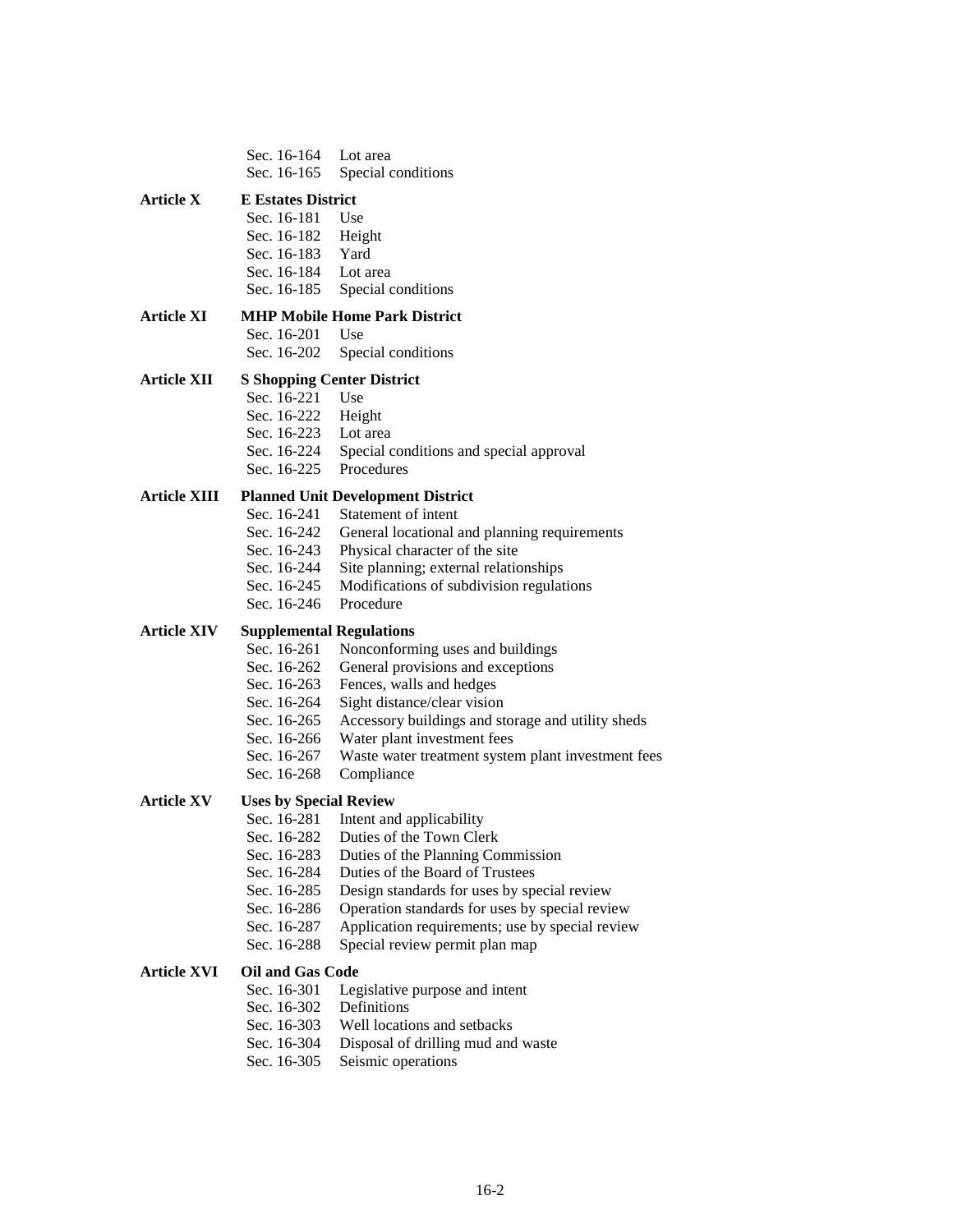Sec. 16-164 Lot area
Sec. 16-165 Special conditions

**Article X** **E Estates District**

Sec. 16-181 Use
Sec. 16-182 Height
Sec. 16-183 Yard
Sec. 16-184 Lot area
Sec. 16-185 Special conditions

**Article XI** **MHP Mobile Home Park District**

Sec. 16-201 Use
Sec. 16-202 Special conditions

**Article XII** **S Shopping Center District**

Sec. 16-221 Use
Sec. 16-222 Height
Sec. 16-223 Lot area
Sec. 16-224 Special conditions and special approval
Sec. 16-225 Procedures

**Article XIII** **Planned Unit Development District**

Sec. 16-241 Statement of intent
Sec. 16-242 General locational and planning requirements
Sec. 16-243 Physical character of the site
Sec. 16-244 Site planning; external relationships
Sec. 16-245 Modifications of subdivision regulations
Sec. 16-246 Procedure

**Article XIV** **Supplemental Regulations**

Sec. 16-261 Nonconforming uses and buildings
Sec. 16-262 General provisions and exceptions
Sec. 16-263 Fences, walls and hedges
Sec. 16-264 Sight distance/clear vision
Sec. 16-265 Accessory buildings and storage and utility sheds
Sec. 16-266 Water plant investment fees
Sec. 16-267 Waste water treatment system plant investment fees
Sec. 16-268 Compliance

**Article XV** **Uses by Special Review**

Sec. 16-281 Intent and applicability
Sec. 16-282 Duties of the Town Clerk
Sec. 16-283 Duties of the Planning Commission
Sec. 16-284 Duties of the Board of Trustees
Sec. 16-285 Design standards for uses by special review
Sec. 16-286 Operation standards for uses by special review
Sec. 16-287 Application requirements; use by special review
Sec. 16-288 Special review permit plan map

**Article XVI** **Oil and Gas Code**

Sec. 16-301 Legislative purpose and intent
Sec. 16-302 Definitions
Sec. 16-303 Well locations and setbacks
Sec. 16-304 Disposal of drilling mud and waste
Sec. 16-305 Seismic operations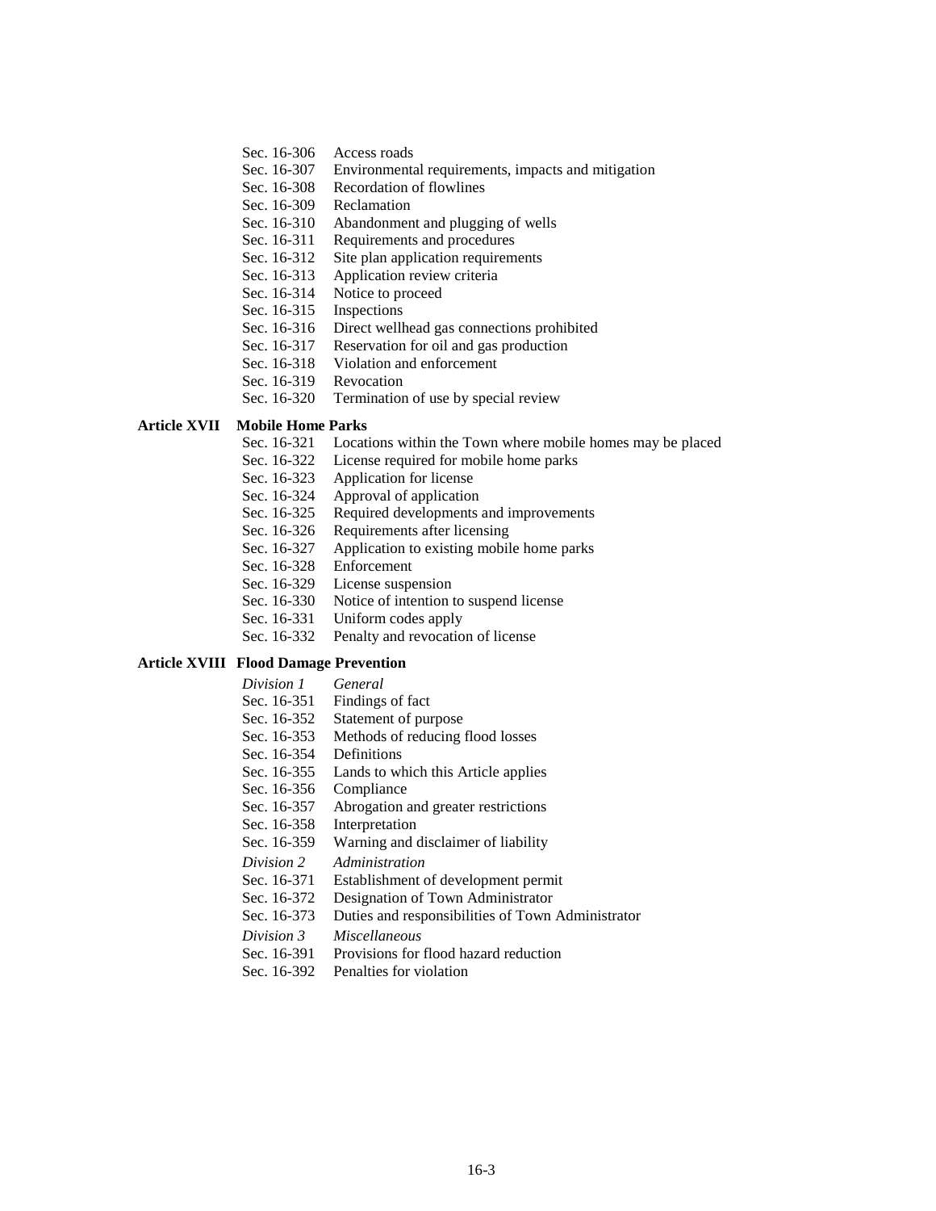Sec. 16-306 Access roads
Sec. 16-307 Environmental requirements, impacts and mitigation
Sec. 16-308 Recordation of flowlines
Sec. 16-309 Reclamation
Sec. 16-310 Abandonment and plugging of wells
Sec. 16-311 Requirements and procedures
Sec. 16-312 Site plan application requirements
Sec. 16-313 Application review criteria
Sec. 16-314 Notice to proceed
Sec. 16-315 Inspections
Sec. 16-316 Direct wellhead gas connections prohibited
Sec. 16-317 Reservation for oil and gas production
Sec. 16-318 Violation and enforcement
Sec. 16-319 Revocation
Sec. 16-320 Termination of use by special review

**Article XVII Mobile Home Parks**

Sec. 16-321 Locations within the Town where mobile homes may be placed
Sec. 16-322 License required for mobile home parks
Sec. 16-323 Application for license
Sec. 16-324 Approval of application
Sec. 16-325 Required developments and improvements
Sec. 16-326 Requirements after licensing
Sec. 16-327 Application to existing mobile home parks
Sec. 16-328 Enforcement
Sec. 16-329 License suspension
Sec. 16-330 Notice of intention to suspend license
Sec. 16-331 Uniform codes apply
Sec. 16-332 Penalty and revocation of license

**Article XVIII Flood Damage Prevention**

*Division 1 General*

Sec. 16-351 Findings of fact
Sec. 16-352 Statement of purpose
Sec. 16-353 Methods of reducing flood losses
Sec. 16-354 Definitions
Sec. 16-355 Lands to which this Article applies
Sec. 16-356 Compliance
Sec. 16-357 Abrogation and greater restrictions
Sec. 16-358 Interpretation
Sec. 16-359 Warning and disclaimer of liability

*Division 2 Administration*

Sec. 16-371 Establishment of development permit
Sec. 16-372 Designation of Town Administrator
Sec. 16-373 Duties and responsibilities of Town Administrator

*Division 3 Miscellaneous*

Sec. 16-391 Provisions for flood hazard reduction
Sec. 16-392 Penalties for violation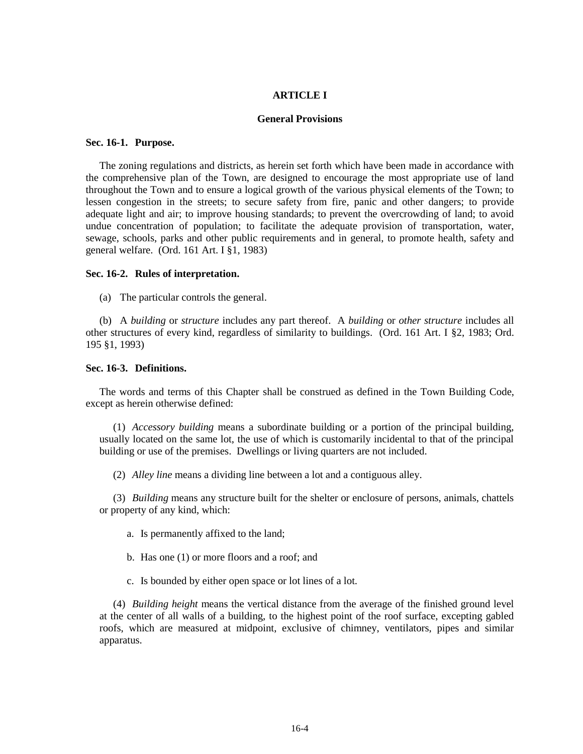## ARTICLE I

### General Provisions

**Sec. 16-1. Purpose.**

The zoning regulations and districts, as herein set forth which have been made in accordance with the comprehensive plan of the Town, are designed to encourage the most appropriate use of land throughout the Town and to ensure a logical growth of the various physical elements of the Town; to lessen congestion in the streets; to secure safety from fire, panic and other dangers; to provide adequate light and air; to improve housing standards; to prevent the overcrowding of land; to avoid undue concentration of population; to facilitate the adequate provision of transportation, water, sewage, schools, parks and other public requirements and in general, to promote health, safety and general welfare. (Ord. 161 Art. I §1, 1983)

**Sec. 16-2. Rules of interpretation.**

(a) The particular controls the general.

(b) A *building* or *structure* includes any part thereof. A *building* or *other structure* includes all other structures of every kind, regardless of similarity to buildings. (Ord. 161 Art. I §2, 1983; Ord. 195 §1, 1993)

**Sec. 16-3. Definitions.**

The words and terms of this Chapter shall be construed as defined in the Town Building Code, except as herein otherwise defined:

(1) *Accessory building* means a subordinate building or a portion of the principal building, usually located on the same lot, the use of which is customarily incidental to that of the principal building or use of the premises. Dwellings or living quarters are not included.

(2) *Alley line* means a dividing line between a lot and a contiguous alley.

(3) *Building* means any structure built for the shelter or enclosure of persons, animals, chattels or property of any kind, which:

a. Is permanently affixed to the land;

b. Has one (1) or more floors and a roof; and

c. Is bounded by either open space or lot lines of a lot.

(4) *Building height* means the vertical distance from the average of the finished ground level at the center of all walls of a building, to the highest point of the roof surface, excepting gabled roofs, which are measured at midpoint, exclusive of chimney, ventilators, pipes and similar apparatus.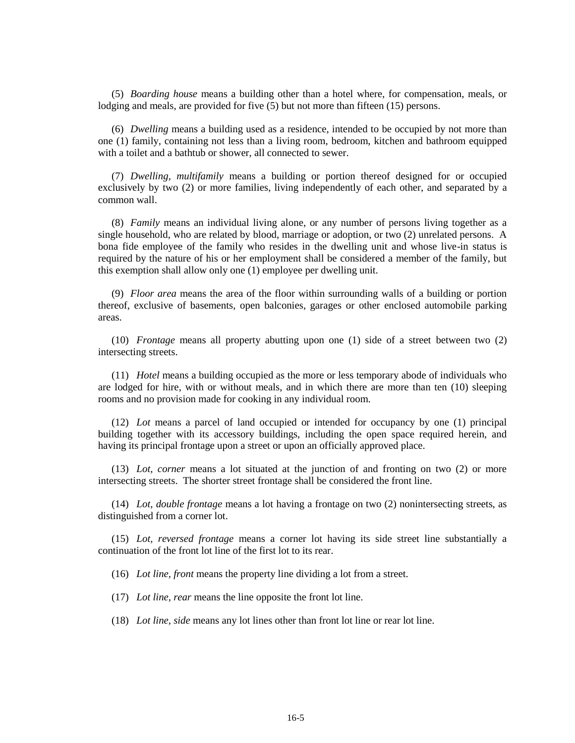(5) *Boarding house* means a building other than a hotel where, for compensation, meals, or lodging and meals, are provided for five (5) but not more than fifteen (15) persons.

(6) *Dwelling* means a building used as a residence, intended to be occupied by not more than one (1) family, containing not less than a living room, bedroom, kitchen and bathroom equipped with a toilet and a bathtub or shower, all connected to sewer.

(7) *Dwelling, multifamily* means a building or portion thereof designed for or occupied exclusively by two (2) or more families, living independently of each other, and separated by a common wall.

(8) *Family* means an individual living alone, or any number of persons living together as a single household, who are related by blood, marriage or adoption, or two (2) unrelated persons. A bona fide employee of the family who resides in the dwelling unit and whose live-in status is required by the nature of his or her employment shall be considered a member of the family, but this exemption shall allow only one (1) employee per dwelling unit.

(9) *Floor area* means the area of the floor within surrounding walls of a building or portion thereof, exclusive of basements, open balconies, garages or other enclosed automobile parking areas.

(10) *Frontage* means all property abutting upon one (1) side of a street between two (2) intersecting streets.

(11) *Hotel* means a building occupied as the more or less temporary abode of individuals who are lodged for hire, with or without meals, and in which there are more than ten (10) sleeping rooms and no provision made for cooking in any individual room.

(12) *Lot* means a parcel of land occupied or intended for occupancy by one (1) principal building together with its accessory buildings, including the open space required herein, and having its principal frontage upon a street or upon an officially approved place.

(13) *Lot, corner* means a lot situated at the junction of and fronting on two (2) or more intersecting streets. The shorter street frontage shall be considered the front line.

(14) *Lot, double frontage* means a lot having a frontage on two (2) nonintersecting streets, as distinguished from a corner lot.

(15) *Lot, reversed frontage* means a corner lot having its side street line substantially a continuation of the front lot line of the first lot to its rear.

(16) *Lot line, front* means the property line dividing a lot from a street.

(17) *Lot line, rear* means the line opposite the front lot line.

(18) *Lot line, side* means any lot lines other than front lot line or rear lot line.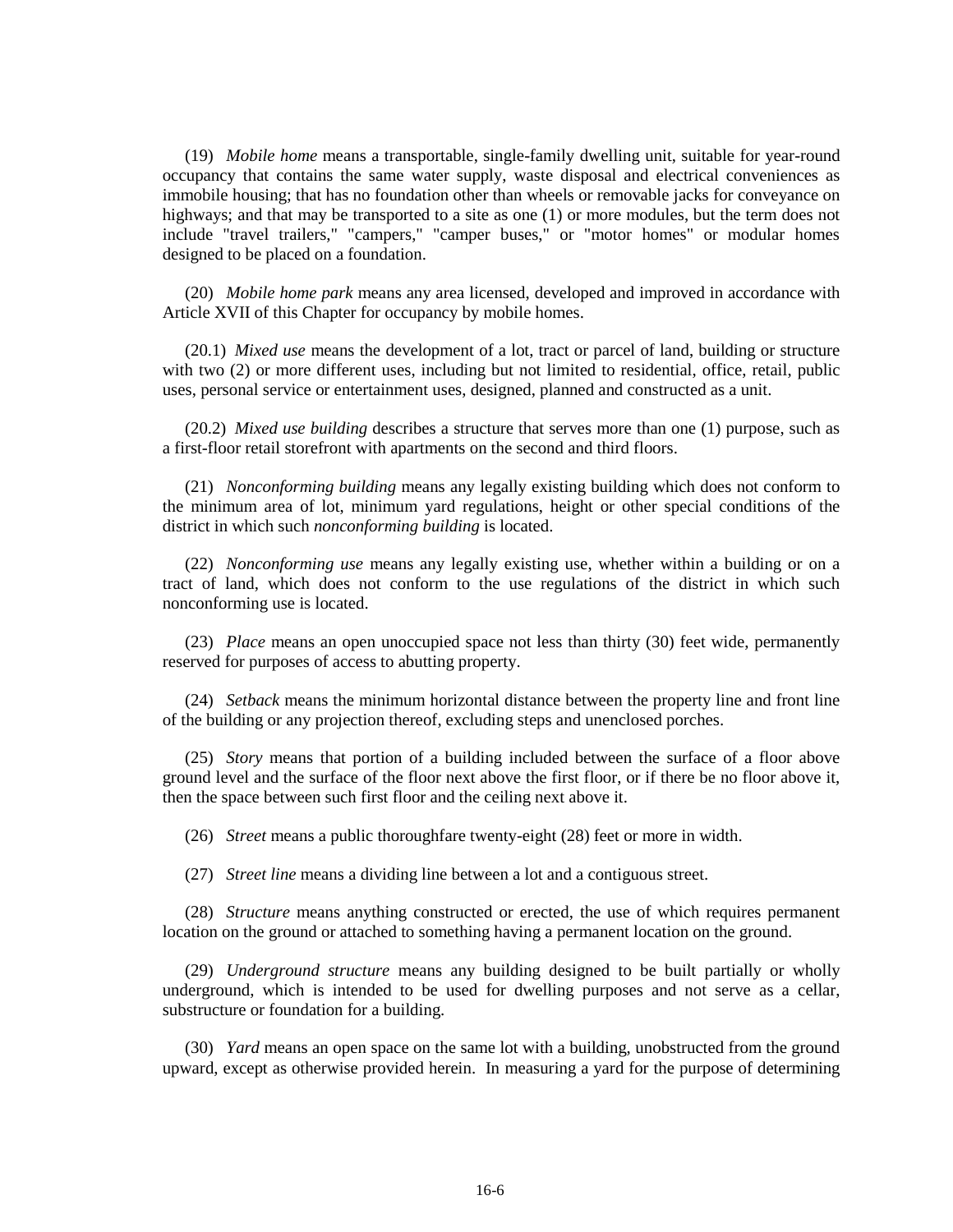(19) *Mobile home* means a transportable, single-family dwelling unit, suitable for year-round occupancy that contains the same water supply, waste disposal and electrical conveniences as immobile housing; that has no foundation other than wheels or removable jacks for conveyance on highways; and that may be transported to a site as one (1) or more modules, but the term does not include "travel trailers," "campers," "camper buses," or "motor homes" or modular homes designed to be placed on a foundation.

(20) *Mobile home park* means any area licensed, developed and improved in accordance with Article XVII of this Chapter for occupancy by mobile homes.

(20.1) *Mixed use* means the development of a lot, tract or parcel of land, building or structure with two (2) or more different uses, including but not limited to residential, office, retail, public uses, personal service or entertainment uses, designed, planned and constructed as a unit.

(20.2) *Mixed use building* describes a structure that serves more than one (1) purpose, such as a first-floor retail storefront with apartments on the second and third floors.

(21) *Nonconforming building* means any legally existing building which does not conform to the minimum area of lot, minimum yard regulations, height or other special conditions of the district in which such *nonconforming building* is located.

(22) *Nonconforming use* means any legally existing use, whether within a building or on a tract of land, which does not conform to the use regulations of the district in which such nonconforming use is located.

(23) *Place* means an open unoccupied space not less than thirty (30) feet wide, permanently reserved for purposes of access to abutting property.

(24) *Setback* means the minimum horizontal distance between the property line and front line of the building or any projection thereof, excluding steps and unenclosed porches.

(25) *Story* means that portion of a building included between the surface of a floor above ground level and the surface of the floor next above the first floor, or if there be no floor above it, then the space between such first floor and the ceiling next above it.

(26) *Street* means a public thoroughfare twenty-eight (28) feet or more in width.

(27) *Street line* means a dividing line between a lot and a contiguous street.

(28) *Structure* means anything constructed or erected, the use of which requires permanent location on the ground or attached to something having a permanent location on the ground.

(29) *Underground structure* means any building designed to be built partially or wholly underground, which is intended to be used for dwelling purposes and not serve as a cellar, substructure or foundation for a building.

(30) *Yard* means an open space on the same lot with a building, unobstructed from the ground upward, except as otherwise provided herein. In measuring a yard for the purpose of determining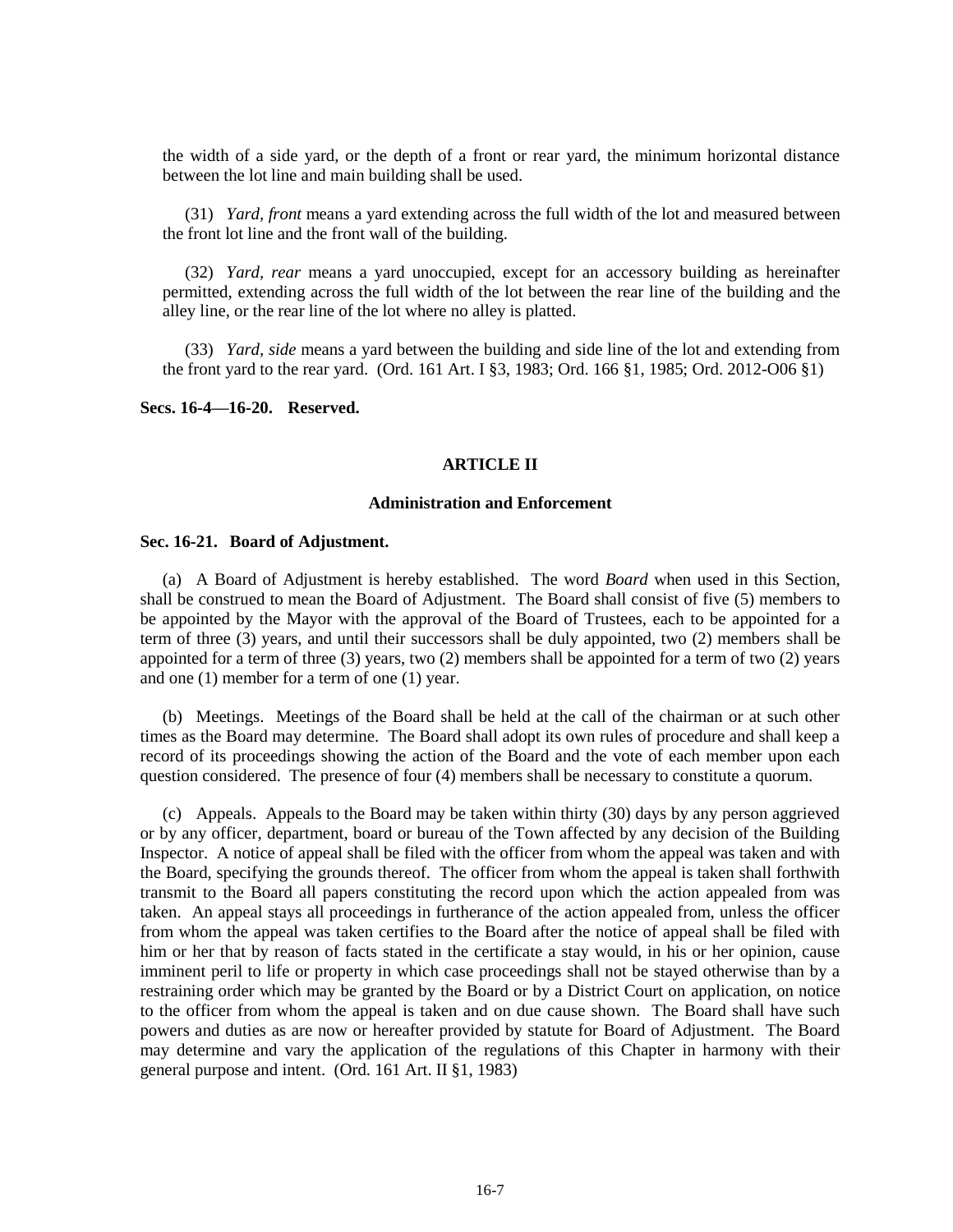the width of a side yard, or the depth of a front or rear yard, the minimum horizontal distance between the lot line and main building shall be used.

(31) *Yard, front* means a yard extending across the full width of the lot and measured between the front lot line and the front wall of the building.

(32) *Yard, rear* means a yard unoccupied, except for an accessory building as hereinafter permitted, extending across the full width of the lot between the rear line of the building and the alley line, or the rear line of the lot where no alley is platted.

(33) *Yard, side* means a yard between the building and side line of the lot and extending from the front yard to the rear yard. (Ord. 161 Art. I §3, 1983; Ord. 166 §1, 1985; Ord. 2012-O06 §1)

**Secs. 16-4—16-20. Reserved.**

## ARTICLE II

## Administration and Enforcement

**Sec. 16-21. Board of Adjustment.**

(a) A Board of Adjustment is hereby established. The word *Board* when used in this Section, shall be construed to mean the Board of Adjustment. The Board shall consist of five (5) members to be appointed by the Mayor with the approval of the Board of Trustees, each to be appointed for a term of three (3) years, and until their successors shall be duly appointed, two (2) members shall be appointed for a term of three (3) years, two (2) members shall be appointed for a term of two (2) years and one (1) member for a term of one (1) year.

(b) Meetings. Meetings of the Board shall be held at the call of the chairman or at such other times as the Board may determine. The Board shall adopt its own rules of procedure and shall keep a record of its proceedings showing the action of the Board and the vote of each member upon each question considered. The presence of four (4) members shall be necessary to constitute a quorum.

(c) Appeals. Appeals to the Board may be taken within thirty (30) days by any person aggrieved or by any officer, department, board or bureau of the Town affected by any decision of the Building Inspector. A notice of appeal shall be filed with the officer from whom the appeal was taken and with the Board, specifying the grounds thereof. The officer from whom the appeal is taken shall forthwith transmit to the Board all papers constituting the record upon which the action appealed from was taken. An appeal stays all proceedings in furtherance of the action appealed from, unless the officer from whom the appeal was taken certifies to the Board after the notice of appeal shall be filed with him or her that by reason of facts stated in the certificate a stay would, in his or her opinion, cause imminent peril to life or property in which case proceedings shall not be stayed otherwise than by a restraining order which may be granted by the Board or by a District Court on application, on notice to the officer from whom the appeal is taken and on due cause shown. The Board shall have such powers and duties as are now or hereafter provided by statute for Board of Adjustment. The Board may determine and vary the application of the regulations of this Chapter in harmony with their general purpose and intent. (Ord. 161 Art. II §1, 1983)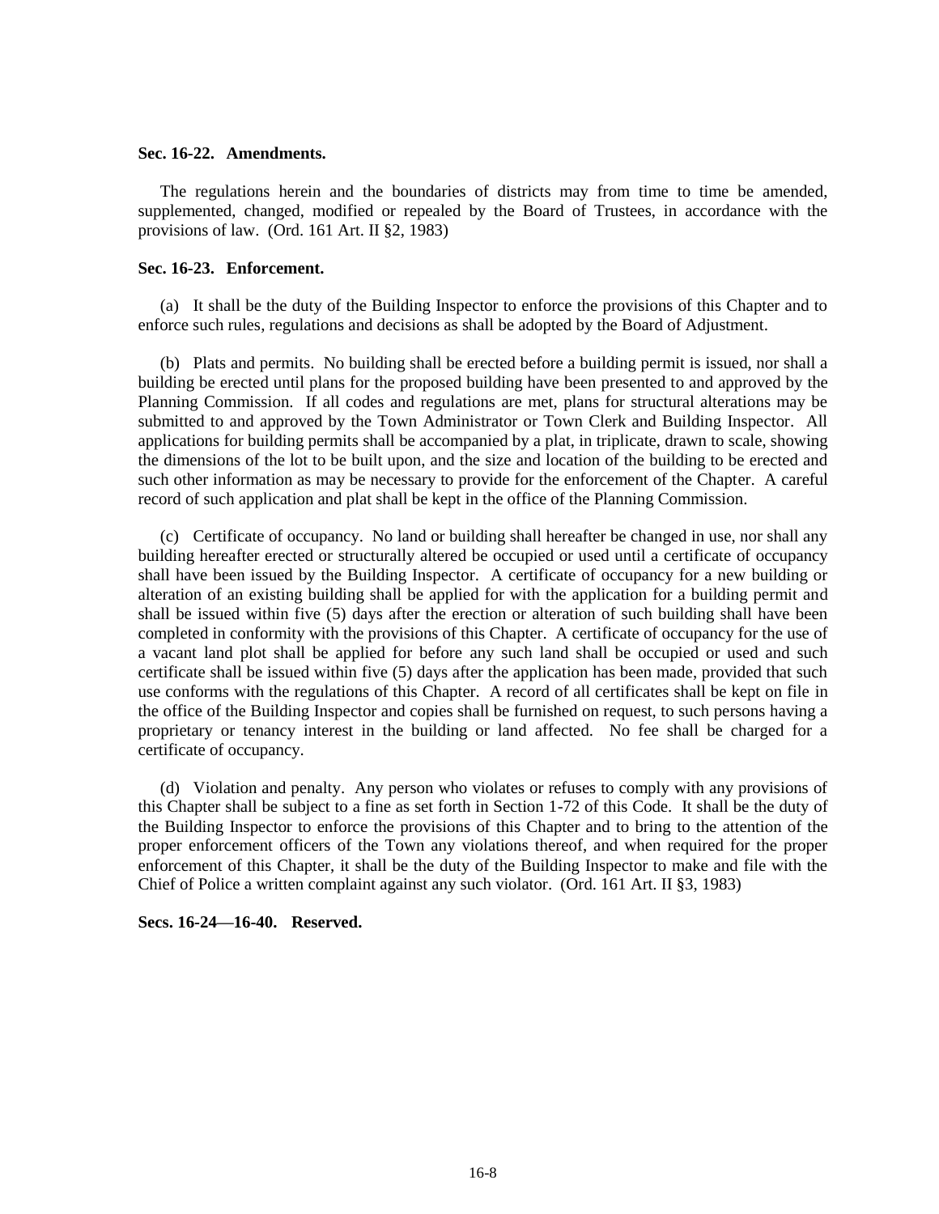**Sec. 16-22. Amendments.**

The regulations herein and the boundaries of districts may from time to time be amended, supplemented, changed, modified or repealed by the Board of Trustees, in accordance with the provisions of law. (Ord. 161 Art. II §2, 1983)

**Sec. 16-23. Enforcement.**

(a) It shall be the duty of the Building Inspector to enforce the provisions of this Chapter and to enforce such rules, regulations and decisions as shall be adopted by the Board of Adjustment.

(b) Plats and permits. No building shall be erected before a building permit is issued, nor shall a building be erected until plans for the proposed building have been presented to and approved by the Planning Commission. If all codes and regulations are met, plans for structural alterations may be submitted to and approved by the Town Administrator or Town Clerk and Building Inspector. All applications for building permits shall be accompanied by a plat, in triplicate, drawn to scale, showing the dimensions of the lot to be built upon, and the size and location of the building to be erected and such other information as may be necessary to provide for the enforcement of the Chapter. A careful record of such application and plat shall be kept in the office of the Planning Commission.

(c) Certificate of occupancy. No land or building shall hereafter be changed in use, nor shall any building hereafter erected or structurally altered be occupied or used until a certificate of occupancy shall have been issued by the Building Inspector. A certificate of occupancy for a new building or alteration of an existing building shall be applied for with the application for a building permit and shall be issued within five (5) days after the erection or alteration of such building shall have been completed in conformity with the provisions of this Chapter. A certificate of occupancy for the use of a vacant land plot shall be applied for before any such land shall be occupied or used and such certificate shall be issued within five (5) days after the application has been made, provided that such use conforms with the regulations of this Chapter. A record of all certificates shall be kept on file in the office of the Building Inspector and copies shall be furnished on request, to such persons having a proprietary or tenancy interest in the building or land affected. No fee shall be charged for a certificate of occupancy.

(d) Violation and penalty. Any person who violates or refuses to comply with any provisions of this Chapter shall be subject to a fine as set forth in Section 1-72 of this Code. It shall be the duty of the Building Inspector to enforce the provisions of this Chapter and to bring to the attention of the proper enforcement officers of the Town any violations thereof, and when required for the proper enforcement of this Chapter, it shall be the duty of the Building Inspector to make and file with the Chief of Police a written complaint against any such violator. (Ord. 161 Art. II §3, 1983)

**Secs. 16-24—16-40. Reserved.**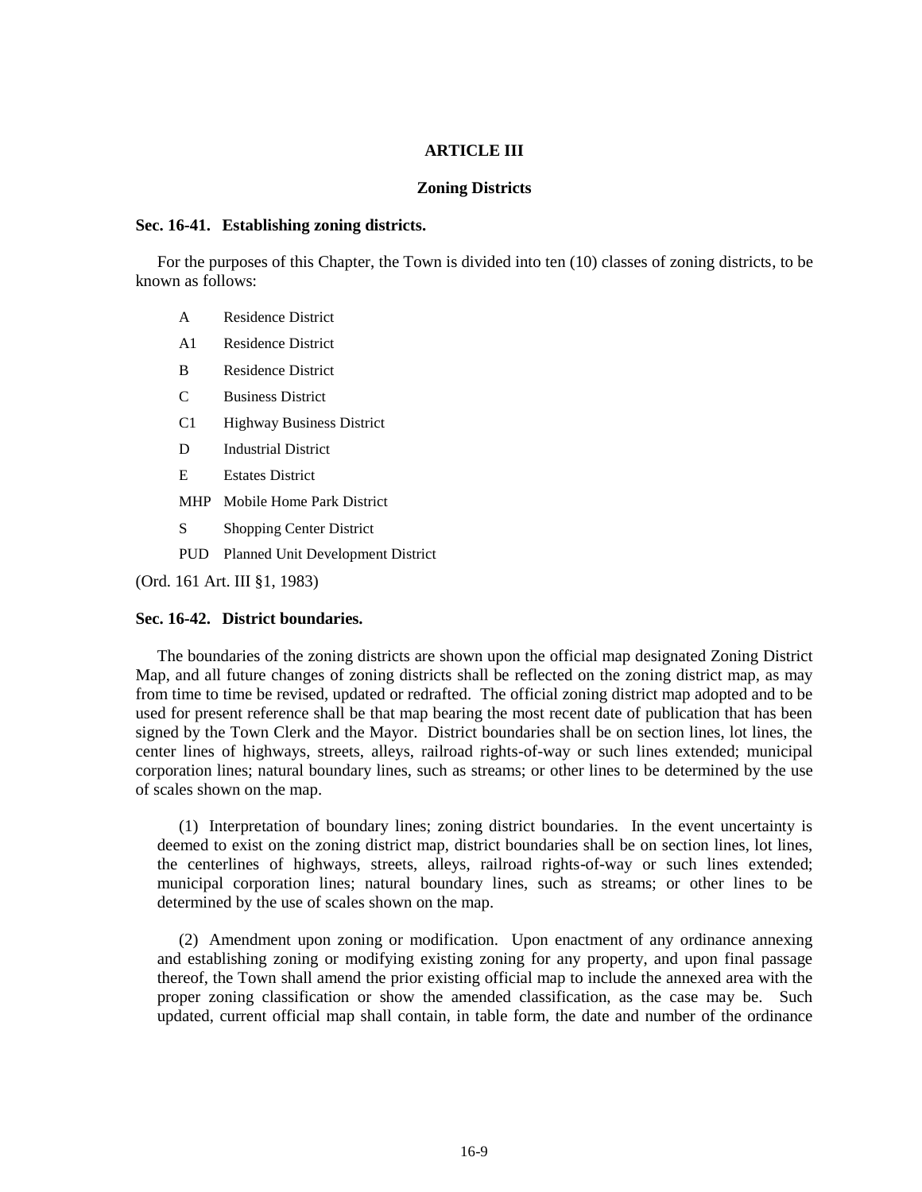# ARTICLE III

## Zoning Districts

### Sec. 16-41. Establishing zoning districts.

For the purposes of this Chapter, the Town is divided into ten (10) classes of zoning districts, to be known as follows:

- A Residence District
- A1 Residence District
- B Residence District
- C Business District
- C1 Highway Business District
- D Industrial District
- E Estates District
- MHP Mobile Home Park District
- S Shopping Center District
- PUD Planned Unit Development District

(Ord. 161 Art. III §1, 1983)

### Sec. 16-42. District boundaries.

The boundaries of the zoning districts are shown upon the official map designated Zoning District Map, and all future changes of zoning districts shall be reflected on the zoning district map, as may from time to time be revised, updated or redrafted. The official zoning district map adopted and to be used for present reference shall be that map bearing the most recent date of publication that has been signed by the Town Clerk and the Mayor. District boundaries shall be on section lines, lot lines, the center lines of highways, streets, alleys, railroad rights-of-way or such lines extended; municipal corporation lines; natural boundary lines, such as streams; or other lines to be determined by the use of scales shown on the map.

(1) Interpretation of boundary lines; zoning district boundaries. In the event uncertainty is deemed to exist on the zoning district map, district boundaries shall be on section lines, lot lines, the centerlines of highways, streets, alleys, railroad rights-of-way or such lines extended; municipal corporation lines; natural boundary lines, such as streams; or other lines to be determined by the use of scales shown on the map.

(2) Amendment upon zoning or modification. Upon enactment of any ordinance annexing and establishing zoning or modifying existing zoning for any property, and upon final passage thereof, the Town shall amend the prior existing official map to include the annexed area with the proper zoning classification or show the amended classification, as the case may be. Such updated, current official map shall contain, in table form, the date and number of the ordinance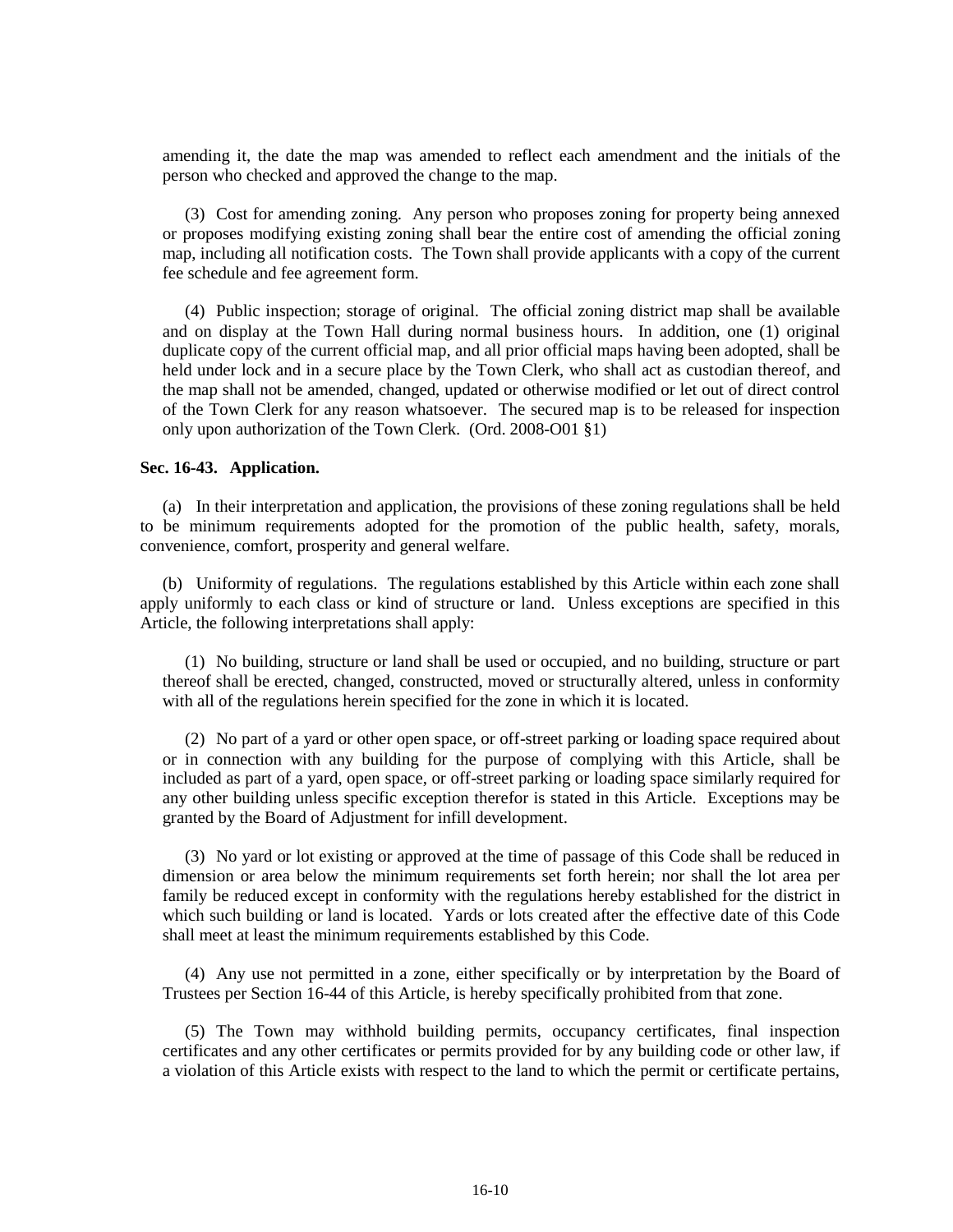amending it, the date the map was amended to reflect each amendment and the initials of the person who checked and approved the change to the map.

(3) Cost for amending zoning. Any person who proposes zoning for property being annexed or proposes modifying existing zoning shall bear the entire cost of amending the official zoning map, including all notification costs. The Town shall provide applicants with a copy of the current fee schedule and fee agreement form.

(4) Public inspection; storage of original. The official zoning district map shall be available and on display at the Town Hall during normal business hours. In addition, one (1) original duplicate copy of the current official map, and all prior official maps having been adopted, shall be held under lock and in a secure place by the Town Clerk, who shall act as custodian thereof, and the map shall not be amended, changed, updated or otherwise modified or let out of direct control of the Town Clerk for any reason whatsoever. The secured map is to be released for inspection only upon authorization of the Town Clerk. (Ord. 2008-O01 §1)

**Sec. 16-43. Application.**

(a) In their interpretation and application, the provisions of these zoning regulations shall be held to be minimum requirements adopted for the promotion of the public health, safety, morals, convenience, comfort, prosperity and general welfare.

(b) Uniformity of regulations. The regulations established by this Article within each zone shall apply uniformly to each class or kind of structure or land. Unless exceptions are specified in this Article, the following interpretations shall apply:

(1) No building, structure or land shall be used or occupied, and no building, structure or part thereof shall be erected, changed, constructed, moved or structurally altered, unless in conformity with all of the regulations herein specified for the zone in which it is located.

(2) No part of a yard or other open space, or off-street parking or loading space required about or in connection with any building for the purpose of complying with this Article, shall be included as part of a yard, open space, or off-street parking or loading space similarly required for any other building unless specific exception therefor is stated in this Article. Exceptions may be granted by the Board of Adjustment for infill development.

(3) No yard or lot existing or approved at the time of passage of this Code shall be reduced in dimension or area below the minimum requirements set forth herein; nor shall the lot area per family be reduced except in conformity with the regulations hereby established for the district in which such building or land is located. Yards or lots created after the effective date of this Code shall meet at least the minimum requirements established by this Code.

(4) Any use not permitted in a zone, either specifically or by interpretation by the Board of Trustees per Section 16-44 of this Article, is hereby specifically prohibited from that zone.

(5) The Town may withhold building permits, occupancy certificates, final inspection certificates and any other certificates or permits provided for by any building code or other law, if a violation of this Article exists with respect to the land to which the permit or certificate pertains,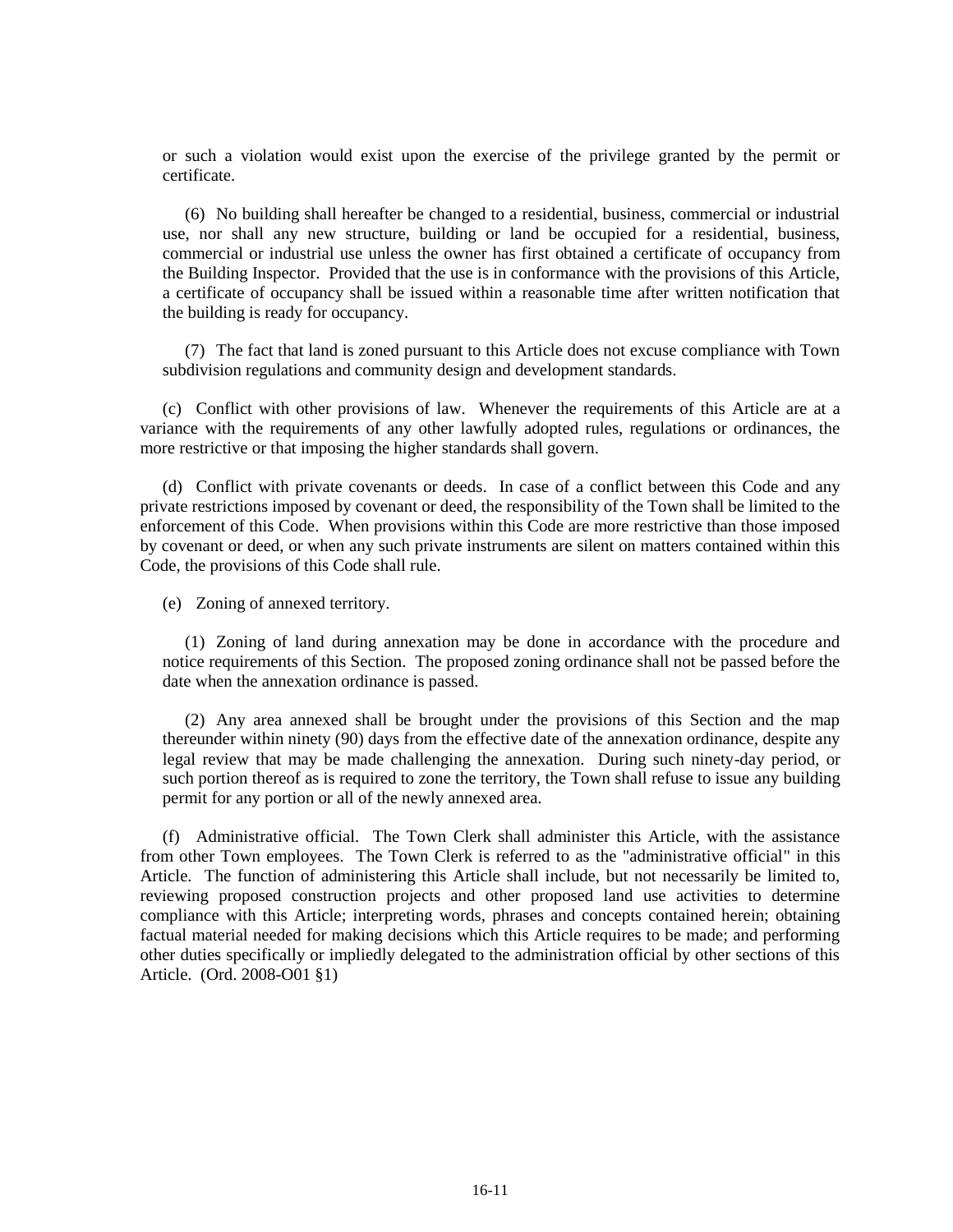or such a violation would exist upon the exercise of the privilege granted by the permit or certificate.

(6) No building shall hereafter be changed to a residential, business, commercial or industrial use, nor shall any new structure, building or land be occupied for a residential, business, commercial or industrial use unless the owner has first obtained a certificate of occupancy from the Building Inspector. Provided that the use is in conformance with the provisions of this Article, a certificate of occupancy shall be issued within a reasonable time after written notification that the building is ready for occupancy.

(7) The fact that land is zoned pursuant to this Article does not excuse compliance with Town subdivision regulations and community design and development standards.

(c) Conflict with other provisions of law. Whenever the requirements of this Article are at a variance with the requirements of any other lawfully adopted rules, regulations or ordinances, the more restrictive or that imposing the higher standards shall govern.

(d) Conflict with private covenants or deeds. In case of a conflict between this Code and any private restrictions imposed by covenant or deed, the responsibility of the Town shall be limited to the enforcement of this Code. When provisions within this Code are more restrictive than those imposed by covenant or deed, or when any such private instruments are silent on matters contained within this Code, the provisions of this Code shall rule.

(e) Zoning of annexed territory.

(1) Zoning of land during annexation may be done in accordance with the procedure and notice requirements of this Section. The proposed zoning ordinance shall not be passed before the date when the annexation ordinance is passed.

(2) Any area annexed shall be brought under the provisions of this Section and the map thereunder within ninety (90) days from the effective date of the annexation ordinance, despite any legal review that may be made challenging the annexation. During such ninety-day period, or such portion thereof as is required to zone the territory, the Town shall refuse to issue any building permit for any portion or all of the newly annexed area.

(f) Administrative official. The Town Clerk shall administer this Article, with the assistance from other Town employees. The Town Clerk is referred to as the "administrative official" in this Article. The function of administering this Article shall include, but not necessarily be limited to, reviewing proposed construction projects and other proposed land use activities to determine compliance with this Article; interpreting words, phrases and concepts contained herein; obtaining factual material needed for making decisions which this Article requires to be made; and performing other duties specifically or impliedly delegated to the administration official by other sections of this Article. (Ord. 2008-O01 §1)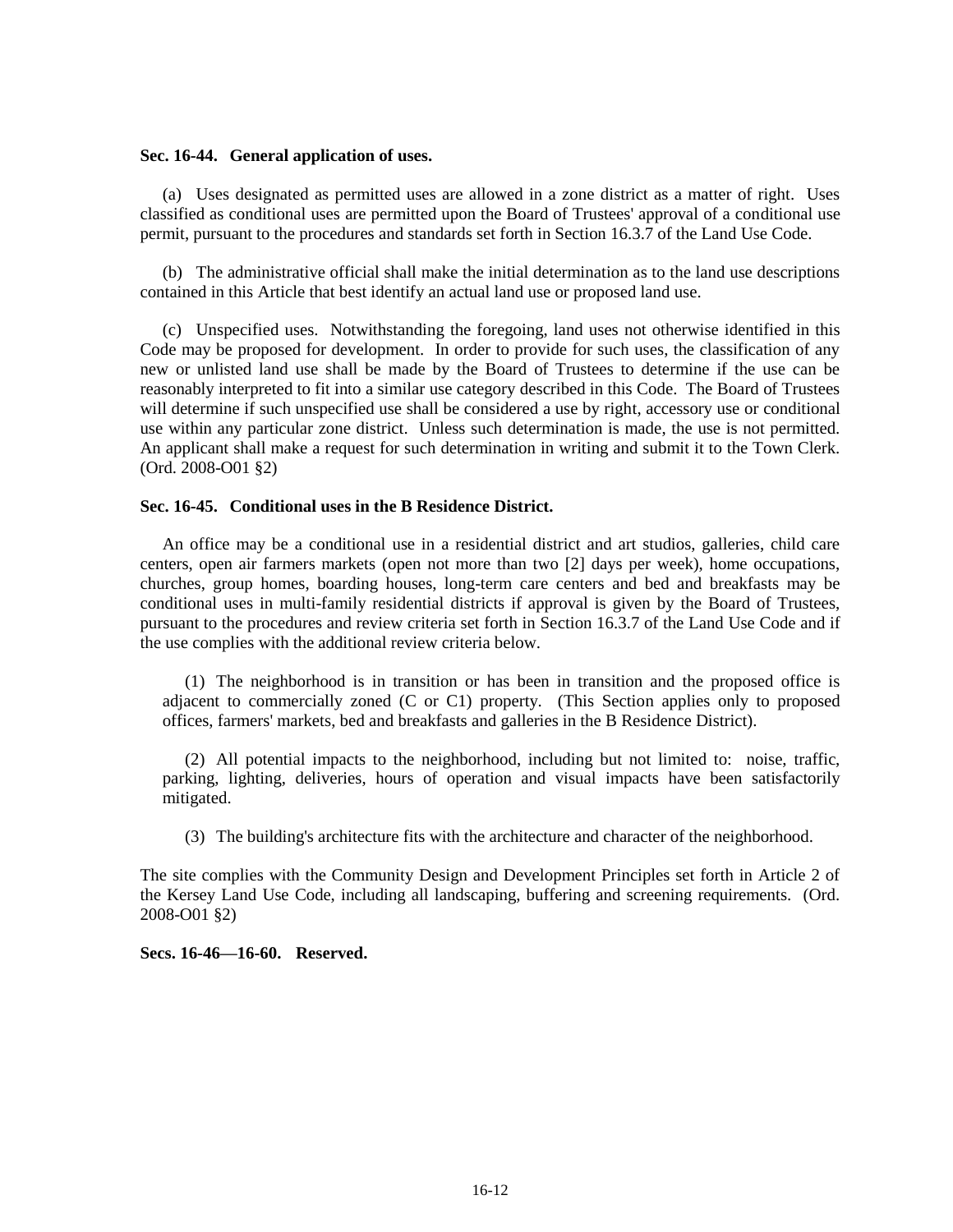**Sec. 16-44. General application of uses.**

(a) Uses designated as permitted uses are allowed in a zone district as a matter of right. Uses classified as conditional uses are permitted upon the Board of Trustees' approval of a conditional use permit, pursuant to the procedures and standards set forth in Section 16.3.7 of the Land Use Code.

(b) The administrative official shall make the initial determination as to the land use descriptions contained in this Article that best identify an actual land use or proposed land use.

(c) Unspecified uses. Notwithstanding the foregoing, land uses not otherwise identified in this Code may be proposed for development. In order to provide for such uses, the classification of any new or unlisted land use shall be made by the Board of Trustees to determine if the use can be reasonably interpreted to fit into a similar use category described in this Code. The Board of Trustees will determine if such unspecified use shall be considered a use by right, accessory use or conditional use within any particular zone district. Unless such determination is made, the use is not permitted. An applicant shall make a request for such determination in writing and submit it to the Town Clerk. (Ord. 2008-O01 §2)

**Sec. 16-45. Conditional uses in the B Residence District.**

An office may be a conditional use in a residential district and art studios, galleries, child care centers, open air farmers markets (open not more than two [2] days per week), home occupations, churches, group homes, boarding houses, long-term care centers and bed and breakfasts may be conditional uses in multi-family residential districts if approval is given by the Board of Trustees, pursuant to the procedures and review criteria set forth in Section 16.3.7 of the Land Use Code and if the use complies with the additional review criteria below.

(1) The neighborhood is in transition or has been in transition and the proposed office is adjacent to commercially zoned (C or C1) property. (This Section applies only to proposed offices, farmers' markets, bed and breakfasts and galleries in the B Residence District).

(2) All potential impacts to the neighborhood, including but not limited to: noise, traffic, parking, lighting, deliveries, hours of operation and visual impacts have been satisfactorily mitigated.

(3) The building's architecture fits with the architecture and character of the neighborhood.

The site complies with the Community Design and Development Principles set forth in Article 2 of the Kersey Land Use Code, including all landscaping, buffering and screening requirements. (Ord. 2008-O01 §2)

**Secs. 16-46—16-60. Reserved.**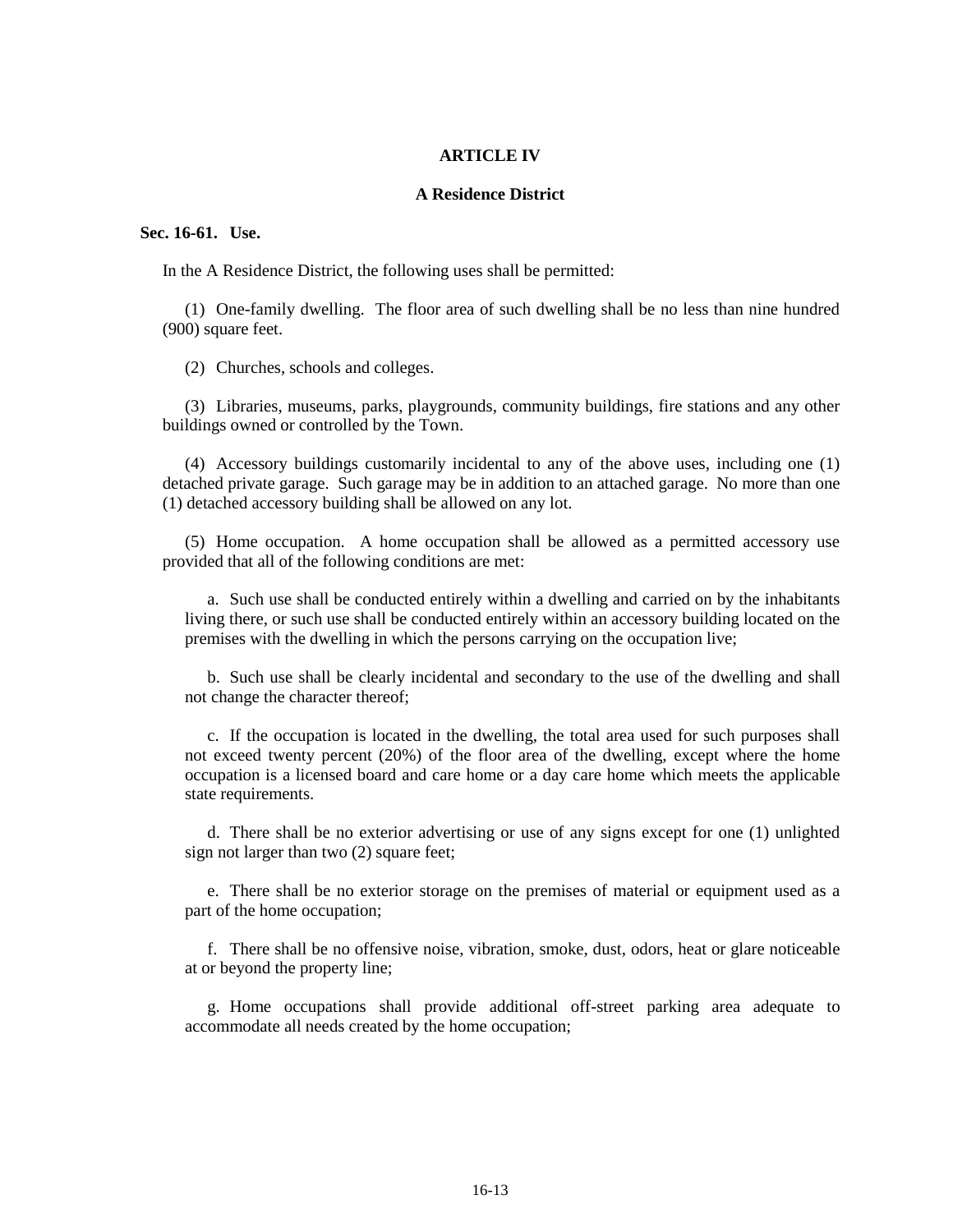## ARTICLE IV

### A Residence District

**Sec. 16-61. Use.**

In the A Residence District, the following uses shall be permitted:

(1) One-family dwelling. The floor area of such dwelling shall be no less than nine hundred (900) square feet.

(2) Churches, schools and colleges.

(3) Libraries, museums, parks, playgrounds, community buildings, fire stations and any other buildings owned or controlled by the Town.

(4) Accessory buildings customarily incidental to any of the above uses, including one (1) detached private garage. Such garage may be in addition to an attached garage. No more than one (1) detached accessory building shall be allowed on any lot.

(5) Home occupation. A home occupation shall be allowed as a permitted accessory use provided that all of the following conditions are met:

a. Such use shall be conducted entirely within a dwelling and carried on by the inhabitants living there, or such use shall be conducted entirely within an accessory building located on the premises with the dwelling in which the persons carrying on the occupation live;

b. Such use shall be clearly incidental and secondary to the use of the dwelling and shall not change the character thereof;

c. If the occupation is located in the dwelling, the total area used for such purposes shall not exceed twenty percent (20%) of the floor area of the dwelling, except where the home occupation is a licensed board and care home or a day care home which meets the applicable state requirements.

d. There shall be no exterior advertising or use of any signs except for one (1) unlighted sign not larger than two (2) square feet;

e. There shall be no exterior storage on the premises of material or equipment used as a part of the home occupation;

f. There shall be no offensive noise, vibration, smoke, dust, odors, heat or glare noticeable at or beyond the property line;

g. Home occupations shall provide additional off-street parking area adequate to accommodate all needs created by the home occupation;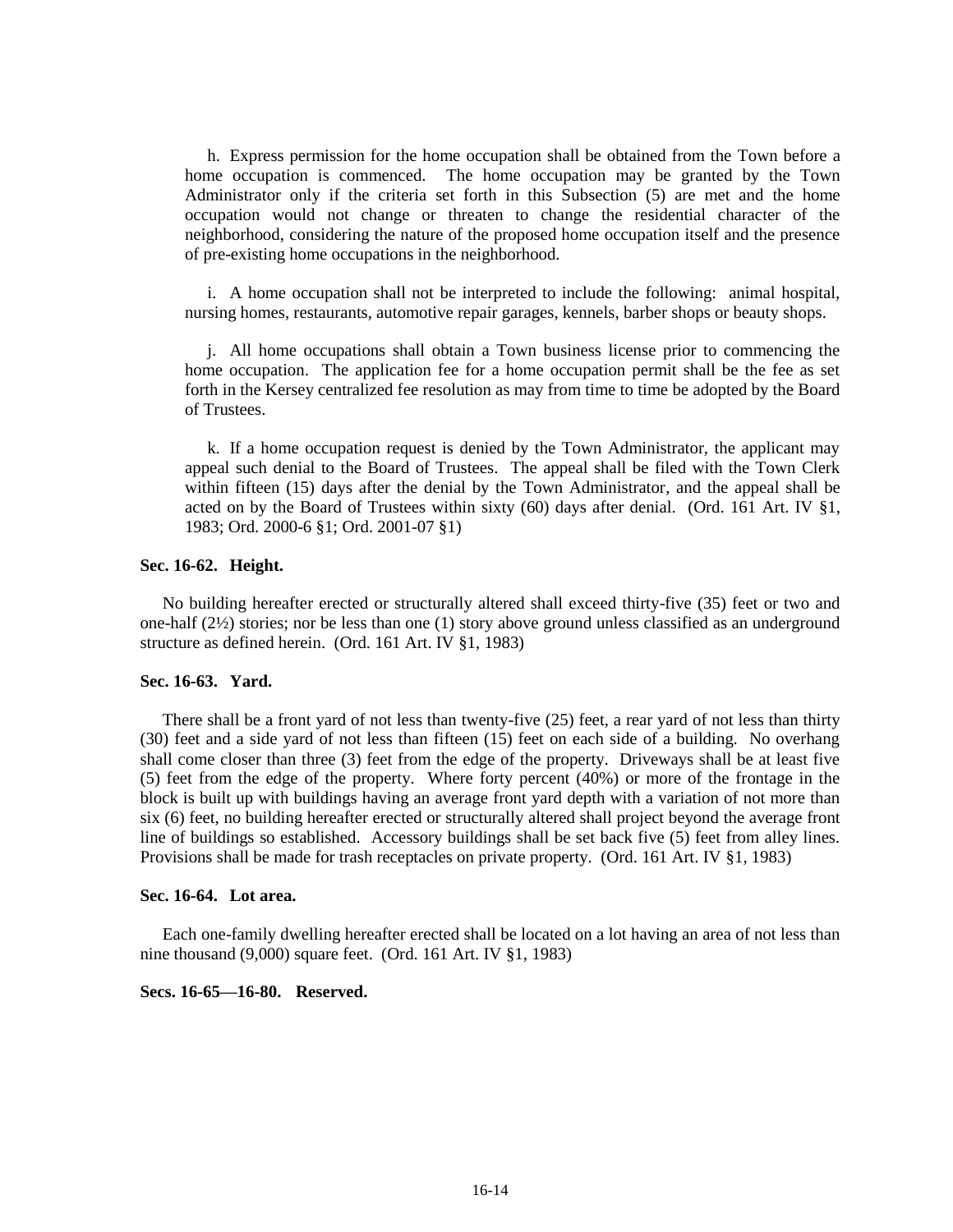h. Express permission for the home occupation shall be obtained from the Town before a home occupation is commenced. The home occupation may be granted by the Town Administrator only if the criteria set forth in this Subsection (5) are met and the home occupation would not change or threaten to change the residential character of the neighborhood, considering the nature of the proposed home occupation itself and the presence of pre-existing home occupations in the neighborhood.

i. A home occupation shall not be interpreted to include the following: animal hospital, nursing homes, restaurants, automotive repair garages, kennels, barber shops or beauty shops.

j. All home occupations shall obtain a Town business license prior to commencing the home occupation. The application fee for a home occupation permit shall be the fee as set forth in the Kersey centralized fee resolution as may from time to time be adopted by the Board of Trustees.

k. If a home occupation request is denied by the Town Administrator, the applicant may appeal such denial to the Board of Trustees. The appeal shall be filed with the Town Clerk within fifteen (15) days after the denial by the Town Administrator, and the appeal shall be acted on by the Board of Trustees within sixty (60) days after denial. (Ord. 161 Art. IV §1, 1983; Ord. 2000-6 §1; Ord. 2001-07 §1)

**Sec. 16-62. Height.**

No building hereafter erected or structurally altered shall exceed thirty-five (35) feet or two and one-half (2½) stories; nor be less than one (1) story above ground unless classified as an underground structure as defined herein. (Ord. 161 Art. IV §1, 1983)

**Sec. 16-63. Yard.**

There shall be a front yard of not less than twenty-five (25) feet, a rear yard of not less than thirty (30) feet and a side yard of not less than fifteen (15) feet on each side of a building. No overhang shall come closer than three (3) feet from the edge of the property. Driveways shall be at least five (5) feet from the edge of the property. Where forty percent (40%) or more of the frontage in the block is built up with buildings having an average front yard depth with a variation of not more than six (6) feet, no building hereafter erected or structurally altered shall project beyond the average front line of buildings so established. Accessory buildings shall be set back five (5) feet from alley lines. Provisions shall be made for trash receptacles on private property. (Ord. 161 Art. IV §1, 1983)

**Sec. 16-64. Lot area.**

Each one-family dwelling hereafter erected shall be located on a lot having an area of not less than nine thousand (9,000) square feet. (Ord. 161 Art. IV §1, 1983)

**Secs. 16-65—16-80. Reserved.**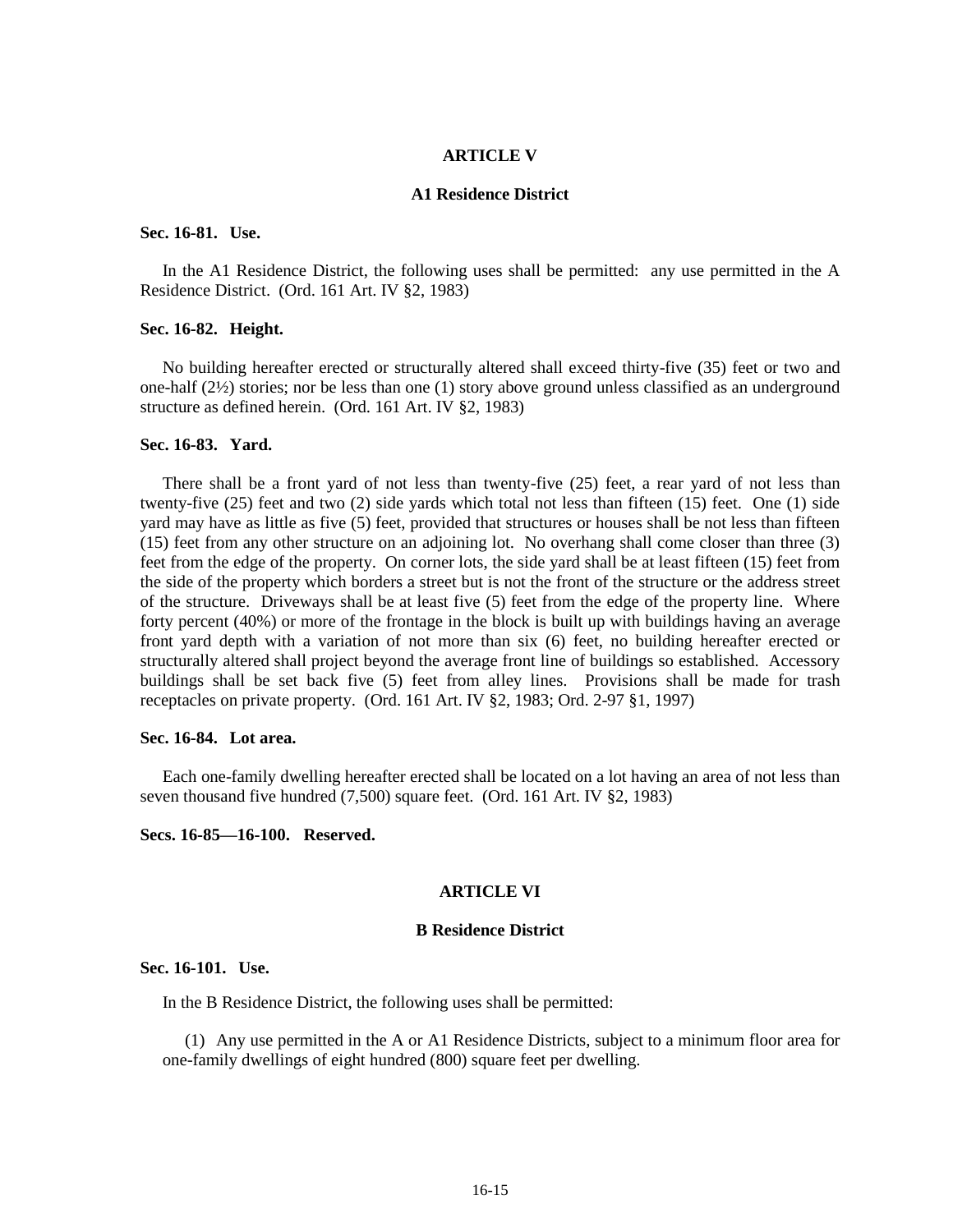## ARTICLE V

### A1 Residence District

**Sec. 16-81. Use.**

In the A1 Residence District, the following uses shall be permitted: any use permitted in the A Residence District. (Ord. 161 Art. IV §2, 1983)

**Sec. 16-82. Height.**

No building hereafter erected or structurally altered shall exceed thirty-five (35) feet or two and one-half (2½) stories; nor be less than one (1) story above ground unless classified as an underground structure as defined herein. (Ord. 161 Art. IV §2, 1983)

**Sec. 16-83. Yard.**

There shall be a front yard of not less than twenty-five (25) feet, a rear yard of not less than twenty-five (25) feet and two (2) side yards which total not less than fifteen (15) feet. One (1) side yard may have as little as five (5) feet, provided that structures or houses shall be not less than fifteen (15) feet from any other structure on an adjoining lot. No overhang shall come closer than three (3) feet from the edge of the property. On corner lots, the side yard shall be at least fifteen (15) feet from the side of the property which borders a street but is not the front of the structure or the address street of the structure. Driveways shall be at least five (5) feet from the edge of the property line. Where forty percent (40%) or more of the frontage in the block is built up with buildings having an average front yard depth with a variation of not more than six (6) feet, no building hereafter erected or structurally altered shall project beyond the average front line of buildings so established. Accessory buildings shall be set back five (5) feet from alley lines. Provisions shall be made for trash receptacles on private property. (Ord. 161 Art. IV §2, 1983; Ord. 2-97 §1, 1997)

**Sec. 16-84. Lot area.**

Each one-family dwelling hereafter erected shall be located on a lot having an area of not less than seven thousand five hundred (7,500) square feet. (Ord. 161 Art. IV §2, 1983)

**Secs. 16-85—16-100. Reserved.**

## ARTICLE VI

### B Residence District

**Sec. 16-101. Use.**

In the B Residence District, the following uses shall be permitted:

(1) Any use permitted in the A or A1 Residence Districts, subject to a minimum floor area for one-family dwellings of eight hundred (800) square feet per dwelling.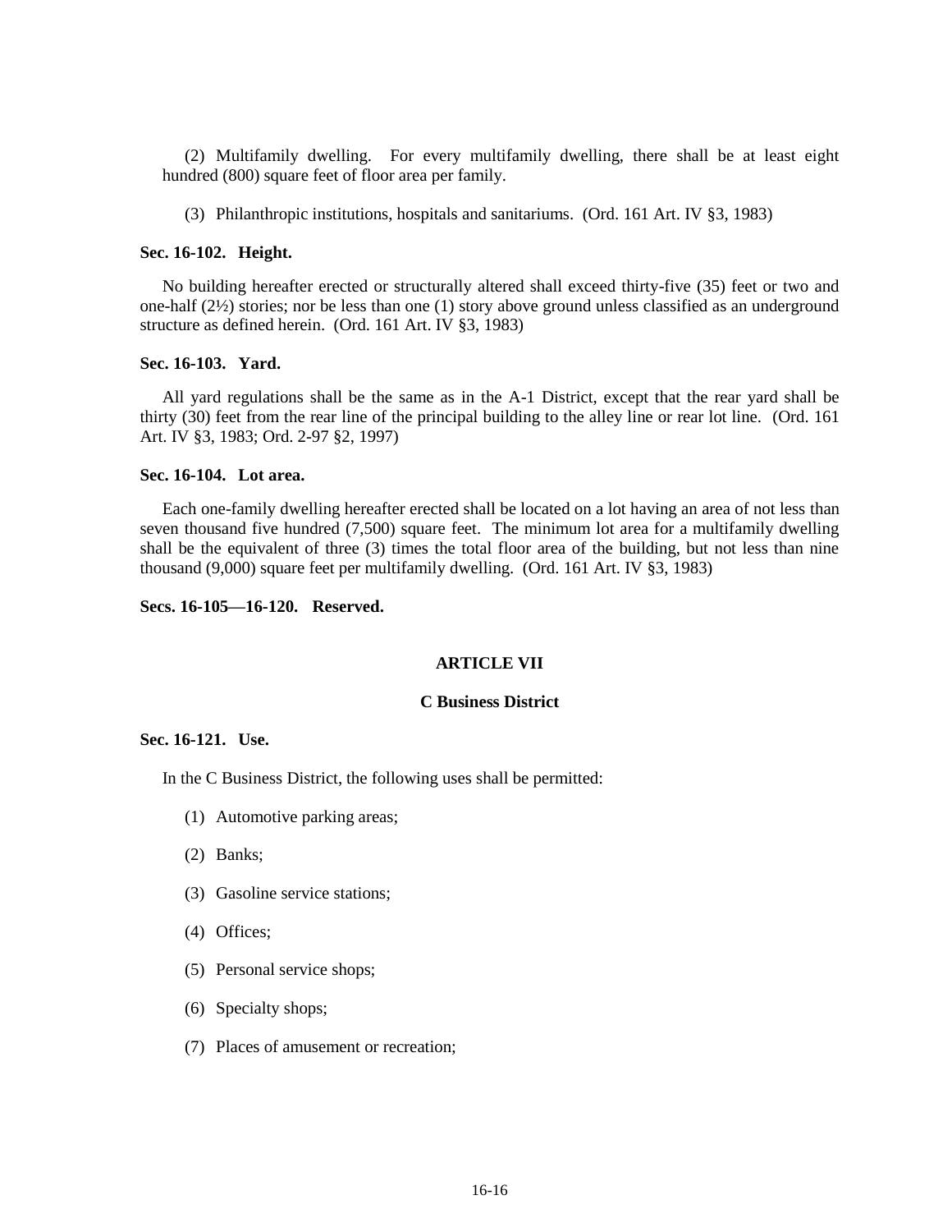(2) Multifamily dwelling. For every multifamily dwelling, there shall be at least eight hundred (800) square feet of floor area per family.

(3) Philanthropic institutions, hospitals and sanitariums. (Ord. 161 Art. IV §3, 1983)

**Sec. 16-102. Height.**

No building hereafter erected or structurally altered shall exceed thirty-five (35) feet or two and one-half (2½) stories; nor be less than one (1) story above ground unless classified as an underground structure as defined herein. (Ord. 161 Art. IV §3, 1983)

**Sec. 16-103. Yard.**

All yard regulations shall be the same as in the A-1 District, except that the rear yard shall be thirty (30) feet from the rear line of the principal building to the alley line or rear lot line. (Ord. 161 Art. IV §3, 1983; Ord. 2-97 §2, 1997)

**Sec. 16-104. Lot area.**

Each one-family dwelling hereafter erected shall be located on a lot having an area of not less than seven thousand five hundred (7,500) square feet. The minimum lot area for a multifamily dwelling shall be the equivalent of three (3) times the total floor area of the building, but not less than nine thousand (9,000) square feet per multifamily dwelling. (Ord. 161 Art. IV §3, 1983)

**Secs. 16-105—16-120. Reserved.**

## ARTICLE VII

## C Business District

**Sec. 16-121. Use.**

In the C Business District, the following uses shall be permitted:

(1) Automotive parking areas;

(2) Banks;

(3) Gasoline service stations;

(4) Offices;

(5) Personal service shops;

(6) Specialty shops;

(7) Places of amusement or recreation;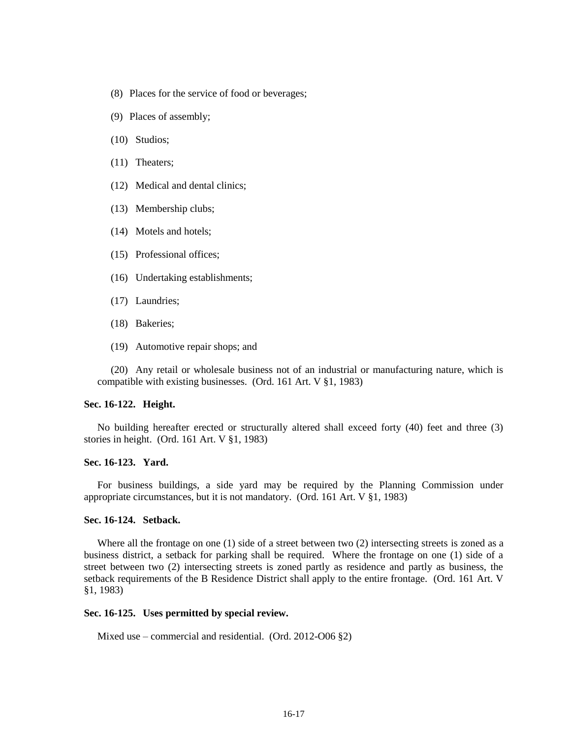(8) Places for the service of food or beverages;

(9) Places of assembly;

(10) Studios;

(11) Theaters;

(12) Medical and dental clinics;

(13) Membership clubs;

(14) Motels and hotels;

(15) Professional offices;

(16) Undertaking establishments;

(17) Laundries;

(18) Bakeries;

(19) Automotive repair shops; and

(20) Any retail or wholesale business not of an industrial or manufacturing nature, which is compatible with existing businesses. (Ord. 161 Art. V §1, 1983)

**Sec. 16-122. Height.**

No building hereafter erected or structurally altered shall exceed forty (40) feet and three (3) stories in height. (Ord. 161 Art. V §1, 1983)

**Sec. 16-123. Yard.**

For business buildings, a side yard may be required by the Planning Commission under appropriate circumstances, but it is not mandatory. (Ord. 161 Art. V §1, 1983)

**Sec. 16-124. Setback.**

Where all the frontage on one (1) side of a street between two (2) intersecting streets is zoned as a business district, a setback for parking shall be required. Where the frontage on one (1) side of a street between two (2) intersecting streets is zoned partly as residence and partly as business, the setback requirements of the B Residence District shall apply to the entire frontage. (Ord. 161 Art. V §1, 1983)

**Sec. 16-125. Uses permitted by special review.**

Mixed use – commercial and residential. (Ord. 2012-O06 §2)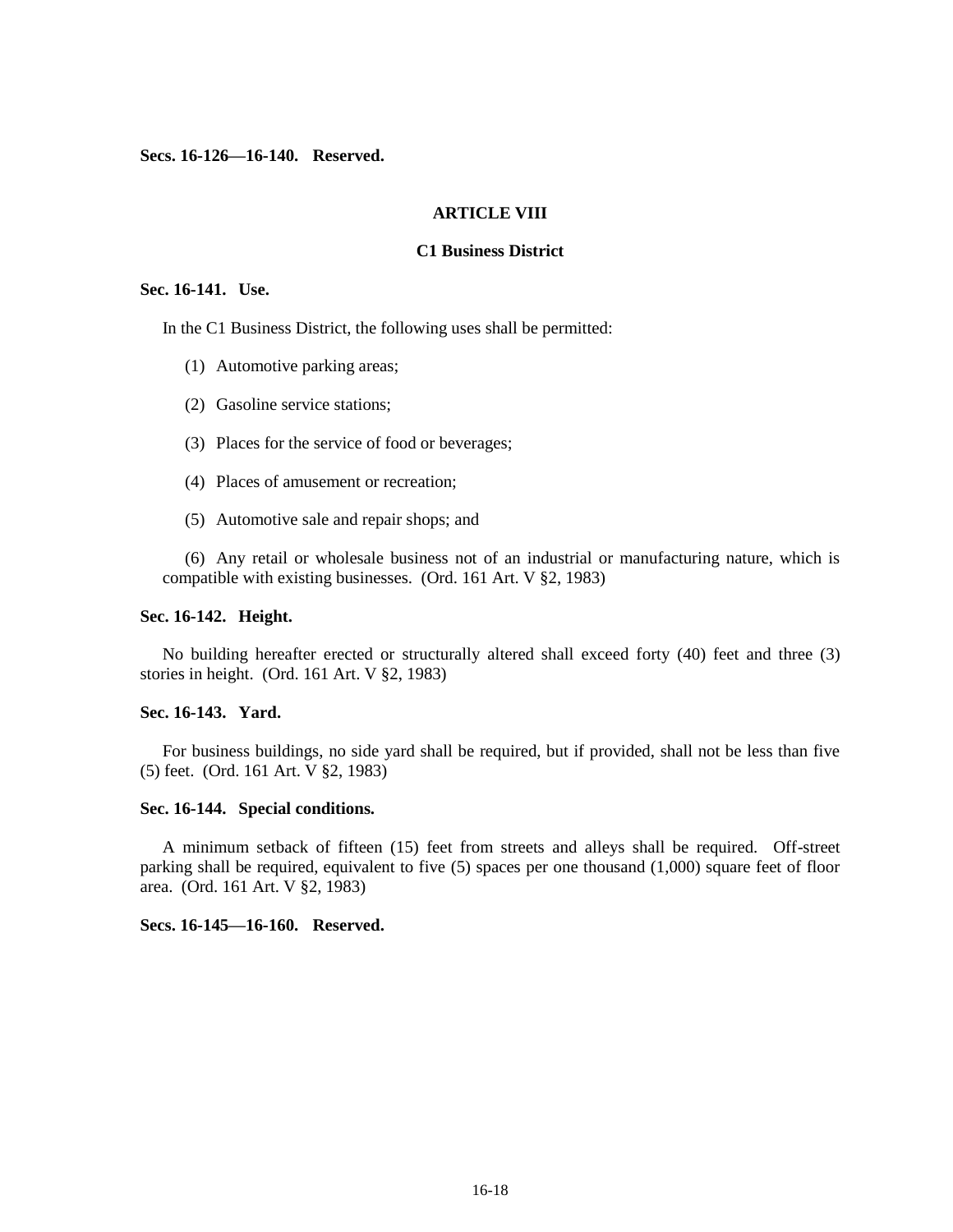**Secs. 16-126—16-140. Reserved.**

## ARTICLE VIII

## C1 Business District

**Sec. 16-141. Use.**

In the C1 Business District, the following uses shall be permitted:

(1) Automotive parking areas;

(2) Gasoline service stations;

(3) Places for the service of food or beverages;

(4) Places of amusement or recreation;

(5) Automotive sale and repair shops; and

(6) Any retail or wholesale business not of an industrial or manufacturing nature, which is compatible with existing businesses. (Ord. 161 Art. V §2, 1983)

**Sec. 16-142. Height.**

No building hereafter erected or structurally altered shall exceed forty (40) feet and three (3) stories in height. (Ord. 161 Art. V §2, 1983)

**Sec. 16-143. Yard.**

For business buildings, no side yard shall be required, but if provided, shall not be less than five (5) feet. (Ord. 161 Art. V §2, 1983)

**Sec. 16-144. Special conditions.**

A minimum setback of fifteen (15) feet from streets and alleys shall be required. Off-street parking shall be required, equivalent to five (5) spaces per one thousand (1,000) square feet of floor area. (Ord. 161 Art. V §2, 1983)

**Secs. 16-145—16-160. Reserved.**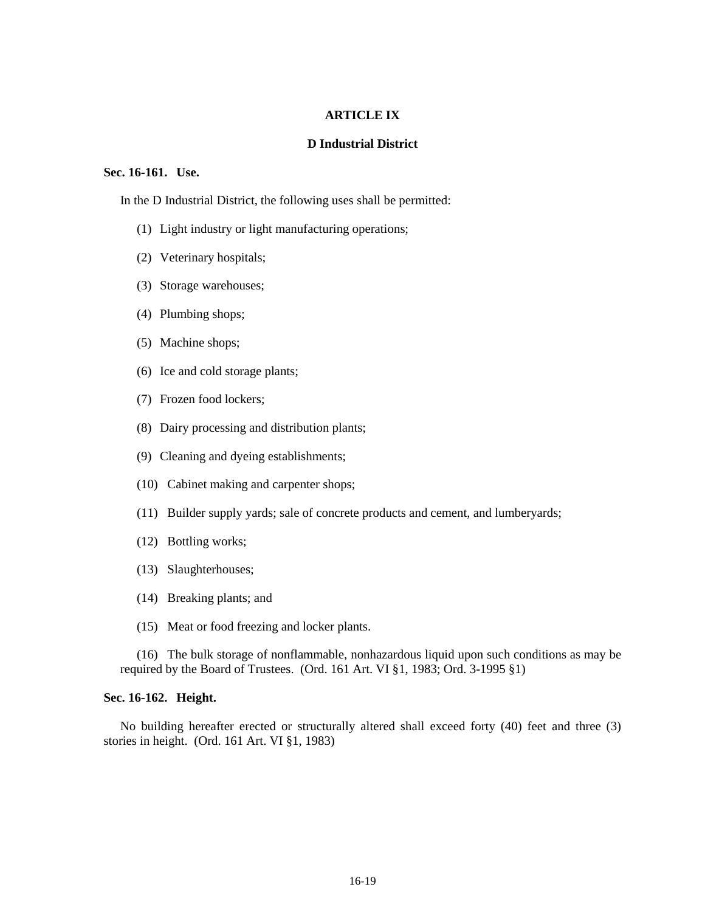# ARTICLE IX

## D Industrial District

### Sec. 16-161. Use.

In the D Industrial District, the following uses shall be permitted:

(1) Light industry or light manufacturing operations;

(2) Veterinary hospitals;

(3) Storage warehouses;

(4) Plumbing shops;

(5) Machine shops;

(6) Ice and cold storage plants;

(7) Frozen food lockers;

(8) Dairy processing and distribution plants;

(9) Cleaning and dyeing establishments;

(10) Cabinet making and carpenter shops;

(11) Builder supply yards; sale of concrete products and cement, and lumberyards;

(12) Bottling works;

(13) Slaughterhouses;

(14) Breaking plants; and

(15) Meat or food freezing and locker plants.

(16) The bulk storage of nonflammable, nonhazardous liquid upon such conditions as may be required by the Board of Trustees. (Ord. 161 Art. VI §1, 1983; Ord. 3-1995 §1)

### Sec. 16-162. Height.

No building hereafter erected or structurally altered shall exceed forty (40) feet and three (3) stories in height. (Ord. 161 Art. VI §1, 1983)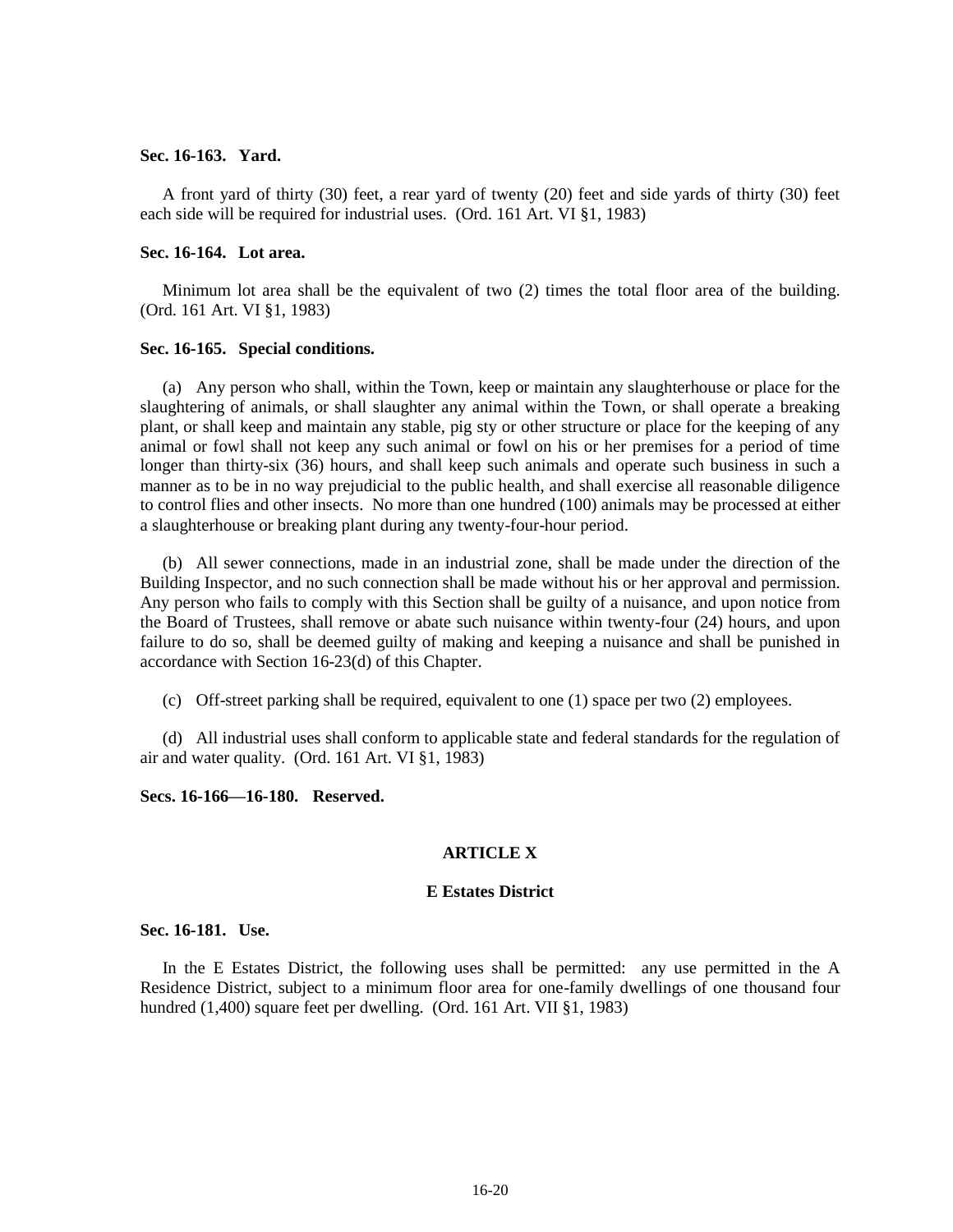**Sec. 16-163. Yard.**

A front yard of thirty (30) feet, a rear yard of twenty (20) feet and side yards of thirty (30) feet each side will be required for industrial uses. (Ord. 161 Art. VI §1, 1983)

**Sec. 16-164. Lot area.**

Minimum lot area shall be the equivalent of two (2) times the total floor area of the building. (Ord. 161 Art. VI §1, 1983)

**Sec. 16-165. Special conditions.**

(a) Any person who shall, within the Town, keep or maintain any slaughterhouse or place for the slaughtering of animals, or shall slaughter any animal within the Town, or shall operate a breaking plant, or shall keep and maintain any stable, pig sty or other structure or place for the keeping of any animal or fowl shall not keep any such animal or fowl on his or her premises for a period of time longer than thirty-six (36) hours, and shall keep such animals and operate such business in such a manner as to be in no way prejudicial to the public health, and shall exercise all reasonable diligence to control flies and other insects. No more than one hundred (100) animals may be processed at either a slaughterhouse or breaking plant during any twenty-four-hour period.

(b) All sewer connections, made in an industrial zone, shall be made under the direction of the Building Inspector, and no such connection shall be made without his or her approval and permission. Any person who fails to comply with this Section shall be guilty of a nuisance, and upon notice from the Board of Trustees, shall remove or abate such nuisance within twenty-four (24) hours, and upon failure to do so, shall be deemed guilty of making and keeping a nuisance and shall be punished in accordance with Section 16-23(d) of this Chapter.

(c) Off-street parking shall be required, equivalent to one (1) space per two (2) employees.

(d) All industrial uses shall conform to applicable state and federal standards for the regulation of air and water quality. (Ord. 161 Art. VI §1, 1983)

**Secs. 16-166—16-180. Reserved.**

## ARTICLE X

## E Estates District

**Sec. 16-181. Use.**

In the E Estates District, the following uses shall be permitted: any use permitted in the A Residence District, subject to a minimum floor area for one-family dwellings of one thousand four hundred (1,400) square feet per dwelling. (Ord. 161 Art. VII §1, 1983)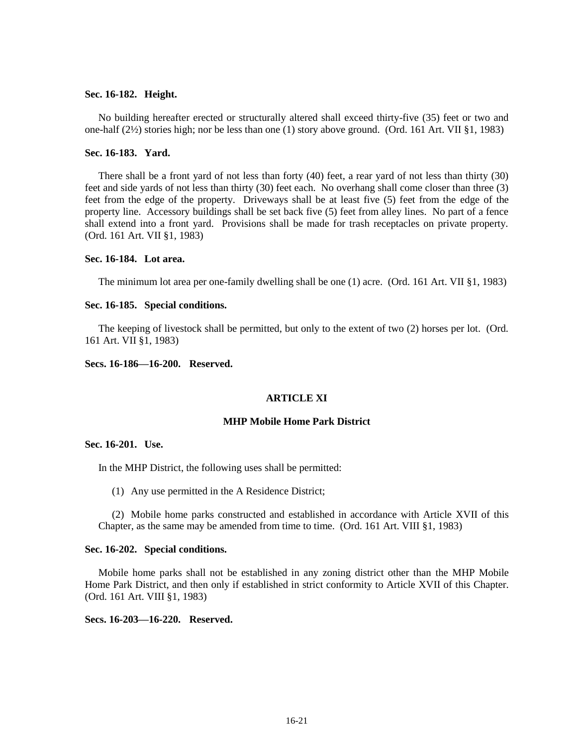**Sec. 16-182. Height.**

No building hereafter erected or structurally altered shall exceed thirty-five (35) feet or two and one-half (2½) stories high; nor be less than one (1) story above ground. (Ord. 161 Art. VII §1, 1983)

**Sec. 16-183. Yard.**

There shall be a front yard of not less than forty (40) feet, a rear yard of not less than thirty (30) feet and side yards of not less than thirty (30) feet each. No overhang shall come closer than three (3) feet from the edge of the property. Driveways shall be at least five (5) feet from the edge of the property line. Accessory buildings shall be set back five (5) feet from alley lines. No part of a fence shall extend into a front yard. Provisions shall be made for trash receptacles on private property. (Ord. 161 Art. VII §1, 1983)

**Sec. 16-184. Lot area.**

The minimum lot area per one-family dwelling shall be one (1) acre. (Ord. 161 Art. VII §1, 1983)

**Sec. 16-185. Special conditions.**

The keeping of livestock shall be permitted, but only to the extent of two (2) horses per lot. (Ord. 161 Art. VII §1, 1983)

**Secs. 16-186—16-200. Reserved.**

## ARTICLE XI

## MHP Mobile Home Park District

**Sec. 16-201. Use.**

In the MHP District, the following uses shall be permitted:

(1) Any use permitted in the A Residence District;

(2) Mobile home parks constructed and established in accordance with Article XVII of this Chapter, as the same may be amended from time to time. (Ord. 161 Art. VIII §1, 1983)

**Sec. 16-202. Special conditions.**

Mobile home parks shall not be established in any zoning district other than the MHP Mobile Home Park District, and then only if established in strict conformity to Article XVII of this Chapter. (Ord. 161 Art. VIII §1, 1983)

**Secs. 16-203—16-220. Reserved.**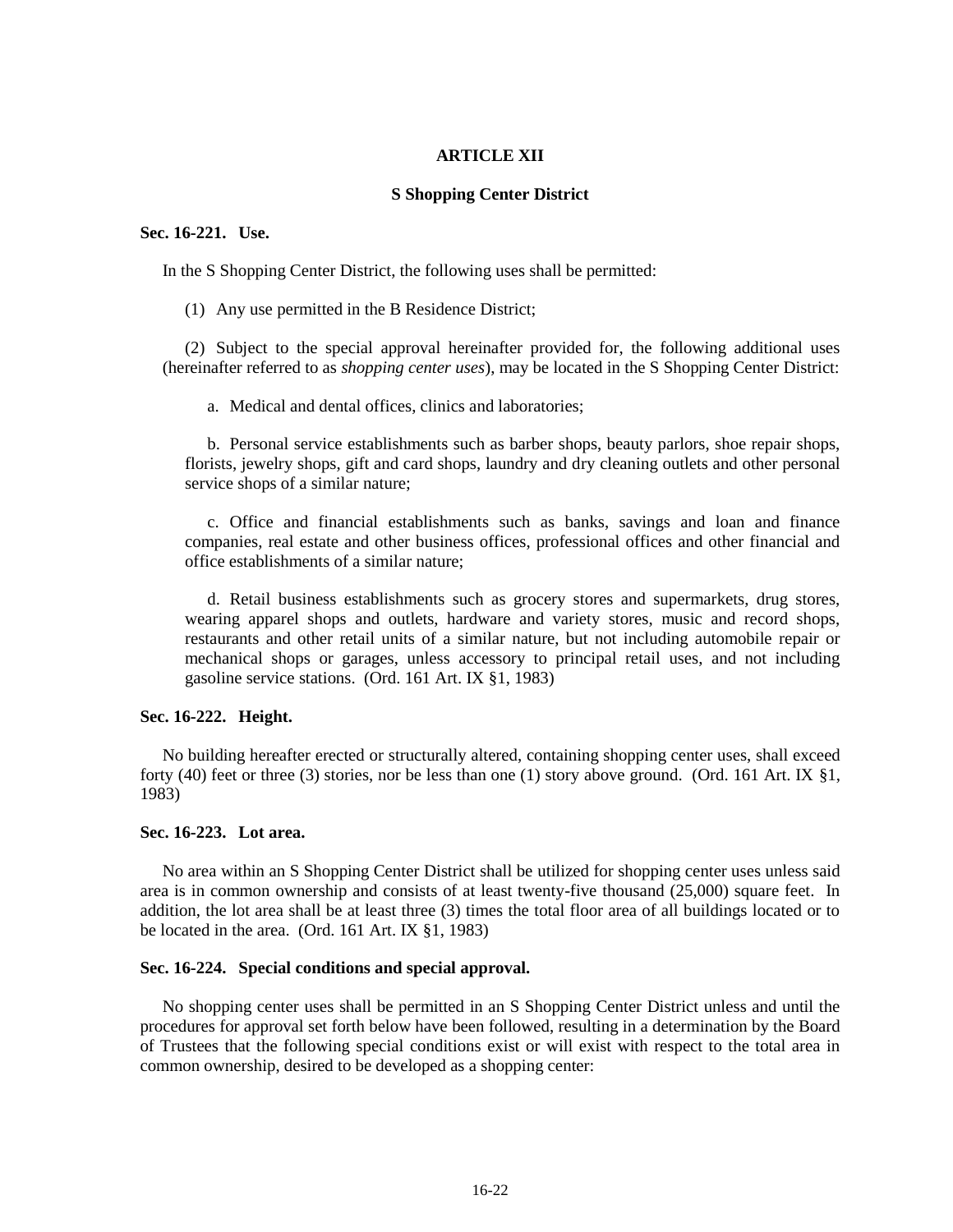## ARTICLE XII

### S Shopping Center District

**Sec. 16-221. Use.**

In the S Shopping Center District, the following uses shall be permitted:

(1) Any use permitted in the B Residence District;

(2) Subject to the special approval hereinafter provided for, the following additional uses (hereinafter referred to as *shopping center uses*), may be located in the S Shopping Center District:

a. Medical and dental offices, clinics and laboratories;

b. Personal service establishments such as barber shops, beauty parlors, shoe repair shops, florists, jewelry shops, gift and card shops, laundry and dry cleaning outlets and other personal service shops of a similar nature;

c. Office and financial establishments such as banks, savings and loan and finance companies, real estate and other business offices, professional offices and other financial and office establishments of a similar nature;

d. Retail business establishments such as grocery stores and supermarkets, drug stores, wearing apparel shops and outlets, hardware and variety stores, music and record shops, restaurants and other retail units of a similar nature, but not including automobile repair or mechanical shops or garages, unless accessory to principal retail uses, and not including gasoline service stations. (Ord. 161 Art. IX §1, 1983)

**Sec. 16-222. Height.**

No building hereafter erected or structurally altered, containing shopping center uses, shall exceed forty (40) feet or three (3) stories, nor be less than one (1) story above ground. (Ord. 161 Art. IX §1, 1983)

**Sec. 16-223. Lot area.**

No area within an S Shopping Center District shall be utilized for shopping center uses unless said area is in common ownership and consists of at least twenty-five thousand (25,000) square feet. In addition, the lot area shall be at least three (3) times the total floor area of all buildings located or to be located in the area. (Ord. 161 Art. IX §1, 1983)

**Sec. 16-224. Special conditions and special approval.**

No shopping center uses shall be permitted in an S Shopping Center District unless and until the procedures for approval set forth below have been followed, resulting in a determination by the Board of Trustees that the following special conditions exist or will exist with respect to the total area in common ownership, desired to be developed as a shopping center: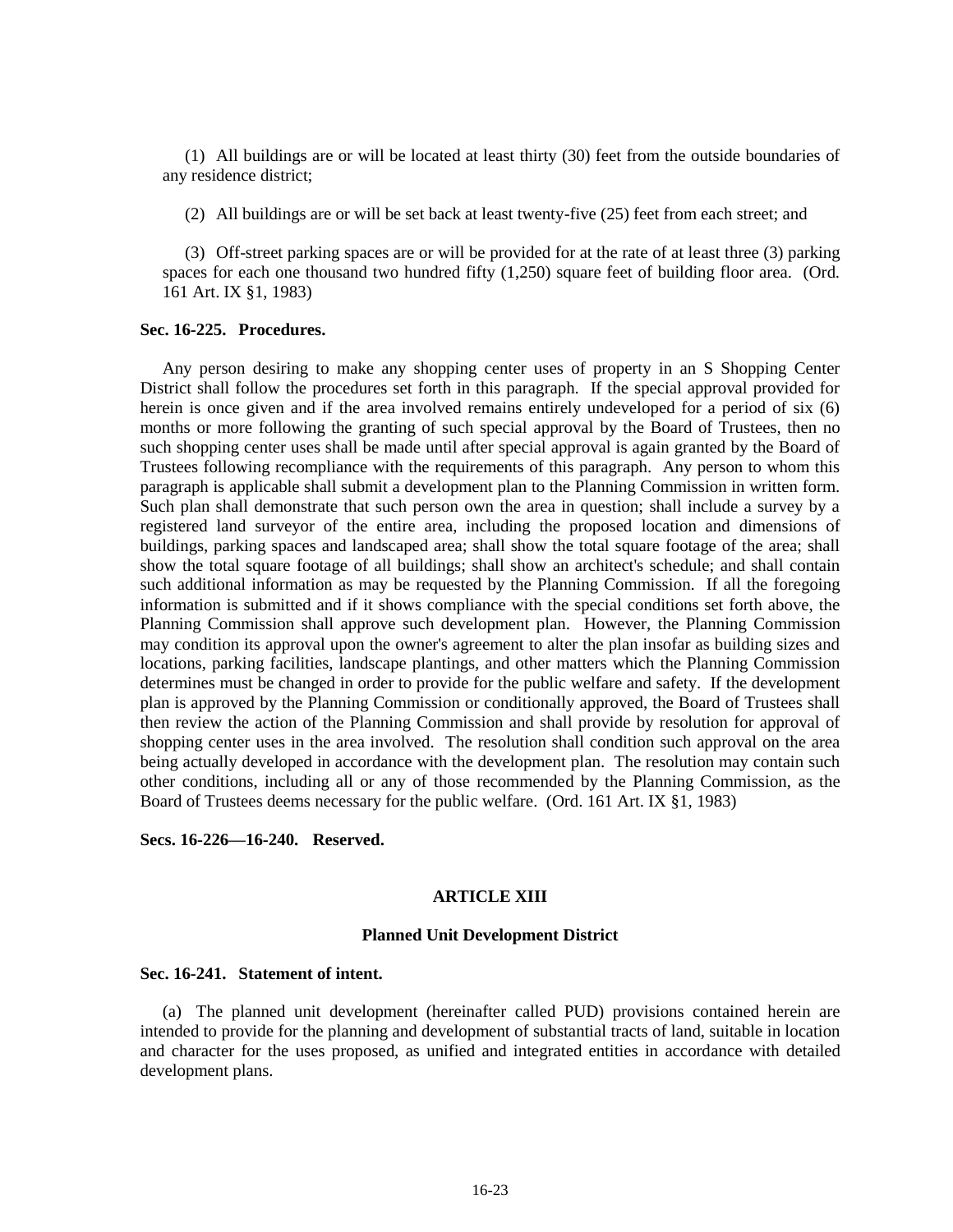(1) All buildings are or will be located at least thirty (30) feet from the outside boundaries of any residence district;

(2) All buildings are or will be set back at least twenty-five (25) feet from each street; and

(3) Off-street parking spaces are or will be provided for at the rate of at least three (3) parking spaces for each one thousand two hundred fifty (1,250) square feet of building floor area. (Ord. 161 Art. IX §1, 1983)

**Sec. 16-225. Procedures.**

Any person desiring to make any shopping center uses of property in an S Shopping Center District shall follow the procedures set forth in this paragraph. If the special approval provided for herein is once given and if the area involved remains entirely undeveloped for a period of six (6) months or more following the granting of such special approval by the Board of Trustees, then no such shopping center uses shall be made until after special approval is again granted by the Board of Trustees following recompliance with the requirements of this paragraph. Any person to whom this paragraph is applicable shall submit a development plan to the Planning Commission in written form. Such plan shall demonstrate that such person own the area in question; shall include a survey by a registered land surveyor of the entire area, including the proposed location and dimensions of buildings, parking spaces and landscaped area; shall show the total square footage of the area; shall show the total square footage of all buildings; shall show an architect's schedule; and shall contain such additional information as may be requested by the Planning Commission. If all the foregoing information is submitted and if it shows compliance with the special conditions set forth above, the Planning Commission shall approve such development plan. However, the Planning Commission may condition its approval upon the owner's agreement to alter the plan insofar as building sizes and locations, parking facilities, landscape plantings, and other matters which the Planning Commission determines must be changed in order to provide for the public welfare and safety. If the development plan is approved by the Planning Commission or conditionally approved, the Board of Trustees shall then review the action of the Planning Commission and shall provide by resolution for approval of shopping center uses in the area involved. The resolution shall condition such approval on the area being actually developed in accordance with the development plan. The resolution may contain such other conditions, including all or any of those recommended by the Planning Commission, as the Board of Trustees deems necessary for the public welfare. (Ord. 161 Art. IX §1, 1983)

**Secs. 16-226—16-240. Reserved.**

## ARTICLE XIII

### Planned Unit Development District

**Sec. 16-241. Statement of intent.**

(a) The planned unit development (hereinafter called PUD) provisions contained herein are intended to provide for the planning and development of substantial tracts of land, suitable in location and character for the uses proposed, as unified and integrated entities in accordance with detailed development plans.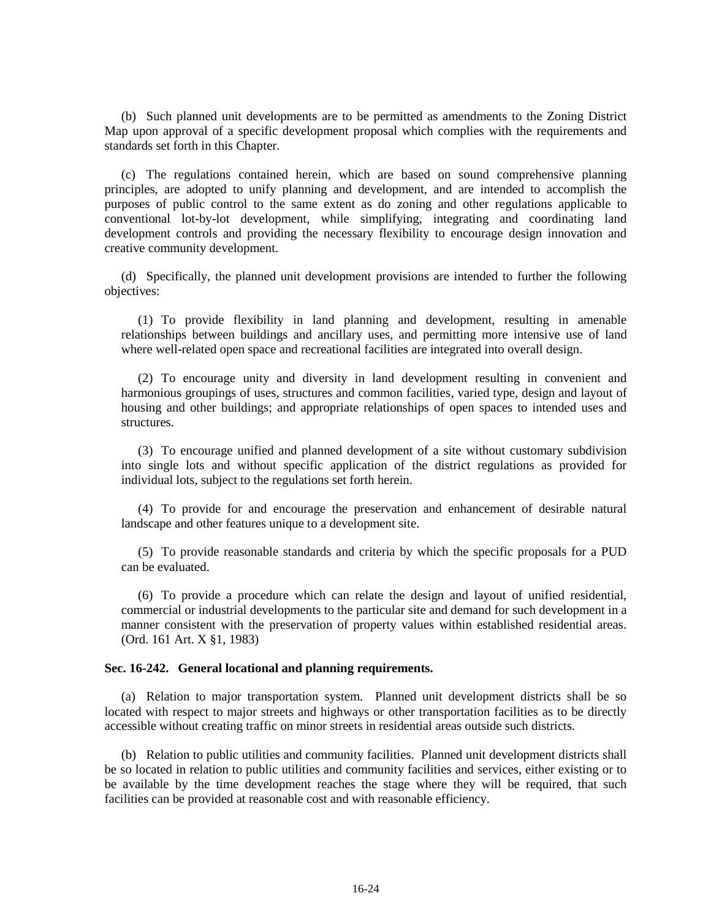(b) Such planned unit developments are to be permitted as amendments to the Zoning District Map upon approval of a specific development proposal which complies with the requirements and standards set forth in this Chapter.

(c) The regulations contained herein, which are based on sound comprehensive planning principles, are adopted to unify planning and development, and are intended to accomplish the purposes of public control to the same extent as do zoning and other regulations applicable to conventional lot-by-lot development, while simplifying, integrating and coordinating land development controls and providing the necessary flexibility to encourage design innovation and creative community development.

(d) Specifically, the planned unit development provisions are intended to further the following objectives:

(1) To provide flexibility in land planning and development, resulting in amenable relationships between buildings and ancillary uses, and permitting more intensive use of land where well-related open space and recreational facilities are integrated into overall design.

(2) To encourage unity and diversity in land development resulting in convenient and harmonious groupings of uses, structures and common facilities, varied type, design and layout of housing and other buildings; and appropriate relationships of open spaces to intended uses and structures.

(3) To encourage unified and planned development of a site without customary subdivision into single lots and without specific application of the district regulations as provided for individual lots, subject to the regulations set forth herein.

(4) To provide for and encourage the preservation and enhancement of desirable natural landscape and other features unique to a development site.

(5) To provide reasonable standards and criteria by which the specific proposals for a PUD can be evaluated.

(6) To provide a procedure which can relate the design and layout of unified residential, commercial or industrial developments to the particular site and demand for such development in a manner consistent with the preservation of property values within established residential areas. (Ord. 161 Art. X §1, 1983)

**Sec. 16-242. General locational and planning requirements.**

(a) Relation to major transportation system. Planned unit development districts shall be so located with respect to major streets and highways or other transportation facilities as to be directly accessible without creating traffic on minor streets in residential areas outside such districts.

(b) Relation to public utilities and community facilities. Planned unit development districts shall be so located in relation to public utilities and community facilities and services, either existing or to be available by the time development reaches the stage where they will be required, that such facilities can be provided at reasonable cost and with reasonable efficiency.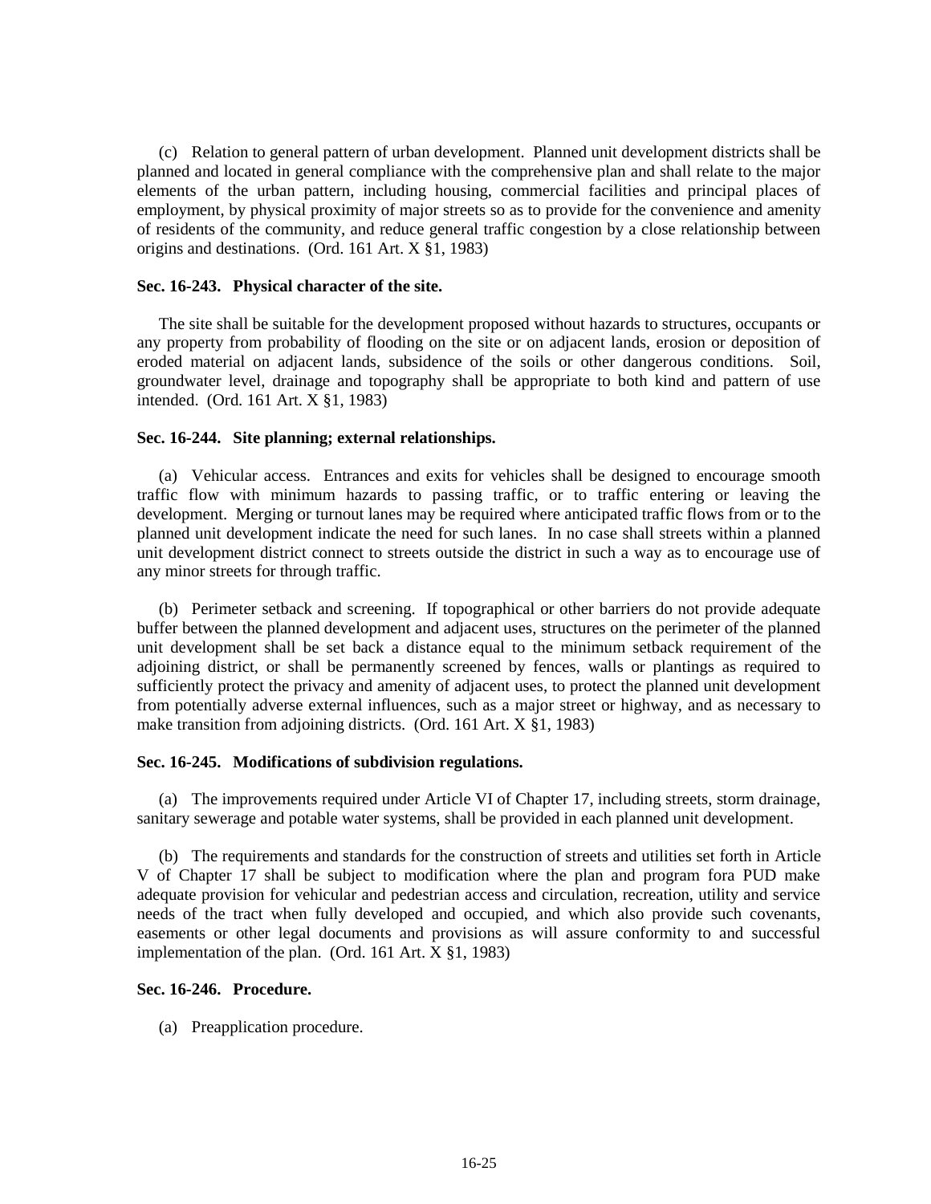(c) Relation to general pattern of urban development. Planned unit development districts shall be planned and located in general compliance with the comprehensive plan and shall relate to the major elements of the urban pattern, including housing, commercial facilities and principal places of employment, by physical proximity of major streets so as to provide for the convenience and amenity of residents of the community, and reduce general traffic congestion by a close relationship between origins and destinations. (Ord. 161 Art. X §1, 1983)

**Sec. 16-243. Physical character of the site.**

The site shall be suitable for the development proposed without hazards to structures, occupants or any property from probability of flooding on the site or on adjacent lands, erosion or deposition of eroded material on adjacent lands, subsidence of the soils or other dangerous conditions. Soil, groundwater level, drainage and topography shall be appropriate to both kind and pattern of use intended. (Ord. 161 Art. X §1, 1983)

**Sec. 16-244. Site planning; external relationships.**

(a) Vehicular access. Entrances and exits for vehicles shall be designed to encourage smooth traffic flow with minimum hazards to passing traffic, or to traffic entering or leaving the development. Merging or turnout lanes may be required where anticipated traffic flows from or to the planned unit development indicate the need for such lanes. In no case shall streets within a planned unit development district connect to streets outside the district in such a way as to encourage use of any minor streets for through traffic.

(b) Perimeter setback and screening. If topographical or other barriers do not provide adequate buffer between the planned development and adjacent uses, structures on the perimeter of the planned unit development shall be set back a distance equal to the minimum setback requirement of the adjoining district, or shall be permanently screened by fences, walls or plantings as required to sufficiently protect the privacy and amenity of adjacent uses, to protect the planned unit development from potentially adverse external influences, such as a major street or highway, and as necessary to make transition from adjoining districts. (Ord. 161 Art. X §1, 1983)

**Sec. 16-245. Modifications of subdivision regulations.**

(a) The improvements required under Article VI of Chapter 17, including streets, storm drainage, sanitary sewerage and potable water systems, shall be provided in each planned unit development.

(b) The requirements and standards for the construction of streets and utilities set forth in Article V of Chapter 17 shall be subject to modification where the plan and program fora PUD make adequate provision for vehicular and pedestrian access and circulation, recreation, utility and service needs of the tract when fully developed and occupied, and which also provide such covenants, easements or other legal documents and provisions as will assure conformity to and successful implementation of the plan. (Ord. 161 Art. X §1, 1983)

**Sec. 16-246. Procedure.**

(a) Preapplication procedure.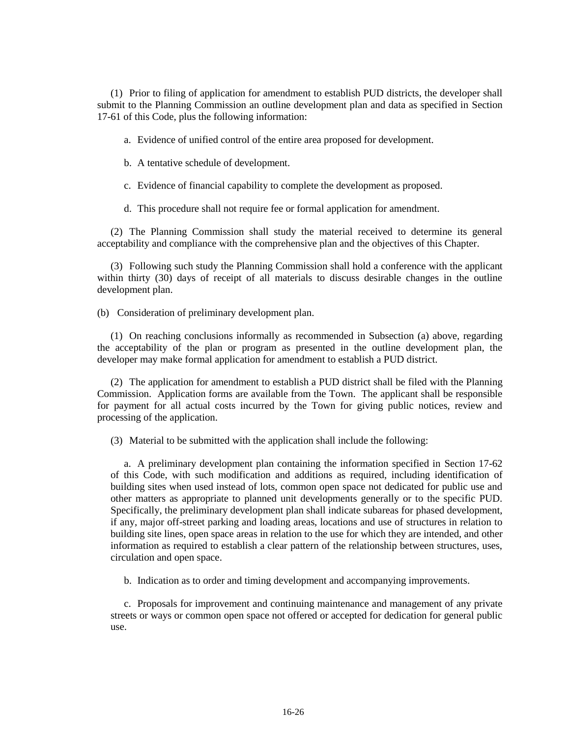(1) Prior to filing of application for amendment to establish PUD districts, the developer shall submit to the Planning Commission an outline development plan and data as specified in Section 17-61 of this Code, plus the following information:

a. Evidence of unified control of the entire area proposed for development.

b. A tentative schedule of development.

c. Evidence of financial capability to complete the development as proposed.

d. This procedure shall not require fee or formal application for amendment.

(2) The Planning Commission shall study the material received to determine its general acceptability and compliance with the comprehensive plan and the objectives of this Chapter.

(3) Following such study the Planning Commission shall hold a conference with the applicant within thirty (30) days of receipt of all materials to discuss desirable changes in the outline development plan.

(b) Consideration of preliminary development plan.

(1) On reaching conclusions informally as recommended in Subsection (a) above, regarding the acceptability of the plan or program as presented in the outline development plan, the developer may make formal application for amendment to establish a PUD district.

(2) The application for amendment to establish a PUD district shall be filed with the Planning Commission. Application forms are available from the Town. The applicant shall be responsible for payment for all actual costs incurred by the Town for giving public notices, review and processing of the application.

(3) Material to be submitted with the application shall include the following:

a. A preliminary development plan containing the information specified in Section 17-62 of this Code, with such modification and additions as required, including identification of building sites when used instead of lots, common open space not dedicated for public use and other matters as appropriate to planned unit developments generally or to the specific PUD. Specifically, the preliminary development plan shall indicate subareas for phased development, if any, major off-street parking and loading areas, locations and use of structures in relation to building site lines, open space areas in relation to the use for which they are intended, and other information as required to establish a clear pattern of the relationship between structures, uses, circulation and open space.

b. Indication as to order and timing development and accompanying improvements.

c. Proposals for improvement and continuing maintenance and management of any private streets or ways or common open space not offered or accepted for dedication for general public use.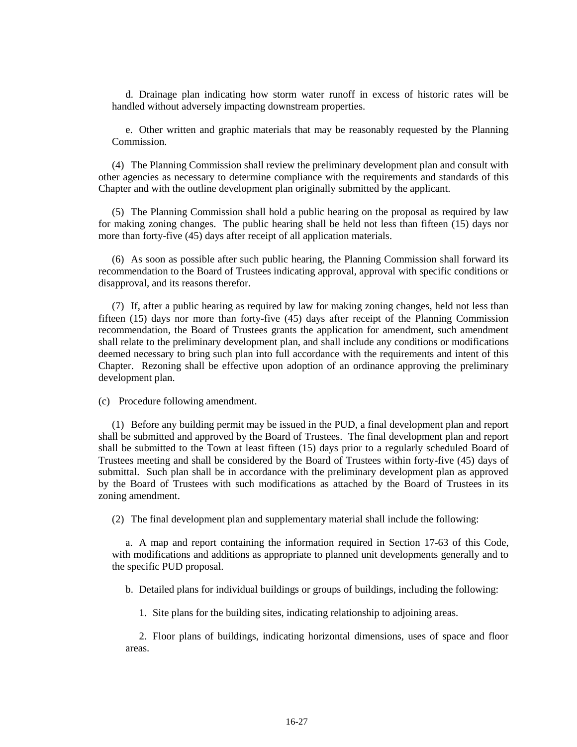d. Drainage plan indicating how storm water runoff in excess of historic rates will be handled without adversely impacting downstream properties.

e. Other written and graphic materials that may be reasonably requested by the Planning Commission.

(4) The Planning Commission shall review the preliminary development plan and consult with other agencies as necessary to determine compliance with the requirements and standards of this Chapter and with the outline development plan originally submitted by the applicant.

(5) The Planning Commission shall hold a public hearing on the proposal as required by law for making zoning changes. The public hearing shall be held not less than fifteen (15) days nor more than forty-five (45) days after receipt of all application materials.

(6) As soon as possible after such public hearing, the Planning Commission shall forward its recommendation to the Board of Trustees indicating approval, approval with specific conditions or disapproval, and its reasons therefor.

(7) If, after a public hearing as required by law for making zoning changes, held not less than fifteen (15) days nor more than forty-five (45) days after receipt of the Planning Commission recommendation, the Board of Trustees grants the application for amendment, such amendment shall relate to the preliminary development plan, and shall include any conditions or modifications deemed necessary to bring such plan into full accordance with the requirements and intent of this Chapter. Rezoning shall be effective upon adoption of an ordinance approving the preliminary development plan.

(c) Procedure following amendment.

(1) Before any building permit may be issued in the PUD, a final development plan and report shall be submitted and approved by the Board of Trustees. The final development plan and report shall be submitted to the Town at least fifteen (15) days prior to a regularly scheduled Board of Trustees meeting and shall be considered by the Board of Trustees within forty-five (45) days of submittal. Such plan shall be in accordance with the preliminary development plan as approved by the Board of Trustees with such modifications as attached by the Board of Trustees in its zoning amendment.

(2) The final development plan and supplementary material shall include the following:

a. A map and report containing the information required in Section 17-63 of this Code, with modifications and additions as appropriate to planned unit developments generally and to the specific PUD proposal.

b. Detailed plans for individual buildings or groups of buildings, including the following:

1. Site plans for the building sites, indicating relationship to adjoining areas.

2. Floor plans of buildings, indicating horizontal dimensions, uses of space and floor areas.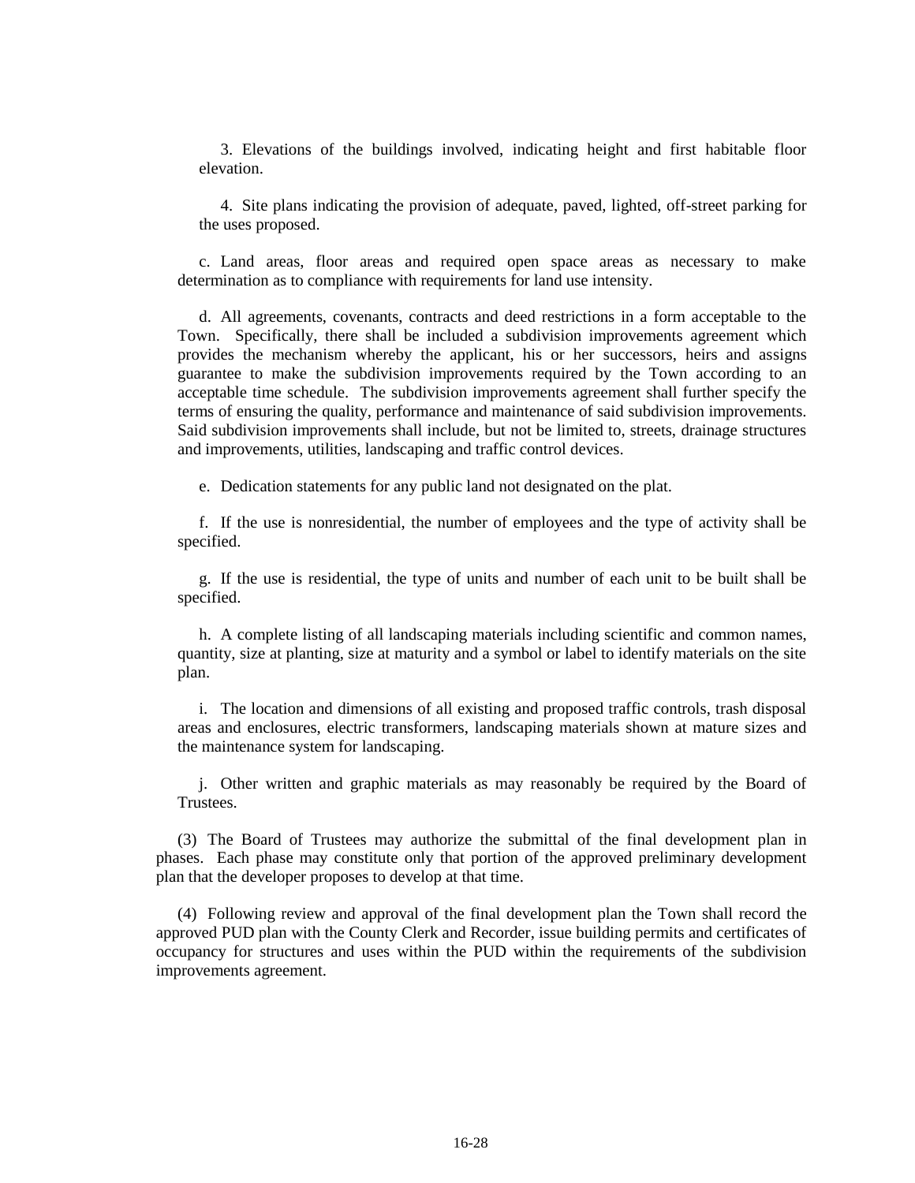3. Elevations of the buildings involved, indicating height and first habitable floor elevation.

4. Site plans indicating the provision of adequate, paved, lighted, off-street parking for the uses proposed.

c. Land areas, floor areas and required open space areas as necessary to make determination as to compliance with requirements for land use intensity.

d. All agreements, covenants, contracts and deed restrictions in a form acceptable to the Town. Specifically, there shall be included a subdivision improvements agreement which provides the mechanism whereby the applicant, his or her successors, heirs and assigns guarantee to make the subdivision improvements required by the Town according to an acceptable time schedule. The subdivision improvements agreement shall further specify the terms of ensuring the quality, performance and maintenance of said subdivision improvements. Said subdivision improvements shall include, but not be limited to, streets, drainage structures and improvements, utilities, landscaping and traffic control devices.

e. Dedication statements for any public land not designated on the plat.

f. If the use is nonresidential, the number of employees and the type of activity shall be specified.

g. If the use is residential, the type of units and number of each unit to be built shall be specified.

h. A complete listing of all landscaping materials including scientific and common names, quantity, size at planting, size at maturity and a symbol or label to identify materials on the site plan.

i. The location and dimensions of all existing and proposed traffic controls, trash disposal areas and enclosures, electric transformers, landscaping materials shown at mature sizes and the maintenance system for landscaping.

j. Other written and graphic materials as may reasonably be required by the Board of Trustees.

(3) The Board of Trustees may authorize the submittal of the final development plan in phases. Each phase may constitute only that portion of the approved preliminary development plan that the developer proposes to develop at that time.

(4) Following review and approval of the final development plan the Town shall record the approved PUD plan with the County Clerk and Recorder, issue building permits and certificates of occupancy for structures and uses within the PUD within the requirements of the subdivision improvements agreement.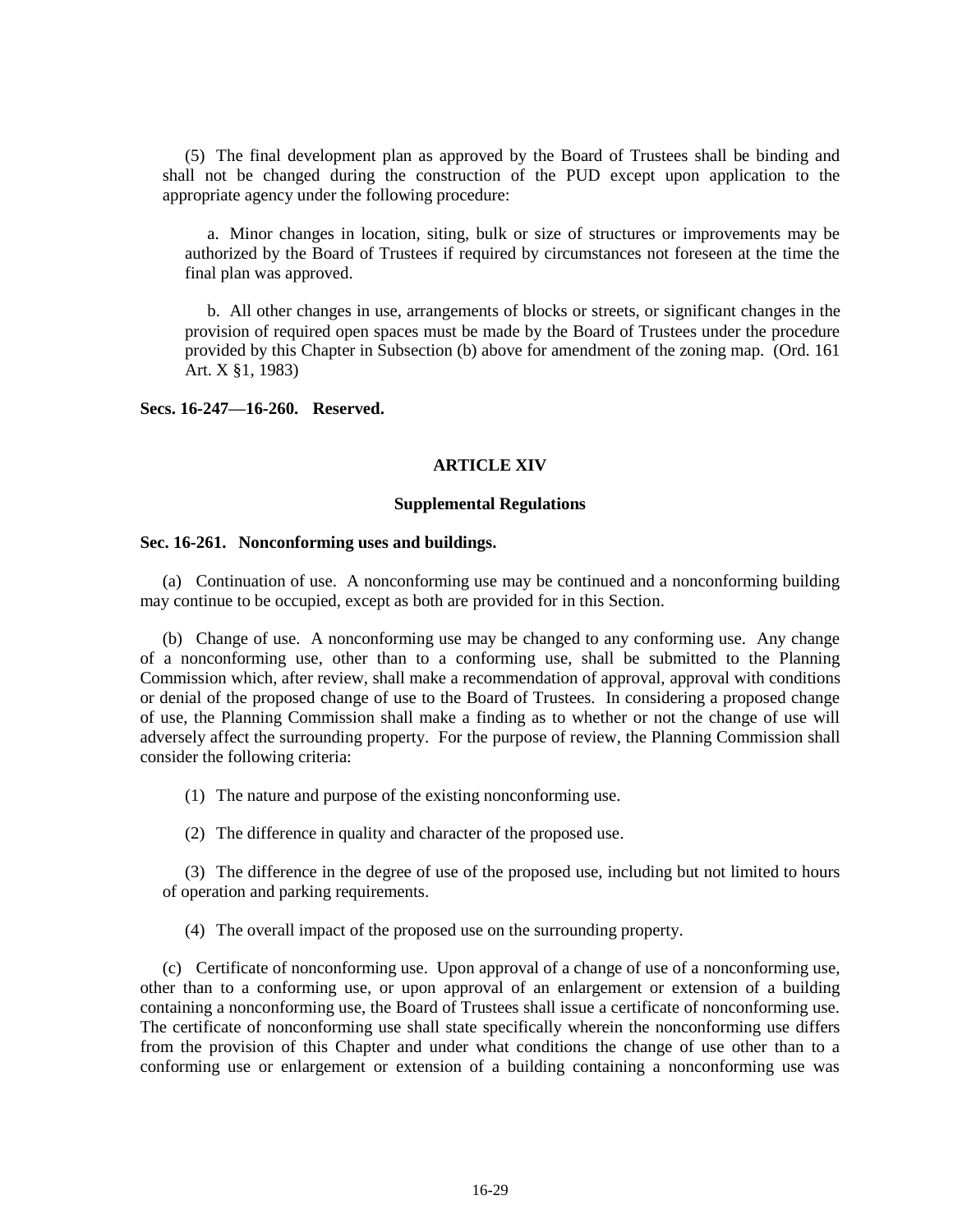(5) The final development plan as approved by the Board of Trustees shall be binding and shall not be changed during the construction of the PUD except upon application to the appropriate agency under the following procedure:

a. Minor changes in location, siting, bulk or size of structures or improvements may be authorized by the Board of Trustees if required by circumstances not foreseen at the time the final plan was approved.

b. All other changes in use, arrangements of blocks or streets, or significant changes in the provision of required open spaces must be made by the Board of Trustees under the procedure provided by this Chapter in Subsection (b) above for amendment of the zoning map. (Ord. 161 Art. X §1, 1983)

**Secs. 16-247—16-260. Reserved.**

## ARTICLE XIV

## Supplemental Regulations

**Sec. 16-261. Nonconforming uses and buildings.**

(a) Continuation of use. A nonconforming use may be continued and a nonconforming building may continue to be occupied, except as both are provided for in this Section.

(b) Change of use. A nonconforming use may be changed to any conforming use. Any change of a nonconforming use, other than to a conforming use, shall be submitted to the Planning Commission which, after review, shall make a recommendation of approval, approval with conditions or denial of the proposed change of use to the Board of Trustees. In considering a proposed change of use, the Planning Commission shall make a finding as to whether or not the change of use will adversely affect the surrounding property. For the purpose of review, the Planning Commission shall consider the following criteria:

(1) The nature and purpose of the existing nonconforming use.

(2) The difference in quality and character of the proposed use.

(3) The difference in the degree of use of the proposed use, including but not limited to hours of operation and parking requirements.

(4) The overall impact of the proposed use on the surrounding property.

(c) Certificate of nonconforming use. Upon approval of a change of use of a nonconforming use, other than to a conforming use, or upon approval of an enlargement or extension of a building containing a nonconforming use, the Board of Trustees shall issue a certificate of nonconforming use. The certificate of nonconforming use shall state specifically wherein the nonconforming use differs from the provision of this Chapter and under what conditions the change of use other than to a conforming use or enlargement or extension of a building containing a nonconforming use was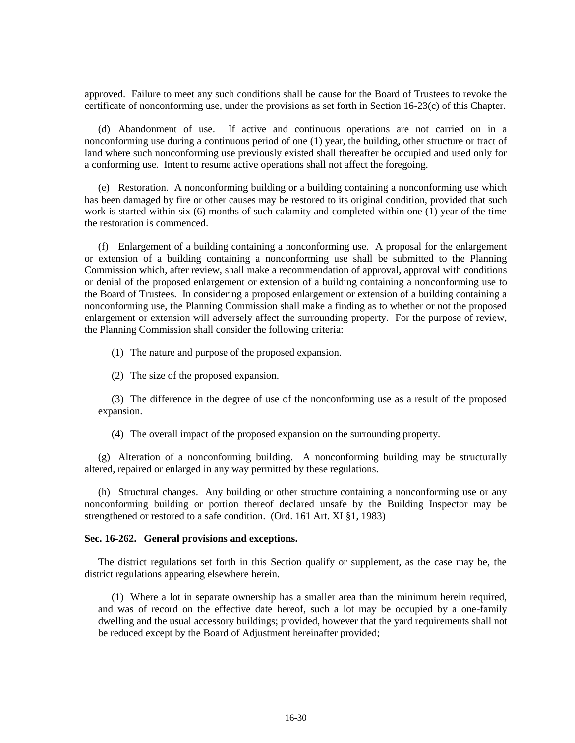approved. Failure to meet any such conditions shall be cause for the Board of Trustees to revoke the certificate of nonconforming use, under the provisions as set forth in Section 16-23(c) of this Chapter.

(d) Abandonment of use. If active and continuous operations are not carried on in a nonconforming use during a continuous period of one (1) year, the building, other structure or tract of land where such nonconforming use previously existed shall thereafter be occupied and used only for a conforming use. Intent to resume active operations shall not affect the foregoing.

(e) Restoration. A nonconforming building or a building containing a nonconforming use which has been damaged by fire or other causes may be restored to its original condition, provided that such work is started within six (6) months of such calamity and completed within one (1) year of the time the restoration is commenced.

(f) Enlargement of a building containing a nonconforming use. A proposal for the enlargement or extension of a building containing a nonconforming use shall be submitted to the Planning Commission which, after review, shall make a recommendation of approval, approval with conditions or denial of the proposed enlargement or extension of a building containing a nonconforming use to the Board of Trustees. In considering a proposed enlargement or extension of a building containing a nonconforming use, the Planning Commission shall make a finding as to whether or not the proposed enlargement or extension will adversely affect the surrounding property. For the purpose of review, the Planning Commission shall consider the following criteria:

(1) The nature and purpose of the proposed expansion.

(2) The size of the proposed expansion.

(3) The difference in the degree of use of the nonconforming use as a result of the proposed expansion.

(4) The overall impact of the proposed expansion on the surrounding property.

(g) Alteration of a nonconforming building. A nonconforming building may be structurally altered, repaired or enlarged in any way permitted by these regulations.

(h) Structural changes. Any building or other structure containing a nonconforming use or any nonconforming building or portion thereof declared unsafe by the Building Inspector may be strengthened or restored to a safe condition. (Ord. 161 Art. XI §1, 1983)

**Sec. 16-262. General provisions and exceptions.**

The district regulations set forth in this Section qualify or supplement, as the case may be, the district regulations appearing elsewhere herein.

(1) Where a lot in separate ownership has a smaller area than the minimum herein required, and was of record on the effective date hereof, such a lot may be occupied by a one-family dwelling and the usual accessory buildings; provided, however that the yard requirements shall not be reduced except by the Board of Adjustment hereinafter provided;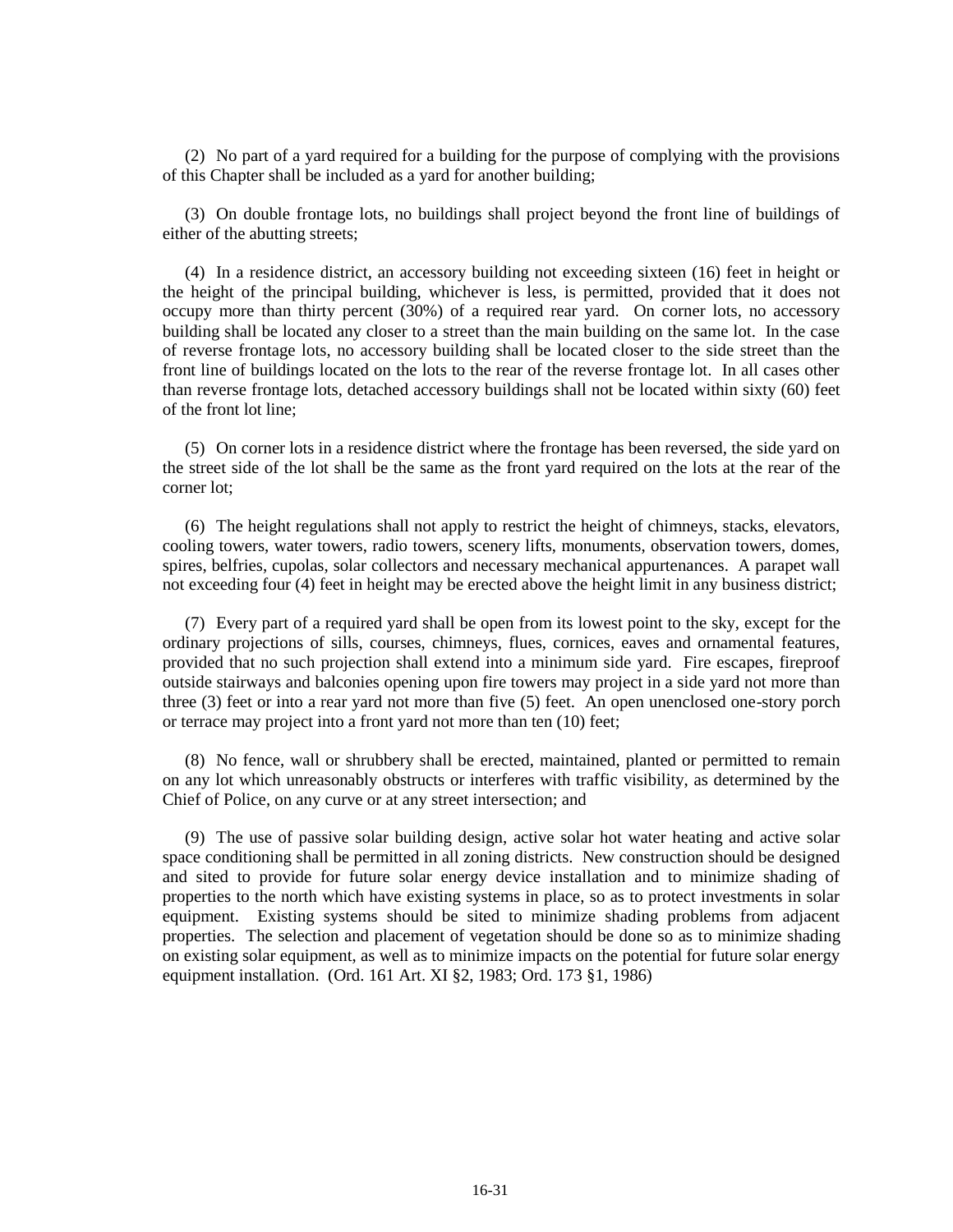(2) No part of a yard required for a building for the purpose of complying with the provisions of this Chapter shall be included as a yard for another building;

(3) On double frontage lots, no buildings shall project beyond the front line of buildings of either of the abutting streets;

(4) In a residence district, an accessory building not exceeding sixteen (16) feet in height or the height of the principal building, whichever is less, is permitted, provided that it does not occupy more than thirty percent (30%) of a required rear yard. On corner lots, no accessory building shall be located any closer to a street than the main building on the same lot. In the case of reverse frontage lots, no accessory building shall be located closer to the side street than the front line of buildings located on the lots to the rear of the reverse frontage lot. In all cases other than reverse frontage lots, detached accessory buildings shall not be located within sixty (60) feet of the front lot line;

(5) On corner lots in a residence district where the frontage has been reversed, the side yard on the street side of the lot shall be the same as the front yard required on the lots at the rear of the corner lot;

(6) The height regulations shall not apply to restrict the height of chimneys, stacks, elevators, cooling towers, water towers, radio towers, scenery lifts, monuments, observation towers, domes, spires, belfries, cupolas, solar collectors and necessary mechanical appurtenances. A parapet wall not exceeding four (4) feet in height may be erected above the height limit in any business district;

(7) Every part of a required yard shall be open from its lowest point to the sky, except for the ordinary projections of sills, courses, chimneys, flues, cornices, eaves and ornamental features, provided that no such projection shall extend into a minimum side yard. Fire escapes, fireproof outside stairways and balconies opening upon fire towers may project in a side yard not more than three (3) feet or into a rear yard not more than five (5) feet. An open unenclosed one-story porch or terrace may project into a front yard not more than ten (10) feet;

(8) No fence, wall or shrubbery shall be erected, maintained, planted or permitted to remain on any lot which unreasonably obstructs or interferes with traffic visibility, as determined by the Chief of Police, on any curve or at any street intersection; and

(9) The use of passive solar building design, active solar hot water heating and active solar space conditioning shall be permitted in all zoning districts. New construction should be designed and sited to provide for future solar energy device installation and to minimize shading of properties to the north which have existing systems in place, so as to protect investments in solar equipment. Existing systems should be sited to minimize shading problems from adjacent properties. The selection and placement of vegetation should be done so as to minimize shading on existing solar equipment, as well as to minimize impacts on the potential for future solar energy equipment installation. (Ord. 161 Art. XI §2, 1983; Ord. 173 §1, 1986)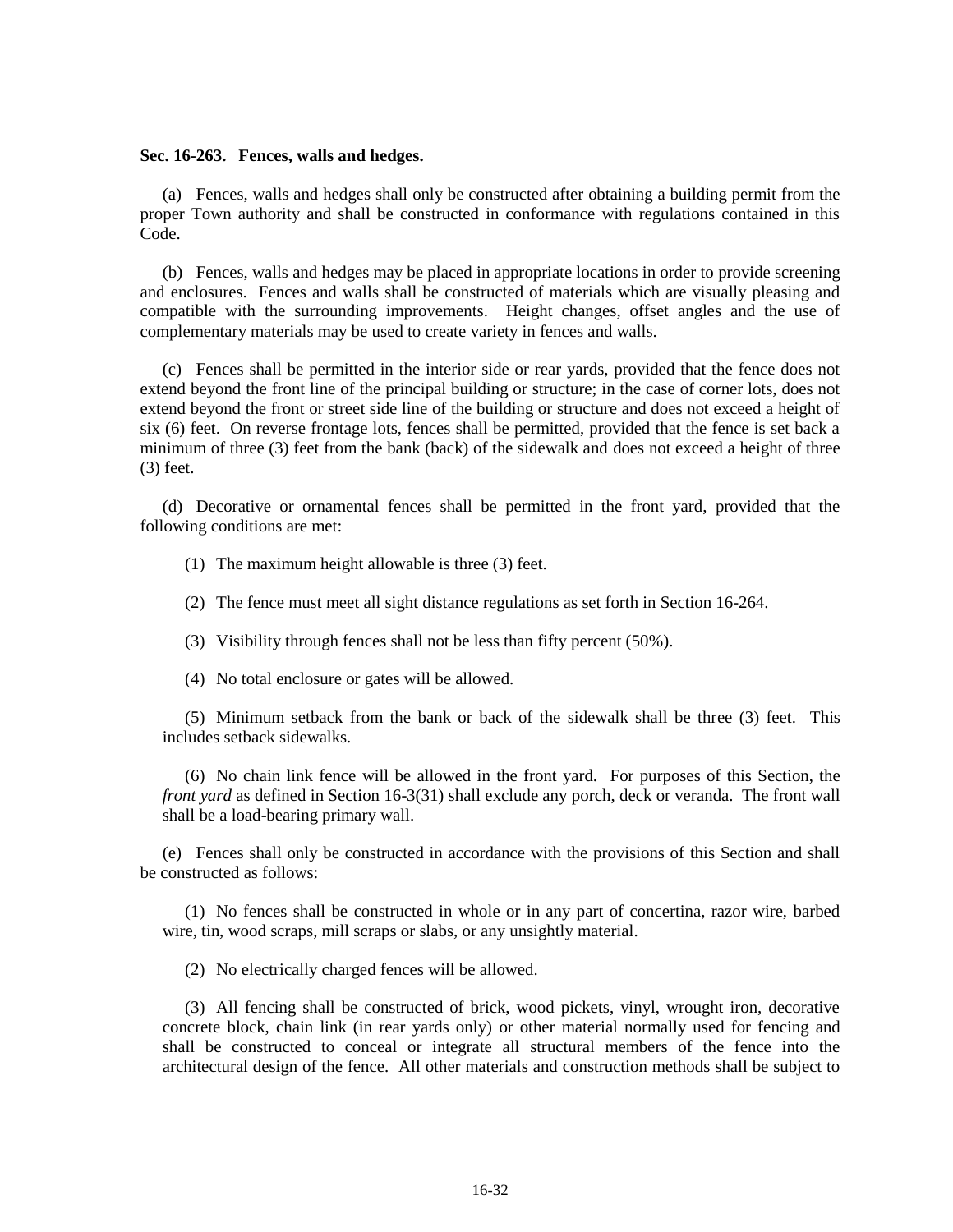**Sec. 16-263. Fences, walls and hedges.**

(a) Fences, walls and hedges shall only be constructed after obtaining a building permit from the proper Town authority and shall be constructed in conformance with regulations contained in this Code.

(b) Fences, walls and hedges may be placed in appropriate locations in order to provide screening and enclosures. Fences and walls shall be constructed of materials which are visually pleasing and compatible with the surrounding improvements. Height changes, offset angles and the use of complementary materials may be used to create variety in fences and walls.

(c) Fences shall be permitted in the interior side or rear yards, provided that the fence does not extend beyond the front line of the principal building or structure; in the case of corner lots, does not extend beyond the front or street side line of the building or structure and does not exceed a height of six (6) feet. On reverse frontage lots, fences shall be permitted, provided that the fence is set back a minimum of three (3) feet from the bank (back) of the sidewalk and does not exceed a height of three (3) feet.

(d) Decorative or ornamental fences shall be permitted in the front yard, provided that the following conditions are met:

(1) The maximum height allowable is three (3) feet.

(2) The fence must meet all sight distance regulations as set forth in Section 16-264.

(3) Visibility through fences shall not be less than fifty percent (50%).

(4) No total enclosure or gates will be allowed.

(5) Minimum setback from the bank or back of the sidewalk shall be three (3) feet. This includes setback sidewalks.

(6) No chain link fence will be allowed in the front yard. For purposes of this Section, the *front yard* as defined in Section 16-3(31) shall exclude any porch, deck or veranda. The front wall shall be a load-bearing primary wall.

(e) Fences shall only be constructed in accordance with the provisions of this Section and shall be constructed as follows:

(1) No fences shall be constructed in whole or in any part of concertina, razor wire, barbed wire, tin, wood scraps, mill scraps or slabs, or any unsightly material.

(2) No electrically charged fences will be allowed.

(3) All fencing shall be constructed of brick, wood pickets, vinyl, wrought iron, decorative concrete block, chain link (in rear yards only) or other material normally used for fencing and shall be constructed to conceal or integrate all structural members of the fence into the architectural design of the fence. All other materials and construction methods shall be subject to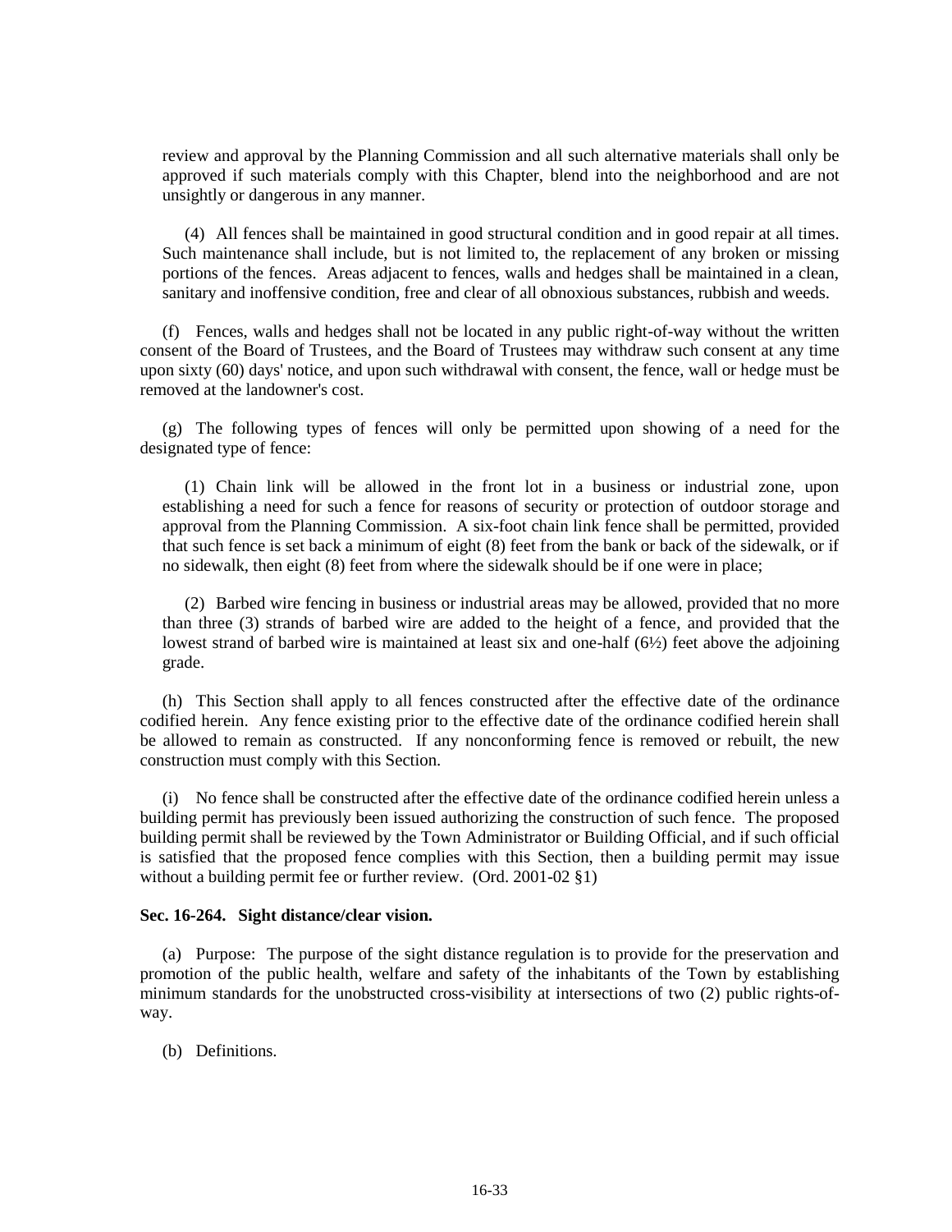review and approval by the Planning Commission and all such alternative materials shall only be approved if such materials comply with this Chapter, blend into the neighborhood and are not unsightly or dangerous in any manner.

(4) All fences shall be maintained in good structural condition and in good repair at all times. Such maintenance shall include, but is not limited to, the replacement of any broken or missing portions of the fences. Areas adjacent to fences, walls and hedges shall be maintained in a clean, sanitary and inoffensive condition, free and clear of all obnoxious substances, rubbish and weeds.

(f) Fences, walls and hedges shall not be located in any public right-of-way without the written consent of the Board of Trustees, and the Board of Trustees may withdraw such consent at any time upon sixty (60) days' notice, and upon such withdrawal with consent, the fence, wall or hedge must be removed at the landowner's cost.

(g) The following types of fences will only be permitted upon showing of a need for the designated type of fence:

(1) Chain link will be allowed in the front lot in a business or industrial zone, upon establishing a need for such a fence for reasons of security or protection of outdoor storage and approval from the Planning Commission. A six-foot chain link fence shall be permitted, provided that such fence is set back a minimum of eight (8) feet from the bank or back of the sidewalk, or if no sidewalk, then eight (8) feet from where the sidewalk should be if one were in place;

(2) Barbed wire fencing in business or industrial areas may be allowed, provided that no more than three (3) strands of barbed wire are added to the height of a fence, and provided that the lowest strand of barbed wire is maintained at least six and one-half (6½) feet above the adjoining grade.

(h) This Section shall apply to all fences constructed after the effective date of the ordinance codified herein. Any fence existing prior to the effective date of the ordinance codified herein shall be allowed to remain as constructed. If any nonconforming fence is removed or rebuilt, the new construction must comply with this Section.

(i) No fence shall be constructed after the effective date of the ordinance codified herein unless a building permit has previously been issued authorizing the construction of such fence. The proposed building permit shall be reviewed by the Town Administrator or Building Official, and if such official is satisfied that the proposed fence complies with this Section, then a building permit may issue without a building permit fee or further review. (Ord. 2001-02 §1)

**Sec. 16-264. Sight distance/clear vision.**

(a) Purpose: The purpose of the sight distance regulation is to provide for the preservation and promotion of the public health, welfare and safety of the inhabitants of the Town by establishing minimum standards for the unobstructed cross-visibility at intersections of two (2) public rights-of-way.

(b) Definitions.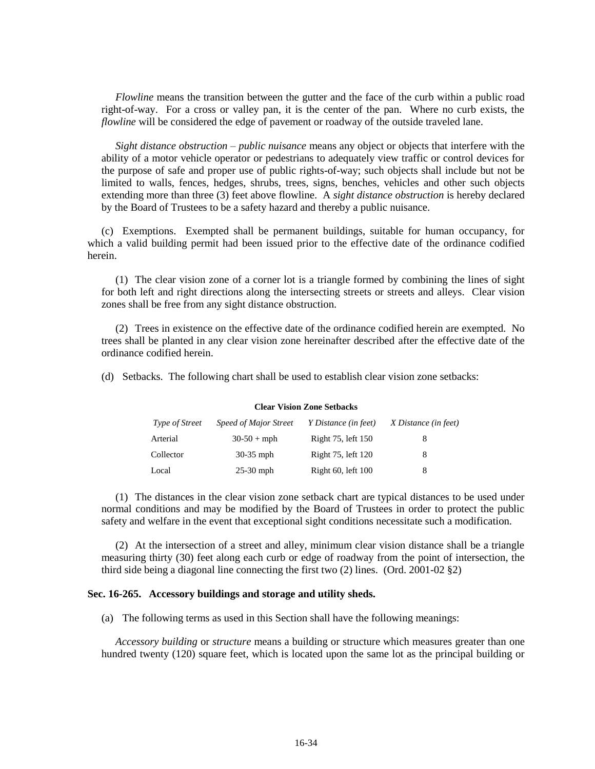*Flowline* means the transition between the gutter and the face of the curb within a public road right-of-way. For a cross or valley pan, it is the center of the pan. Where no curb exists, the *flowline* will be considered the edge of pavement or roadway of the outside traveled lane.

*Sight distance obstruction – public nuisance* means any object or objects that interfere with the ability of a motor vehicle operator or pedestrians to adequately view traffic or control devices for the purpose of safe and proper use of public rights-of-way; such objects shall include but not be limited to walls, fences, hedges, shrubs, trees, signs, benches, vehicles and other such objects extending more than three (3) feet above flowline. A *sight distance obstruction* is hereby declared by the Board of Trustees to be a safety hazard and thereby a public nuisance.

(c) Exemptions. Exempted shall be permanent buildings, suitable for human occupancy, for which a valid building permit had been issued prior to the effective date of the ordinance codified herein.

(1) The clear vision zone of a corner lot is a triangle formed by combining the lines of sight for both left and right directions along the intersecting streets or streets and alleys. Clear vision zones shall be free from any sight distance obstruction.

(2) Trees in existence on the effective date of the ordinance codified herein are exempted. No trees shall be planted in any clear vision zone hereinafter described after the effective date of the ordinance codified herein.

(d) Setbacks. The following chart shall be used to establish clear vision zone setbacks:

**Clear Vision Zone Setbacks**

| *Type of Street* | *Speed of Major Street* | *Y Distance (in feet)* | *X Distance (in feet)* |
|---|---|---|---|
| Arterial | 30-50 + mph | Right 75, left 150 | 8 |
| Collector | 30-35 mph | Right 75, left 120 | 8 |
| Local | 25-30 mph | Right 60, left 100 | 8 |

(1) The distances in the clear vision zone setback chart are typical distances to be used under normal conditions and may be modified by the Board of Trustees in order to protect the public safety and welfare in the event that exceptional sight conditions necessitate such a modification.

(2) At the intersection of a street and alley, minimum clear vision distance shall be a triangle measuring thirty (30) feet along each curb or edge of roadway from the point of intersection, the third side being a diagonal line connecting the first two (2) lines. (Ord. 2001-02 §2)

**Sec. 16-265. Accessory buildings and storage and utility sheds.**

(a) The following terms as used in this Section shall have the following meanings:

*Accessory building* or *structure* means a building or structure which measures greater than one hundred twenty (120) square feet, which is located upon the same lot as the principal building or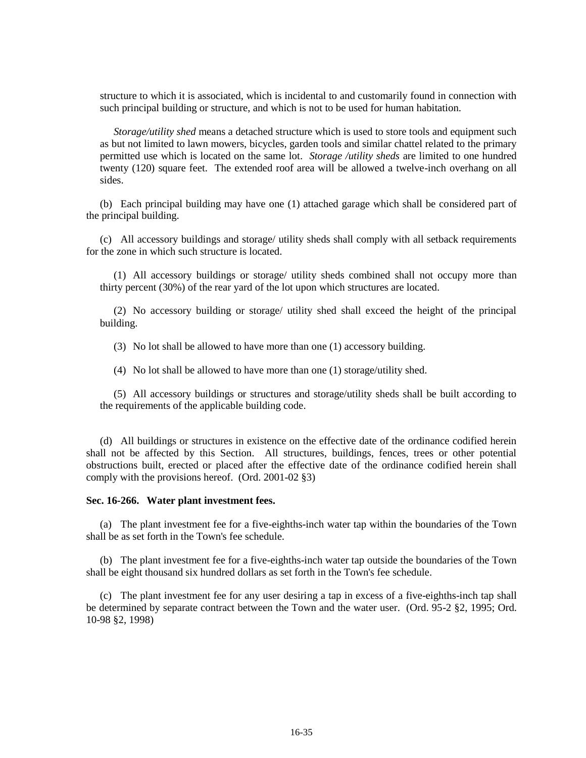structure to which it is associated, which is incidental to and customarily found in connection with such principal building or structure, and which is not to be used for human habitation.

*Storage/utility shed* means a detached structure which is used to store tools and equipment such as but not limited to lawn mowers, bicycles, garden tools and similar chattel related to the primary permitted use which is located on the same lot. *Storage /utility sheds* are limited to one hundred twenty (120) square feet. The extended roof area will be allowed a twelve-inch overhang on all sides.

(b) Each principal building may have one (1) attached garage which shall be considered part of the principal building.

(c) All accessory buildings and storage/ utility sheds shall comply with all setback requirements for the zone in which such structure is located.

(1) All accessory buildings or storage/ utility sheds combined shall not occupy more than thirty percent (30%) of the rear yard of the lot upon which structures are located.

(2) No accessory building or storage/ utility shed shall exceed the height of the principal building.

(3) No lot shall be allowed to have more than one (1) accessory building.

(4) No lot shall be allowed to have more than one (1) storage/utility shed.

(5) All accessory buildings or structures and storage/utility sheds shall be built according to the requirements of the applicable building code.

(d) All buildings or structures in existence on the effective date of the ordinance codified herein shall not be affected by this Section. All structures, buildings, fences, trees or other potential obstructions built, erected or placed after the effective date of the ordinance codified herein shall comply with the provisions hereof. (Ord. 2001-02 §3)

**Sec. 16-266. Water plant investment fees.**

(a) The plant investment fee for a five-eighths-inch water tap within the boundaries of the Town shall be as set forth in the Town's fee schedule.

(b) The plant investment fee for a five-eighths-inch water tap outside the boundaries of the Town shall be eight thousand six hundred dollars as set forth in the Town's fee schedule.

(c) The plant investment fee for any user desiring a tap in excess of a five-eighths-inch tap shall be determined by separate contract between the Town and the water user. (Ord. 95-2 §2, 1995; Ord. 10-98 §2, 1998)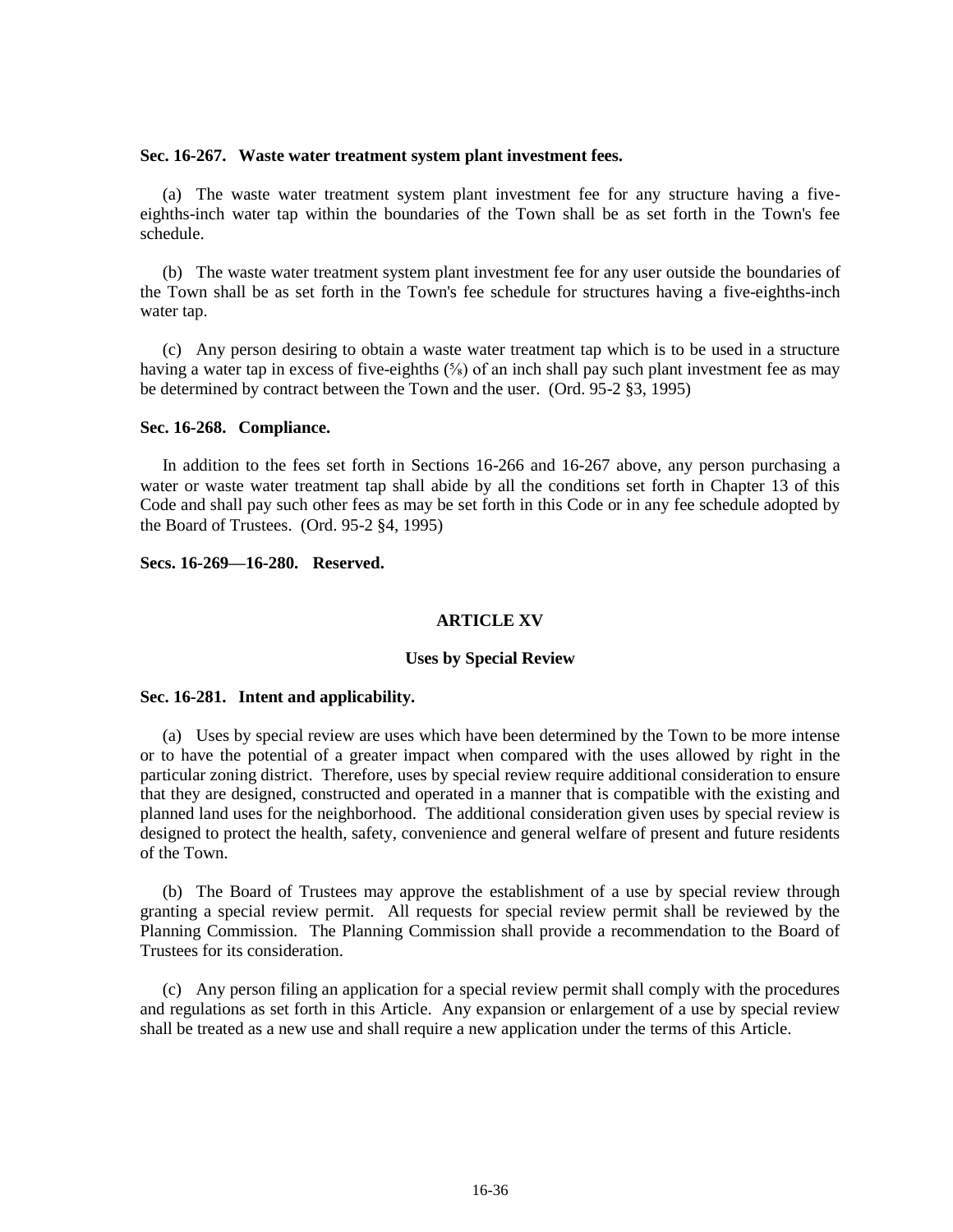**Sec. 16-267. Waste water treatment system plant investment fees.**

(a) The waste water treatment system plant investment fee for any structure having a five-eighths-inch water tap within the boundaries of the Town shall be as set forth in the Town's fee schedule.

(b) The waste water treatment system plant investment fee for any user outside the boundaries of the Town shall be as set forth in the Town's fee schedule for structures having a five-eighths-inch water tap.

(c) Any person desiring to obtain a waste water treatment tap which is to be used in a structure having a water tap in excess of five-eighths (⅝) of an inch shall pay such plant investment fee as may be determined by contract between the Town and the user. (Ord. 95-2 §3, 1995)

**Sec. 16-268. Compliance.**

In addition to the fees set forth in Sections 16-266 and 16-267 above, any person purchasing a water or waste water treatment tap shall abide by all the conditions set forth in Chapter 13 of this Code and shall pay such other fees as may be set forth in this Code or in any fee schedule adopted by the Board of Trustees. (Ord. 95-2 §4, 1995)

**Secs. 16-269—16-280. Reserved.**

## ARTICLE XV

### Uses by Special Review

**Sec. 16-281. Intent and applicability.**

(a) Uses by special review are uses which have been determined by the Town to be more intense or to have the potential of a greater impact when compared with the uses allowed by right in the particular zoning district. Therefore, uses by special review require additional consideration to ensure that they are designed, constructed and operated in a manner that is compatible with the existing and planned land uses for the neighborhood. The additional consideration given uses by special review is designed to protect the health, safety, convenience and general welfare of present and future residents of the Town.

(b) The Board of Trustees may approve the establishment of a use by special review through granting a special review permit. All requests for special review permit shall be reviewed by the Planning Commission. The Planning Commission shall provide a recommendation to the Board of Trustees for its consideration.

(c) Any person filing an application for a special review permit shall comply with the procedures and regulations as set forth in this Article. Any expansion or enlargement of a use by special review shall be treated as a new use and shall require a new application under the terms of this Article.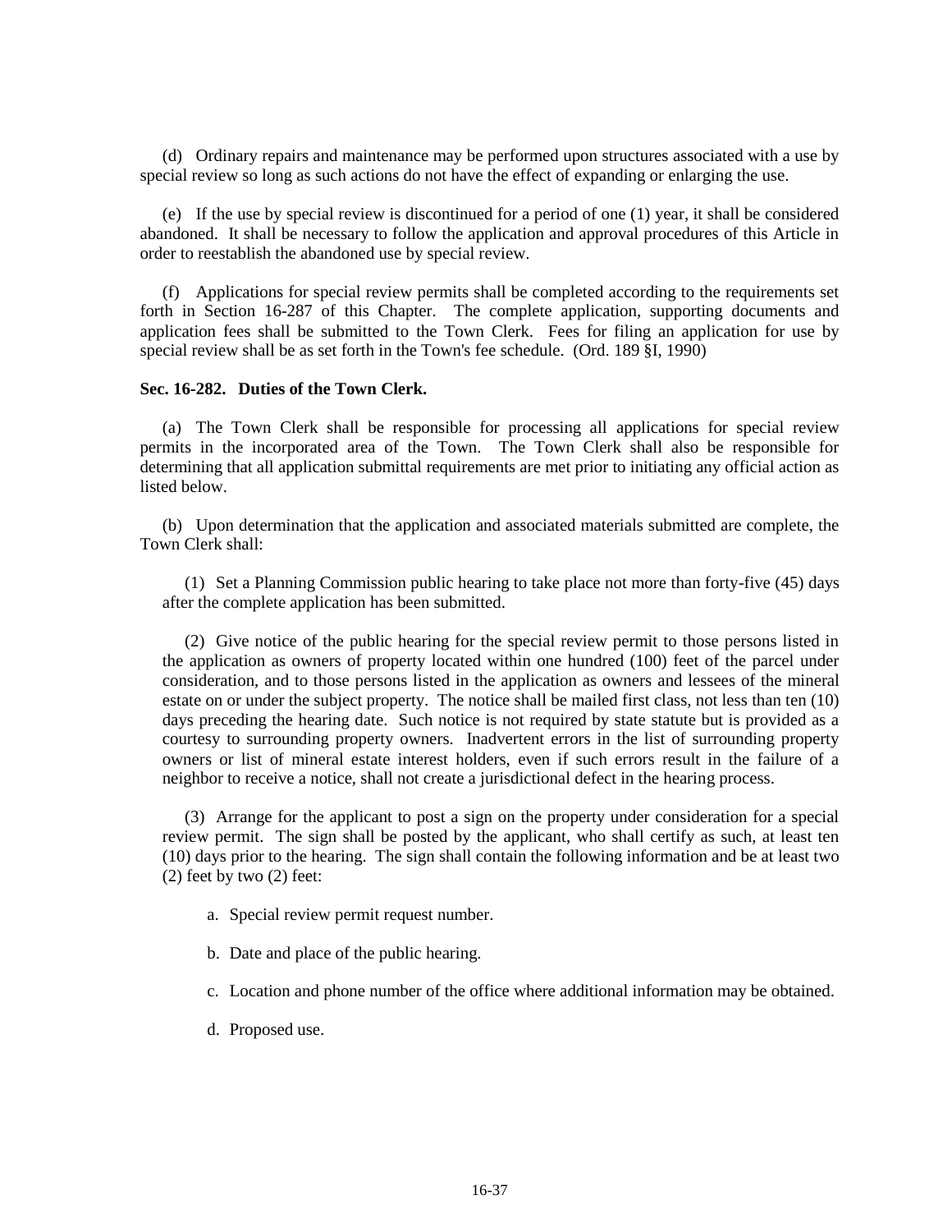(d) Ordinary repairs and maintenance may be performed upon structures associated with a use by special review so long as such actions do not have the effect of expanding or enlarging the use.

(e) If the use by special review is discontinued for a period of one (1) year, it shall be considered abandoned. It shall be necessary to follow the application and approval procedures of this Article in order to reestablish the abandoned use by special review.

(f) Applications for special review permits shall be completed according to the requirements set forth in Section 16-287 of this Chapter. The complete application, supporting documents and application fees shall be submitted to the Town Clerk. Fees for filing an application for use by special review shall be as set forth in the Town's fee schedule. (Ord. 189 §I, 1990)

**Sec. 16-282. Duties of the Town Clerk.**

(a) The Town Clerk shall be responsible for processing all applications for special review permits in the incorporated area of the Town. The Town Clerk shall also be responsible for determining that all application submittal requirements are met prior to initiating any official action as listed below.

(b) Upon determination that the application and associated materials submitted are complete, the Town Clerk shall:

(1) Set a Planning Commission public hearing to take place not more than forty-five (45) days after the complete application has been submitted.

(2) Give notice of the public hearing for the special review permit to those persons listed in the application as owners of property located within one hundred (100) feet of the parcel under consideration, and to those persons listed in the application as owners and lessees of the mineral estate on or under the subject property. The notice shall be mailed first class, not less than ten (10) days preceding the hearing date. Such notice is not required by state statute but is provided as a courtesy to surrounding property owners. Inadvertent errors in the list of surrounding property owners or list of mineral estate interest holders, even if such errors result in the failure of a neighbor to receive a notice, shall not create a jurisdictional defect in the hearing process.

(3) Arrange for the applicant to post a sign on the property under consideration for a special review permit. The sign shall be posted by the applicant, who shall certify as such, at least ten (10) days prior to the hearing. The sign shall contain the following information and be at least two (2) feet by two (2) feet:

a. Special review permit request number.

b. Date and place of the public hearing.

c. Location and phone number of the office where additional information may be obtained.

d. Proposed use.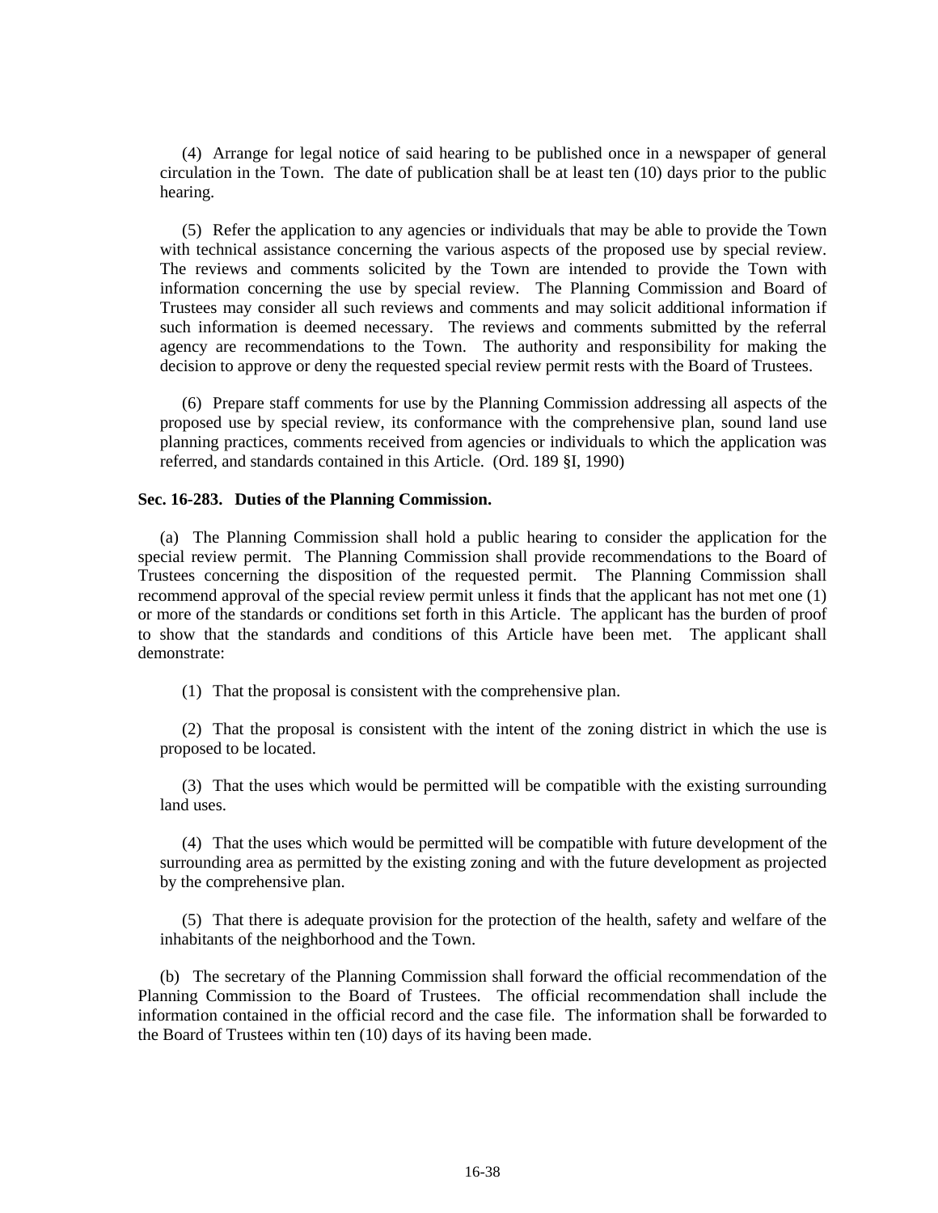(4) Arrange for legal notice of said hearing to be published once in a newspaper of general circulation in the Town. The date of publication shall be at least ten (10) days prior to the public hearing.

(5) Refer the application to any agencies or individuals that may be able to provide the Town with technical assistance concerning the various aspects of the proposed use by special review. The reviews and comments solicited by the Town are intended to provide the Town with information concerning the use by special review. The Planning Commission and Board of Trustees may consider all such reviews and comments and may solicit additional information if such information is deemed necessary. The reviews and comments submitted by the referral agency are recommendations to the Town. The authority and responsibility for making the decision to approve or deny the requested special review permit rests with the Board of Trustees.

(6) Prepare staff comments for use by the Planning Commission addressing all aspects of the proposed use by special review, its conformance with the comprehensive plan, sound land use planning practices, comments received from agencies or individuals to which the application was referred, and standards contained in this Article. (Ord. 189 §I, 1990)

**Sec. 16-283. Duties of the Planning Commission.**

(a) The Planning Commission shall hold a public hearing to consider the application for the special review permit. The Planning Commission shall provide recommendations to the Board of Trustees concerning the disposition of the requested permit. The Planning Commission shall recommend approval of the special review permit unless it finds that the applicant has not met one (1) or more of the standards or conditions set forth in this Article. The applicant has the burden of proof to show that the standards and conditions of this Article have been met. The applicant shall demonstrate:

(1) That the proposal is consistent with the comprehensive plan.

(2) That the proposal is consistent with the intent of the zoning district in which the use is proposed to be located.

(3) That the uses which would be permitted will be compatible with the existing surrounding land uses.

(4) That the uses which would be permitted will be compatible with future development of the surrounding area as permitted by the existing zoning and with the future development as projected by the comprehensive plan.

(5) That there is adequate provision for the protection of the health, safety and welfare of the inhabitants of the neighborhood and the Town.

(b) The secretary of the Planning Commission shall forward the official recommendation of the Planning Commission to the Board of Trustees. The official recommendation shall include the information contained in the official record and the case file. The information shall be forwarded to the Board of Trustees within ten (10) days of its having been made.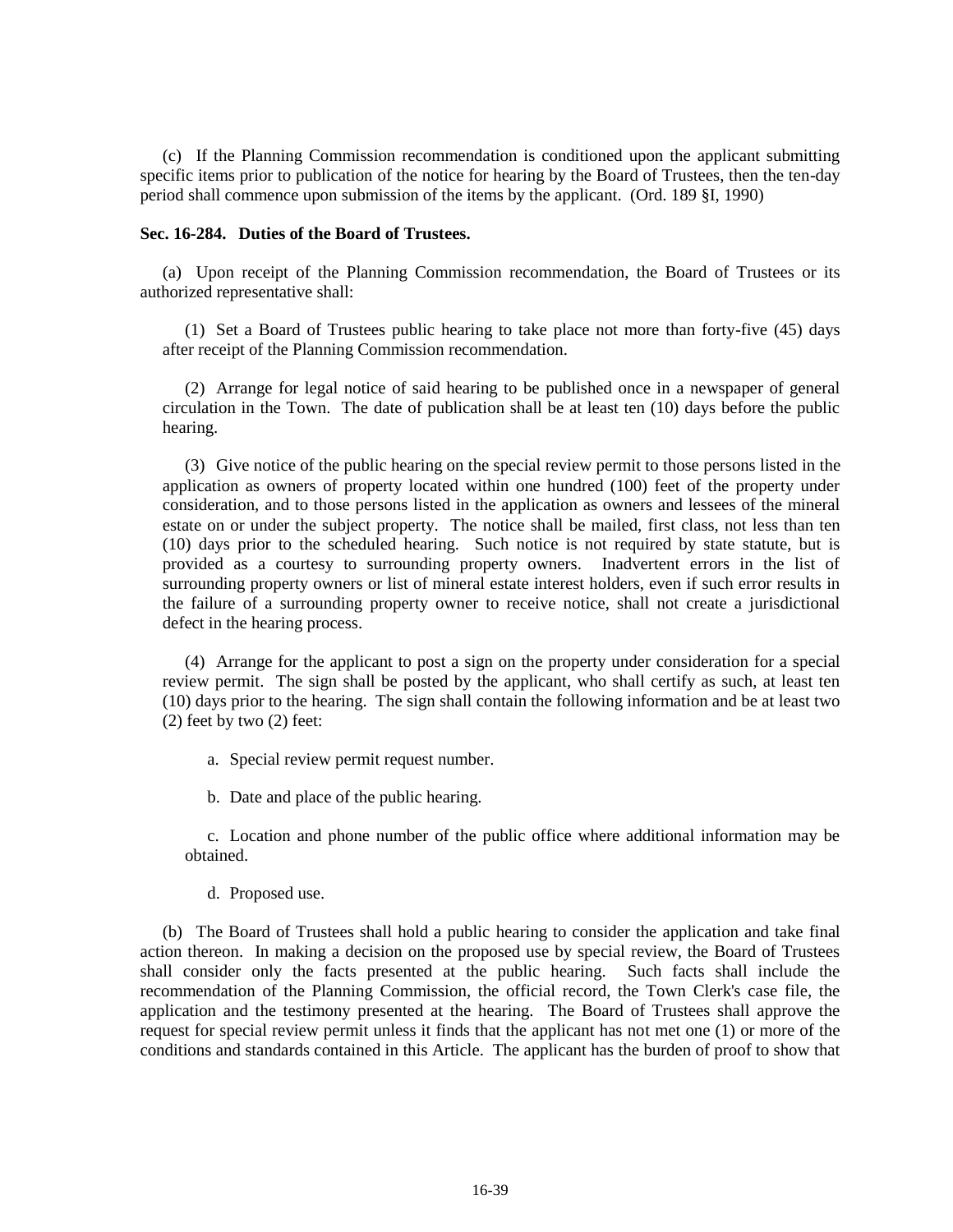(c) If the Planning Commission recommendation is conditioned upon the applicant submitting specific items prior to publication of the notice for hearing by the Board of Trustees, then the ten-day period shall commence upon submission of the items by the applicant. (Ord. 189 §I, 1990)

**Sec. 16-284. Duties of the Board of Trustees.**

(a) Upon receipt of the Planning Commission recommendation, the Board of Trustees or its authorized representative shall:

(1) Set a Board of Trustees public hearing to take place not more than forty-five (45) days after receipt of the Planning Commission recommendation.

(2) Arrange for legal notice of said hearing to be published once in a newspaper of general circulation in the Town. The date of publication shall be at least ten (10) days before the public hearing.

(3) Give notice of the public hearing on the special review permit to those persons listed in the application as owners of property located within one hundred (100) feet of the property under consideration, and to those persons listed in the application as owners and lessees of the mineral estate on or under the subject property. The notice shall be mailed, first class, not less than ten (10) days prior to the scheduled hearing. Such notice is not required by state statute, but is provided as a courtesy to surrounding property owners. Inadvertent errors in the list of surrounding property owners or list of mineral estate interest holders, even if such error results in the failure of a surrounding property owner to receive notice, shall not create a jurisdictional defect in the hearing process.

(4) Arrange for the applicant to post a sign on the property under consideration for a special review permit. The sign shall be posted by the applicant, who shall certify as such, at least ten (10) days prior to the hearing. The sign shall contain the following information and be at least two (2) feet by two (2) feet:

a. Special review permit request number.

b. Date and place of the public hearing.

c. Location and phone number of the public office where additional information may be obtained.

d. Proposed use.

(b) The Board of Trustees shall hold a public hearing to consider the application and take final action thereon. In making a decision on the proposed use by special review, the Board of Trustees shall consider only the facts presented at the public hearing. Such facts shall include the recommendation of the Planning Commission, the official record, the Town Clerk's case file, the application and the testimony presented at the hearing. The Board of Trustees shall approve the request for special review permit unless it finds that the applicant has not met one (1) or more of the conditions and standards contained in this Article. The applicant has the burden of proof to show that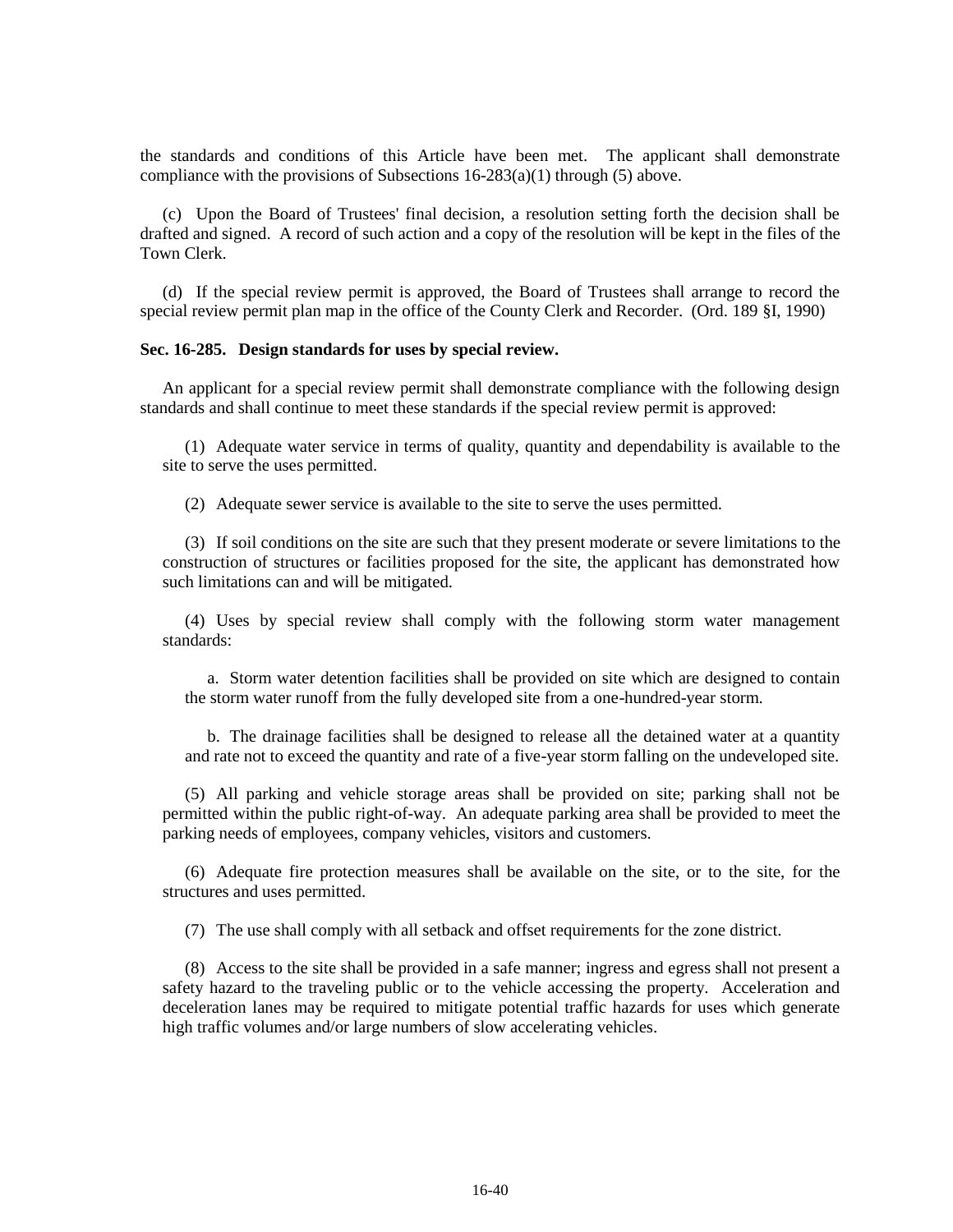the standards and conditions of this Article have been met. The applicant shall demonstrate compliance with the provisions of Subsections 16-283(a)(1) through (5) above.

(c) Upon the Board of Trustees' final decision, a resolution setting forth the decision shall be drafted and signed. A record of such action and a copy of the resolution will be kept in the files of the Town Clerk.

(d) If the special review permit is approved, the Board of Trustees shall arrange to record the special review permit plan map in the office of the County Clerk and Recorder. (Ord. 189 §I, 1990)

**Sec. 16-285. Design standards for uses by special review.**

An applicant for a special review permit shall demonstrate compliance with the following design standards and shall continue to meet these standards if the special review permit is approved:

(1) Adequate water service in terms of quality, quantity and dependability is available to the site to serve the uses permitted.

(2) Adequate sewer service is available to the site to serve the uses permitted.

(3) If soil conditions on the site are such that they present moderate or severe limitations to the construction of structures or facilities proposed for the site, the applicant has demonstrated how such limitations can and will be mitigated.

(4) Uses by special review shall comply with the following storm water management standards:

a. Storm water detention facilities shall be provided on site which are designed to contain the storm water runoff from the fully developed site from a one-hundred-year storm.

b. The drainage facilities shall be designed to release all the detained water at a quantity and rate not to exceed the quantity and rate of a five-year storm falling on the undeveloped site.

(5) All parking and vehicle storage areas shall be provided on site; parking shall not be permitted within the public right-of-way. An adequate parking area shall be provided to meet the parking needs of employees, company vehicles, visitors and customers.

(6) Adequate fire protection measures shall be available on the site, or to the site, for the structures and uses permitted.

(7) The use shall comply with all setback and offset requirements for the zone district.

(8) Access to the site shall be provided in a safe manner; ingress and egress shall not present a safety hazard to the traveling public or to the vehicle accessing the property. Acceleration and deceleration lanes may be required to mitigate potential traffic hazards for uses which generate high traffic volumes and/or large numbers of slow accelerating vehicles.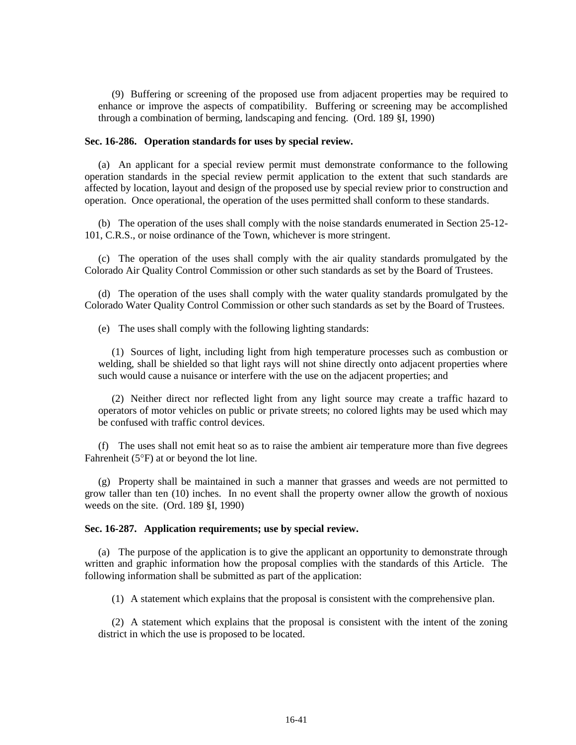(9) Buffering or screening of the proposed use from adjacent properties may be required to enhance or improve the aspects of compatibility. Buffering or screening may be accomplished through a combination of berming, landscaping and fencing. (Ord. 189 §I, 1990)

**Sec. 16-286. Operation standards for uses by special review.**

(a) An applicant for a special review permit must demonstrate conformance to the following operation standards in the special review permit application to the extent that such standards are affected by location, layout and design of the proposed use by special review prior to construction and operation. Once operational, the operation of the uses permitted shall conform to these standards.

(b) The operation of the uses shall comply with the noise standards enumerated in Section 25-12-101, C.R.S., or noise ordinance of the Town, whichever is more stringent.

(c) The operation of the uses shall comply with the air quality standards promulgated by the Colorado Air Quality Control Commission or other such standards as set by the Board of Trustees.

(d) The operation of the uses shall comply with the water quality standards promulgated by the Colorado Water Quality Control Commission or other such standards as set by the Board of Trustees.

(e) The uses shall comply with the following lighting standards:

(1) Sources of light, including light from high temperature processes such as combustion or welding, shall be shielded so that light rays will not shine directly onto adjacent properties where such would cause a nuisance or interfere with the use on the adjacent properties; and

(2) Neither direct nor reflected light from any light source may create a traffic hazard to operators of motor vehicles on public or private streets; no colored lights may be used which may be confused with traffic control devices.

(f) The uses shall not emit heat so as to raise the ambient air temperature more than five degrees Fahrenheit (5°F) at or beyond the lot line.

(g) Property shall be maintained in such a manner that grasses and weeds are not permitted to grow taller than ten (10) inches. In no event shall the property owner allow the growth of noxious weeds on the site. (Ord. 189 §I, 1990)

**Sec. 16-287. Application requirements; use by special review.**

(a) The purpose of the application is to give the applicant an opportunity to demonstrate through written and graphic information how the proposal complies with the standards of this Article. The following information shall be submitted as part of the application:

(1) A statement which explains that the proposal is consistent with the comprehensive plan.

(2) A statement which explains that the proposal is consistent with the intent of the zoning district in which the use is proposed to be located.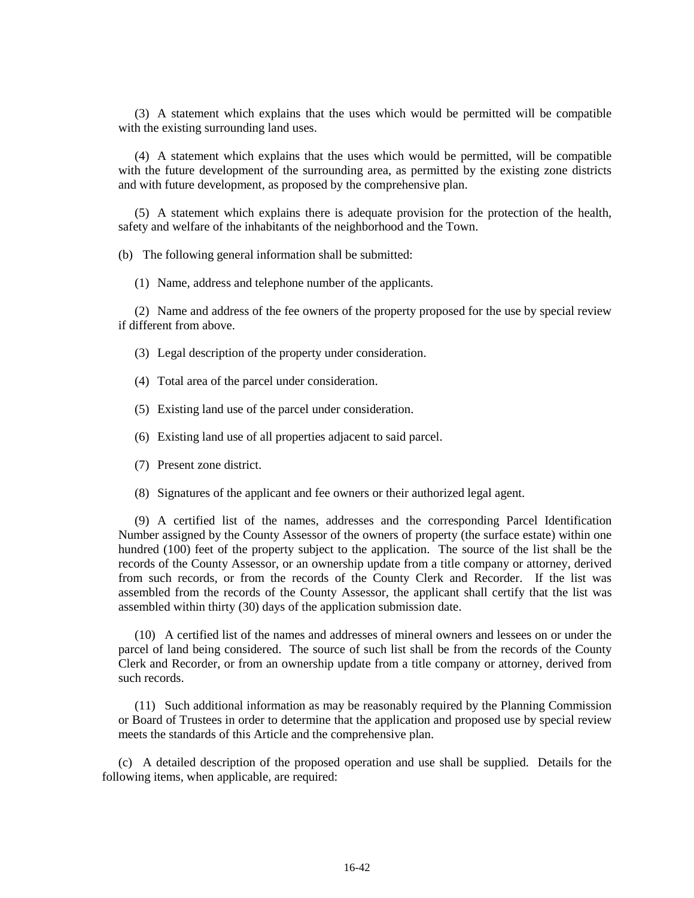(3) A statement which explains that the uses which would be permitted will be compatible with the existing surrounding land uses.

(4) A statement which explains that the uses which would be permitted, will be compatible with the future development of the surrounding area, as permitted by the existing zone districts and with future development, as proposed by the comprehensive plan.

(5) A statement which explains there is adequate provision for the protection of the health, safety and welfare of the inhabitants of the neighborhood and the Town.

(b) The following general information shall be submitted:

(1) Name, address and telephone number of the applicants.

(2) Name and address of the fee owners of the property proposed for the use by special review if different from above.

(3) Legal description of the property under consideration.

(4) Total area of the parcel under consideration.

(5) Existing land use of the parcel under consideration.

(6) Existing land use of all properties adjacent to said parcel.

(7) Present zone district.

(8) Signatures of the applicant and fee owners or their authorized legal agent.

(9) A certified list of the names, addresses and the corresponding Parcel Identification Number assigned by the County Assessor of the owners of property (the surface estate) within one hundred (100) feet of the property subject to the application. The source of the list shall be the records of the County Assessor, or an ownership update from a title company or attorney, derived from such records, or from the records of the County Clerk and Recorder. If the list was assembled from the records of the County Assessor, the applicant shall certify that the list was assembled within thirty (30) days of the application submission date.

(10) A certified list of the names and addresses of mineral owners and lessees on or under the parcel of land being considered. The source of such list shall be from the records of the County Clerk and Recorder, or from an ownership update from a title company or attorney, derived from such records.

(11) Such additional information as may be reasonably required by the Planning Commission or Board of Trustees in order to determine that the application and proposed use by special review meets the standards of this Article and the comprehensive plan.

(c) A detailed description of the proposed operation and use shall be supplied. Details for the following items, when applicable, are required: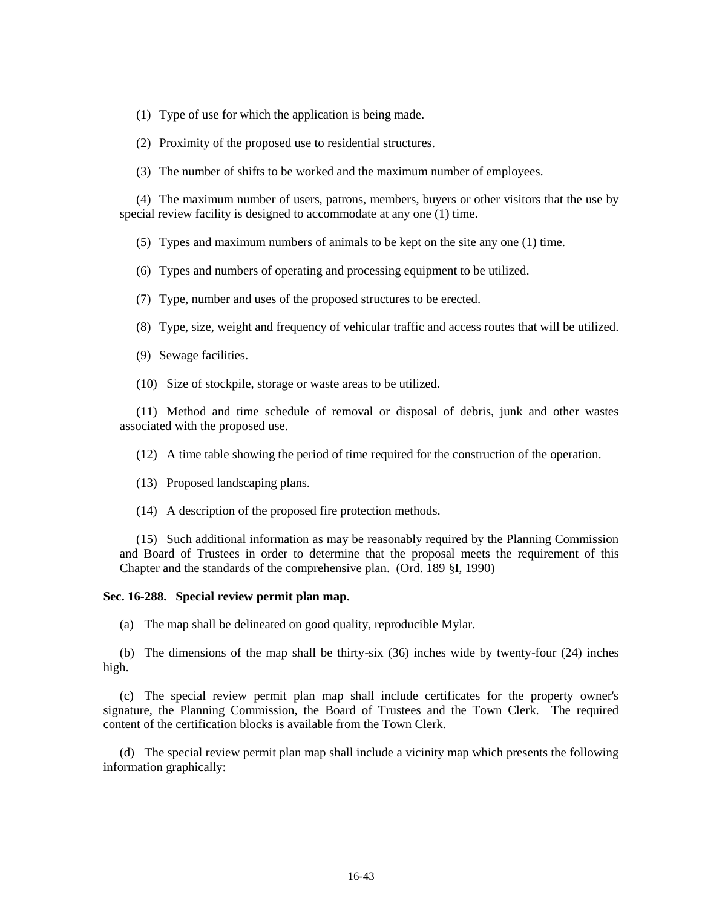(1) Type of use for which the application is being made.

(2) Proximity of the proposed use to residential structures.

(3) The number of shifts to be worked and the maximum number of employees.

(4) The maximum number of users, patrons, members, buyers or other visitors that the use by special review facility is designed to accommodate at any one (1) time.

(5) Types and maximum numbers of animals to be kept on the site any one (1) time.

(6) Types and numbers of operating and processing equipment to be utilized.

(7) Type, number and uses of the proposed structures to be erected.

(8) Type, size, weight and frequency of vehicular traffic and access routes that will be utilized.

(9) Sewage facilities.

(10) Size of stockpile, storage or waste areas to be utilized.

(11) Method and time schedule of removal or disposal of debris, junk and other wastes associated with the proposed use.

(12) A time table showing the period of time required for the construction of the operation.

(13) Proposed landscaping plans.

(14) A description of the proposed fire protection methods.

(15) Such additional information as may be reasonably required by the Planning Commission and Board of Trustees in order to determine that the proposal meets the requirement of this Chapter and the standards of the comprehensive plan. (Ord. 189 §I, 1990)

**Sec. 16-288. Special review permit plan map.**

(a) The map shall be delineated on good quality, reproducible Mylar.

(b) The dimensions of the map shall be thirty-six (36) inches wide by twenty-four (24) inches high.

(c) The special review permit plan map shall include certificates for the property owner's signature, the Planning Commission, the Board of Trustees and the Town Clerk. The required content of the certification blocks is available from the Town Clerk.

(d) The special review permit plan map shall include a vicinity map which presents the following information graphically: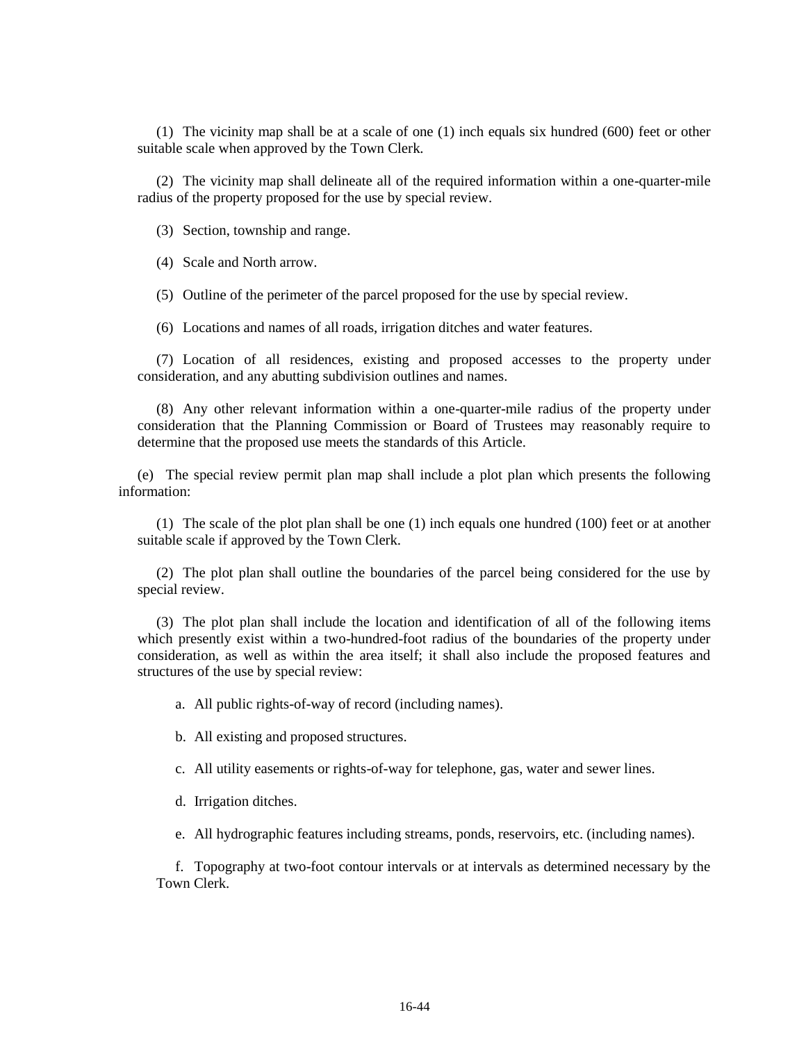(1) The vicinity map shall be at a scale of one (1) inch equals six hundred (600) feet or other suitable scale when approved by the Town Clerk.

(2) The vicinity map shall delineate all of the required information within a one-quarter-mile radius of the property proposed for the use by special review.

(3) Section, township and range.

(4) Scale and North arrow.

(5) Outline of the perimeter of the parcel proposed for the use by special review.

(6) Locations and names of all roads, irrigation ditches and water features.

(7) Location of all residences, existing and proposed accesses to the property under consideration, and any abutting subdivision outlines and names.

(8) Any other relevant information within a one-quarter-mile radius of the property under consideration that the Planning Commission or Board of Trustees may reasonably require to determine that the proposed use meets the standards of this Article.

(e) The special review permit plan map shall include a plot plan which presents the following information:

(1) The scale of the plot plan shall be one (1) inch equals one hundred (100) feet or at another suitable scale if approved by the Town Clerk.

(2) The plot plan shall outline the boundaries of the parcel being considered for the use by special review.

(3) The plot plan shall include the location and identification of all of the following items which presently exist within a two-hundred-foot radius of the boundaries of the property under consideration, as well as within the area itself; it shall also include the proposed features and structures of the use by special review:

a. All public rights-of-way of record (including names).

b. All existing and proposed structures.

c. All utility easements or rights-of-way for telephone, gas, water and sewer lines.

d. Irrigation ditches.

e. All hydrographic features including streams, ponds, reservoirs, etc. (including names).

f. Topography at two-foot contour intervals or at intervals as determined necessary by the Town Clerk.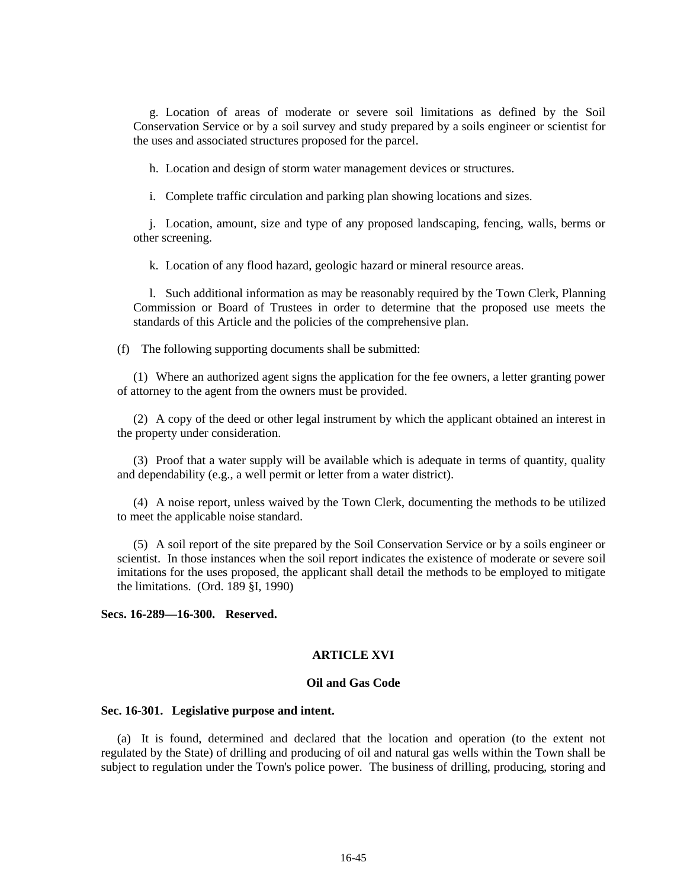g. Location of areas of moderate or severe soil limitations as defined by the Soil Conservation Service or by a soil survey and study prepared by a soils engineer or scientist for the uses and associated structures proposed for the parcel.

h. Location and design of storm water management devices or structures.

i. Complete traffic circulation and parking plan showing locations and sizes.

j. Location, amount, size and type of any proposed landscaping, fencing, walls, berms or other screening.

k. Location of any flood hazard, geologic hazard or mineral resource areas.

l. Such additional information as may be reasonably required by the Town Clerk, Planning Commission or Board of Trustees in order to determine that the proposed use meets the standards of this Article and the policies of the comprehensive plan.

(f) The following supporting documents shall be submitted:

(1) Where an authorized agent signs the application for the fee owners, a letter granting power of attorney to the agent from the owners must be provided.

(2) A copy of the deed or other legal instrument by which the applicant obtained an interest in the property under consideration.

(3) Proof that a water supply will be available which is adequate in terms of quantity, quality and dependability (e.g., a well permit or letter from a water district).

(4) A noise report, unless waived by the Town Clerk, documenting the methods to be utilized to meet the applicable noise standard.

(5) A soil report of the site prepared by the Soil Conservation Service or by a soils engineer or scientist. In those instances when the soil report indicates the existence of moderate or severe soil imitations for the uses proposed, the applicant shall detail the methods to be employed to mitigate the limitations. (Ord. 189 §I, 1990)

**Secs. 16-289—16-300. Reserved.**

## ARTICLE XVI

## Oil and Gas Code

**Sec. 16-301. Legislative purpose and intent.**

(a) It is found, determined and declared that the location and operation (to the extent not regulated by the State) of drilling and producing of oil and natural gas wells within the Town shall be subject to regulation under the Town's police power. The business of drilling, producing, storing and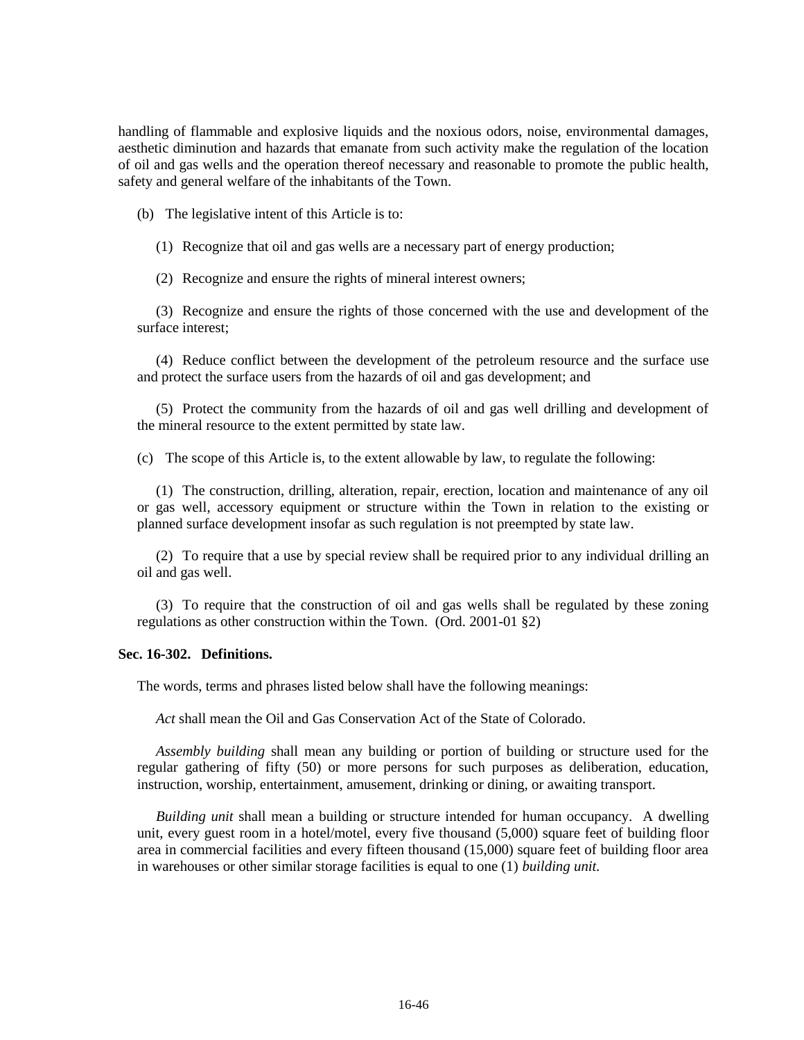handling of flammable and explosive liquids and the noxious odors, noise, environmental damages, aesthetic diminution and hazards that emanate from such activity make the regulation of the location of oil and gas wells and the operation thereof necessary and reasonable to promote the public health, safety and general welfare of the inhabitants of the Town.

(b) The legislative intent of this Article is to:

(1) Recognize that oil and gas wells are a necessary part of energy production;

(2) Recognize and ensure the rights of mineral interest owners;

(3) Recognize and ensure the rights of those concerned with the use and development of the surface interest;

(4) Reduce conflict between the development of the petroleum resource and the surface use and protect the surface users from the hazards of oil and gas development; and

(5) Protect the community from the hazards of oil and gas well drilling and development of the mineral resource to the extent permitted by state law.

(c) The scope of this Article is, to the extent allowable by law, to regulate the following:

(1) The construction, drilling, alteration, repair, erection, location and maintenance of any oil or gas well, accessory equipment or structure within the Town in relation to the existing or planned surface development insofar as such regulation is not preempted by state law.

(2) To require that a use by special review shall be required prior to any individual drilling an oil and gas well.

(3) To require that the construction of oil and gas wells shall be regulated by these zoning regulations as other construction within the Town. (Ord. 2001-01 §2)

**Sec. 16-302. Definitions.**

The words, terms and phrases listed below shall have the following meanings:

*Act* shall mean the Oil and Gas Conservation Act of the State of Colorado.

*Assembly building* shall mean any building or portion of building or structure used for the regular gathering of fifty (50) or more persons for such purposes as deliberation, education, instruction, worship, entertainment, amusement, drinking or dining, or awaiting transport.

*Building unit* shall mean a building or structure intended for human occupancy. A dwelling unit, every guest room in a hotel/motel, every five thousand (5,000) square feet of building floor area in commercial facilities and every fifteen thousand (15,000) square feet of building floor area in warehouses or other similar storage facilities is equal to one (1) *building unit.*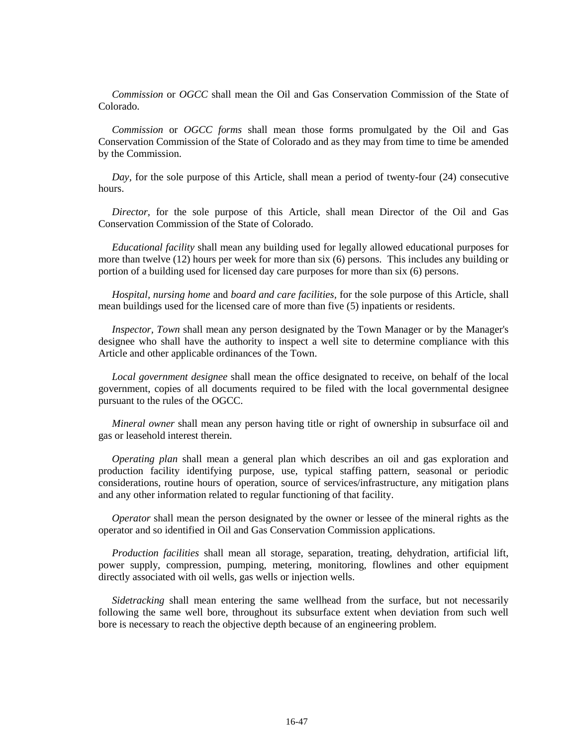*Commission* or *OGCC* shall mean the Oil and Gas Conservation Commission of the State of Colorado.

*Commission* or *OGCC forms* shall mean those forms promulgated by the Oil and Gas Conservation Commission of the State of Colorado and as they may from time to time be amended by the Commission.

*Day*, for the sole purpose of this Article, shall mean a period of twenty-four (24) consecutive hours.

*Director*, for the sole purpose of this Article, shall mean Director of the Oil and Gas Conservation Commission of the State of Colorado.

*Educational facility* shall mean any building used for legally allowed educational purposes for more than twelve (12) hours per week for more than six (6) persons. This includes any building or portion of a building used for licensed day care purposes for more than six (6) persons.

*Hospital, nursing home* and *board and care facilities*, for the sole purpose of this Article, shall mean buildings used for the licensed care of more than five (5) inpatients or residents.

*Inspector, Town* shall mean any person designated by the Town Manager or by the Manager's designee who shall have the authority to inspect a well site to determine compliance with this Article and other applicable ordinances of the Town.

*Local government designee* shall mean the office designated to receive, on behalf of the local government, copies of all documents required to be filed with the local governmental designee pursuant to the rules of the OGCC.

*Mineral owner* shall mean any person having title or right of ownership in subsurface oil and gas or leasehold interest therein.

*Operating plan* shall mean a general plan which describes an oil and gas exploration and production facility identifying purpose, use, typical staffing pattern, seasonal or periodic considerations, routine hours of operation, source of services/infrastructure, any mitigation plans and any other information related to regular functioning of that facility.

*Operator* shall mean the person designated by the owner or lessee of the mineral rights as the operator and so identified in Oil and Gas Conservation Commission applications.

*Production facilities* shall mean all storage, separation, treating, dehydration, artificial lift, power supply, compression, pumping, metering, monitoring, flowlines and other equipment directly associated with oil wells, gas wells or injection wells.

*Sidetracking* shall mean entering the same wellhead from the surface, but not necessarily following the same well bore, throughout its subsurface extent when deviation from such well bore is necessary to reach the objective depth because of an engineering problem.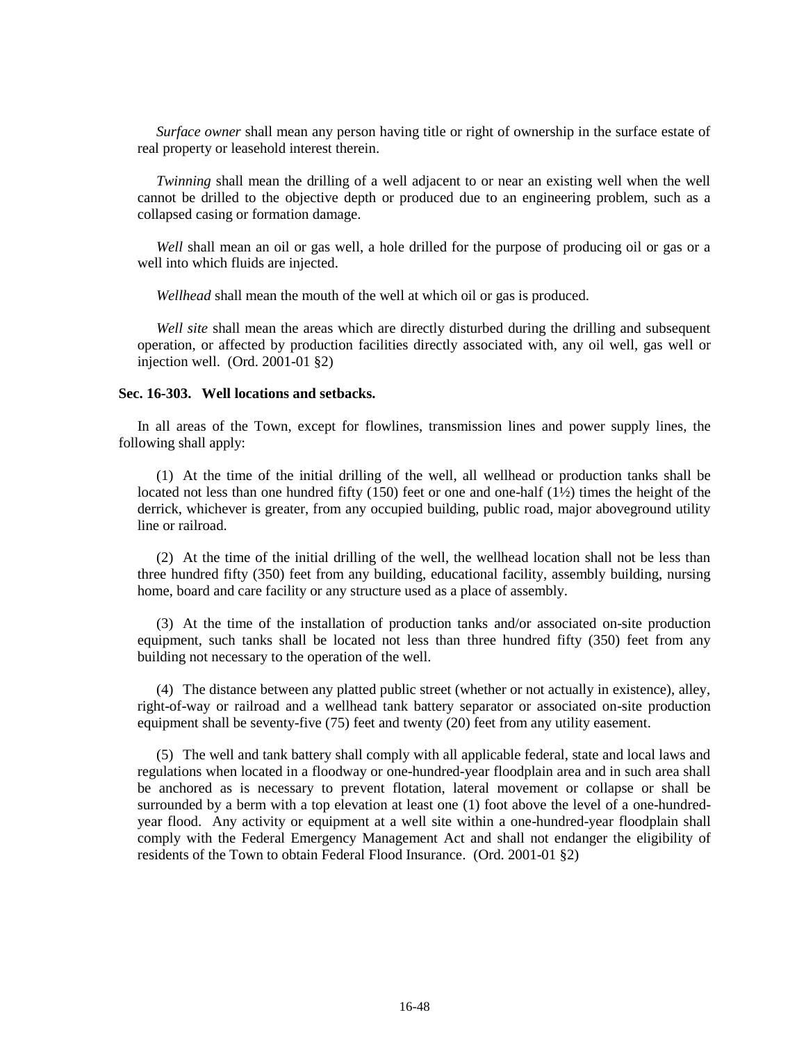*Surface owner* shall mean any person having title or right of ownership in the surface estate of real property or leasehold interest therein.

*Twinning* shall mean the drilling of a well adjacent to or near an existing well when the well cannot be drilled to the objective depth or produced due to an engineering problem, such as a collapsed casing or formation damage.

*Well* shall mean an oil or gas well, a hole drilled for the purpose of producing oil or gas or a well into which fluids are injected.

*Wellhead* shall mean the mouth of the well at which oil or gas is produced.

*Well site* shall mean the areas which are directly disturbed during the drilling and subsequent operation, or affected by production facilities directly associated with, any oil well, gas well or injection well. (Ord. 2001-01 §2)

**Sec. 16-303. Well locations and setbacks.**

In all areas of the Town, except for flowlines, transmission lines and power supply lines, the following shall apply:

(1) At the time of the initial drilling of the well, all wellhead or production tanks shall be located not less than one hundred fifty (150) feet or one and one-half (1½) times the height of the derrick, whichever is greater, from any occupied building, public road, major aboveground utility line or railroad.

(2) At the time of the initial drilling of the well, the wellhead location shall not be less than three hundred fifty (350) feet from any building, educational facility, assembly building, nursing home, board and care facility or any structure used as a place of assembly.

(3) At the time of the installation of production tanks and/or associated on-site production equipment, such tanks shall be located not less than three hundred fifty (350) feet from any building not necessary to the operation of the well.

(4) The distance between any platted public street (whether or not actually in existence), alley, right-of-way or railroad and a wellhead tank battery separator or associated on-site production equipment shall be seventy-five (75) feet and twenty (20) feet from any utility easement.

(5) The well and tank battery shall comply with all applicable federal, state and local laws and regulations when located in a floodway or one-hundred-year floodplain area and in such area shall be anchored as is necessary to prevent flotation, lateral movement or collapse or shall be surrounded by a berm with a top elevation at least one (1) foot above the level of a one-hundred-year flood. Any activity or equipment at a well site within a one-hundred-year floodplain shall comply with the Federal Emergency Management Act and shall not endanger the eligibility of residents of the Town to obtain Federal Flood Insurance. (Ord. 2001-01 §2)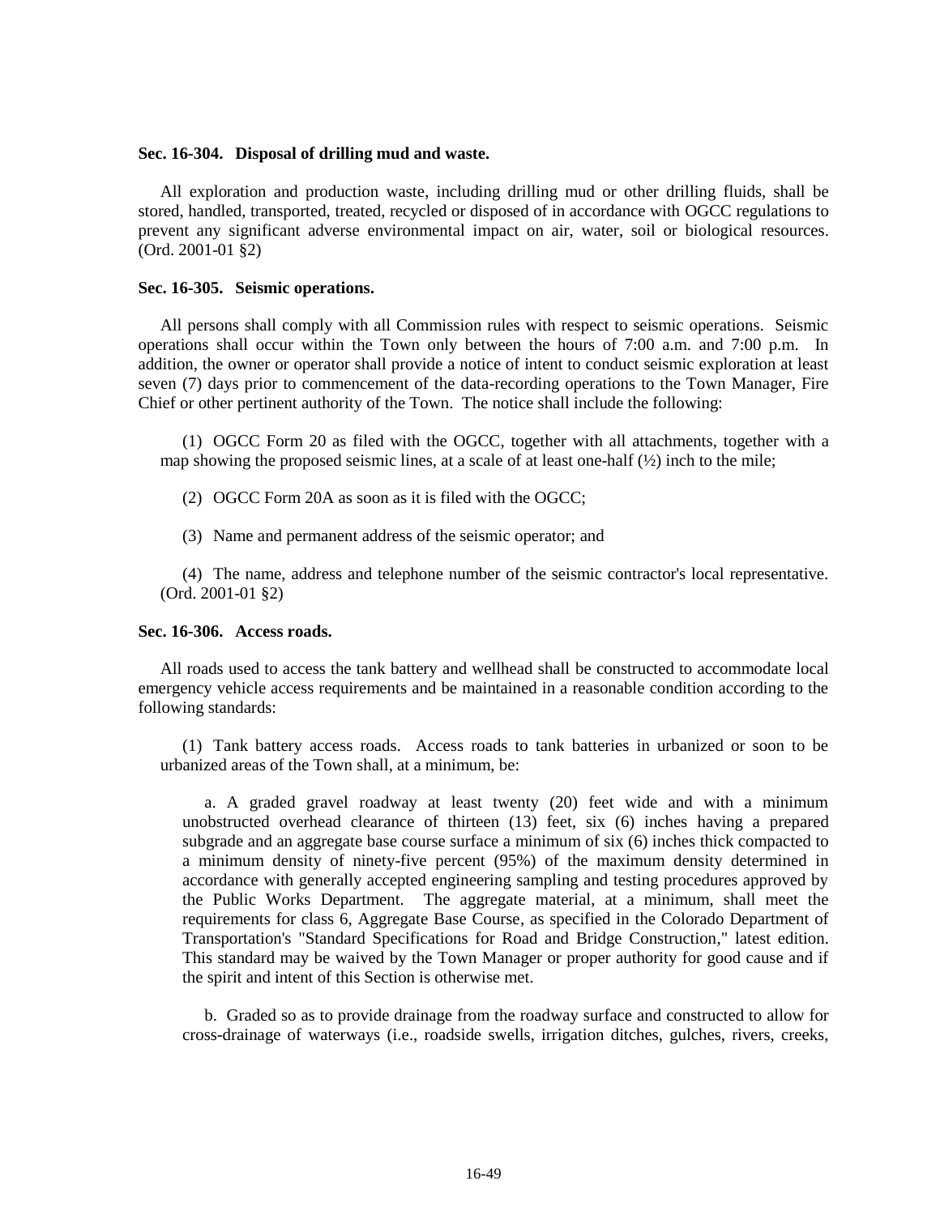**Sec. 16-304. Disposal of drilling mud and waste.**

All exploration and production waste, including drilling mud or other drilling fluids, shall be stored, handled, transported, treated, recycled or disposed of in accordance with OGCC regulations to prevent any significant adverse environmental impact on air, water, soil or biological resources. (Ord. 2001-01 §2)

**Sec. 16-305. Seismic operations.**

All persons shall comply with all Commission rules with respect to seismic operations. Seismic operations shall occur within the Town only between the hours of 7:00 a.m. and 7:00 p.m. In addition, the owner or operator shall provide a notice of intent to conduct seismic exploration at least seven (7) days prior to commencement of the data-recording operations to the Town Manager, Fire Chief or other pertinent authority of the Town. The notice shall include the following:

(1) OGCC Form 20 as filed with the OGCC, together with all attachments, together with a map showing the proposed seismic lines, at a scale of at least one-half (½) inch to the mile;

(2) OGCC Form 20A as soon as it is filed with the OGCC;

(3) Name and permanent address of the seismic operator; and

(4) The name, address and telephone number of the seismic contractor's local representative. (Ord. 2001-01 §2)

**Sec. 16-306. Access roads.**

All roads used to access the tank battery and wellhead shall be constructed to accommodate local emergency vehicle access requirements and be maintained in a reasonable condition according to the following standards:

(1) Tank battery access roads. Access roads to tank batteries in urbanized or soon to be urbanized areas of the Town shall, at a minimum, be:

a. A graded gravel roadway at least twenty (20) feet wide and with a minimum unobstructed overhead clearance of thirteen (13) feet, six (6) inches having a prepared subgrade and an aggregate base course surface a minimum of six (6) inches thick compacted to a minimum density of ninety-five percent (95%) of the maximum density determined in accordance with generally accepted engineering sampling and testing procedures approved by the Public Works Department. The aggregate material, at a minimum, shall meet the requirements for class 6, Aggregate Base Course, as specified in the Colorado Department of Transportation's "Standard Specifications for Road and Bridge Construction," latest edition. This standard may be waived by the Town Manager or proper authority for good cause and if the spirit and intent of this Section is otherwise met.

b. Graded so as to provide drainage from the roadway surface and constructed to allow for cross-drainage of waterways (i.e., roadside swells, irrigation ditches, gulches, rivers, creeks,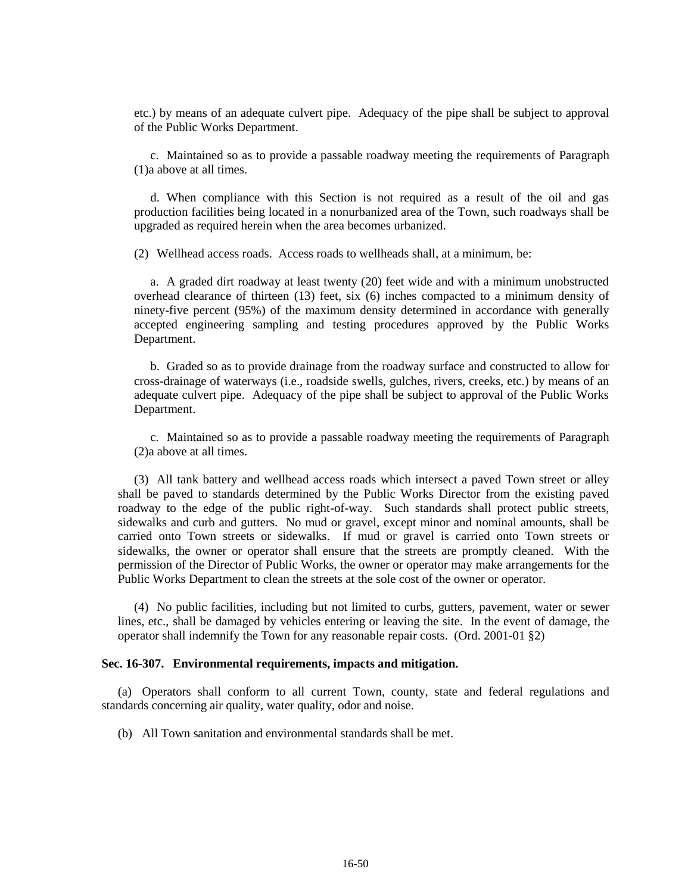etc.) by means of an adequate culvert pipe. Adequacy of the pipe shall be subject to approval of the Public Works Department.

c. Maintained so as to provide a passable roadway meeting the requirements of Paragraph (1)a above at all times.

d. When compliance with this Section is not required as a result of the oil and gas production facilities being located in a nonurbanized area of the Town, such roadways shall be upgraded as required herein when the area becomes urbanized.

(2) Wellhead access roads. Access roads to wellheads shall, at a minimum, be:

a. A graded dirt roadway at least twenty (20) feet wide and with a minimum unobstructed overhead clearance of thirteen (13) feet, six (6) inches compacted to a minimum density of ninety-five percent (95%) of the maximum density determined in accordance with generally accepted engineering sampling and testing procedures approved by the Public Works Department.

b. Graded so as to provide drainage from the roadway surface and constructed to allow for cross-drainage of waterways (i.e., roadside swells, gulches, rivers, creeks, etc.) by means of an adequate culvert pipe. Adequacy of the pipe shall be subject to approval of the Public Works Department.

c. Maintained so as to provide a passable roadway meeting the requirements of Paragraph (2)a above at all times.

(3) All tank battery and wellhead access roads which intersect a paved Town street or alley shall be paved to standards determined by the Public Works Director from the existing paved roadway to the edge of the public right-of-way. Such standards shall protect public streets, sidewalks and curb and gutters. No mud or gravel, except minor and nominal amounts, shall be carried onto Town streets or sidewalks. If mud or gravel is carried onto Town streets or sidewalks, the owner or operator shall ensure that the streets are promptly cleaned. With the permission of the Director of Public Works, the owner or operator may make arrangements for the Public Works Department to clean the streets at the sole cost of the owner or operator.

(4) No public facilities, including but not limited to curbs, gutters, pavement, water or sewer lines, etc., shall be damaged by vehicles entering or leaving the site. In the event of damage, the operator shall indemnify the Town for any reasonable repair costs. (Ord. 2001-01 §2)

**Sec. 16-307. Environmental requirements, impacts and mitigation.**

(a) Operators shall conform to all current Town, county, state and federal regulations and standards concerning air quality, water quality, odor and noise.

(b) All Town sanitation and environmental standards shall be met.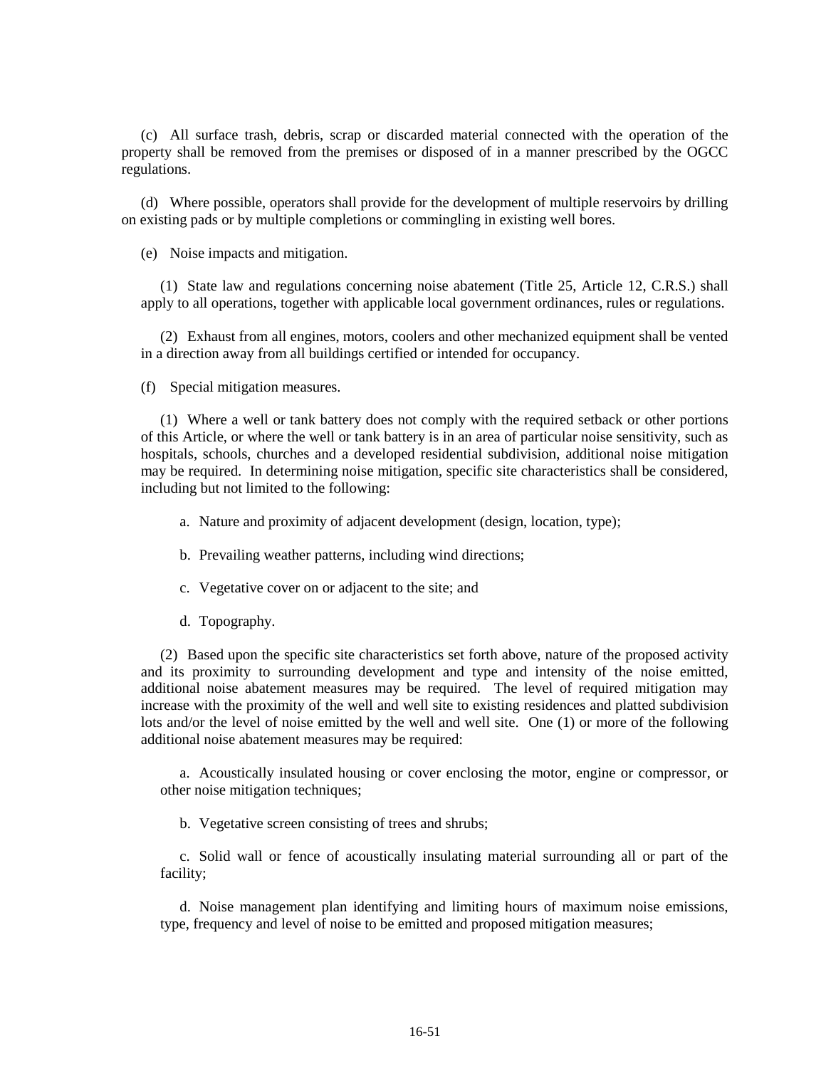(c) All surface trash, debris, scrap or discarded material connected with the operation of the property shall be removed from the premises or disposed of in a manner prescribed by the OGCC regulations.

(d) Where possible, operators shall provide for the development of multiple reservoirs by drilling on existing pads or by multiple completions or commingling in existing well bores.

(e) Noise impacts and mitigation.

(1) State law and regulations concerning noise abatement (Title 25, Article 12, C.R.S.) shall apply to all operations, together with applicable local government ordinances, rules or regulations.

(2) Exhaust from all engines, motors, coolers and other mechanized equipment shall be vented in a direction away from all buildings certified or intended for occupancy.

(f) Special mitigation measures.

(1) Where a well or tank battery does not comply with the required setback or other portions of this Article, or where the well or tank battery is in an area of particular noise sensitivity, such as hospitals, schools, churches and a developed residential subdivision, additional noise mitigation may be required. In determining noise mitigation, specific site characteristics shall be considered, including but not limited to the following:

a. Nature and proximity of adjacent development (design, location, type);

b. Prevailing weather patterns, including wind directions;

c. Vegetative cover on or adjacent to the site; and

d. Topography.

(2) Based upon the specific site characteristics set forth above, nature of the proposed activity and its proximity to surrounding development and type and intensity of the noise emitted, additional noise abatement measures may be required. The level of required mitigation may increase with the proximity of the well and well site to existing residences and platted subdivision lots and/or the level of noise emitted by the well and well site. One (1) or more of the following additional noise abatement measures may be required:

a. Acoustically insulated housing or cover enclosing the motor, engine or compressor, or other noise mitigation techniques;

b. Vegetative screen consisting of trees and shrubs;

c. Solid wall or fence of acoustically insulating material surrounding all or part of the facility;

d. Noise management plan identifying and limiting hours of maximum noise emissions, type, frequency and level of noise to be emitted and proposed mitigation measures;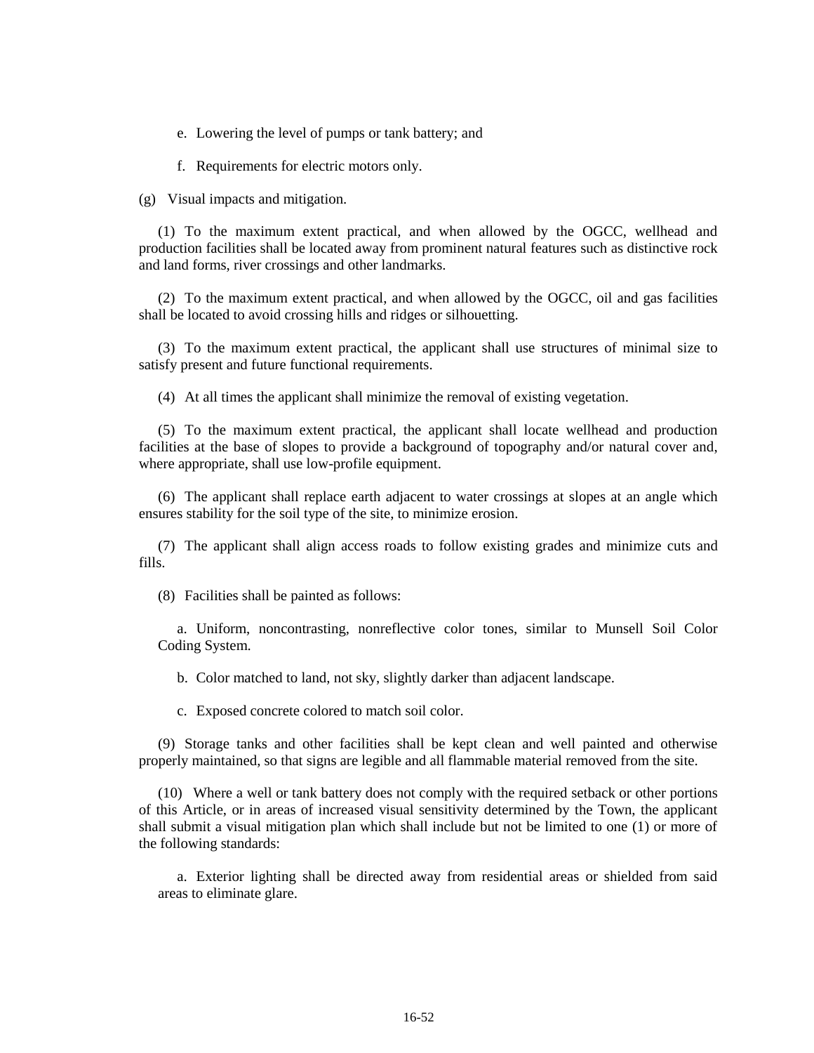e. Lowering the level of pumps or tank battery; and

f. Requirements for electric motors only.

(g) Visual impacts and mitigation.

(1) To the maximum extent practical, and when allowed by the OGCC, wellhead and production facilities shall be located away from prominent natural features such as distinctive rock and land forms, river crossings and other landmarks.

(2) To the maximum extent practical, and when allowed by the OGCC, oil and gas facilities shall be located to avoid crossing hills and ridges or silhouetting.

(3) To the maximum extent practical, the applicant shall use structures of minimal size to satisfy present and future functional requirements.

(4) At all times the applicant shall minimize the removal of existing vegetation.

(5) To the maximum extent practical, the applicant shall locate wellhead and production facilities at the base of slopes to provide a background of topography and/or natural cover and, where appropriate, shall use low-profile equipment.

(6) The applicant shall replace earth adjacent to water crossings at slopes at an angle which ensures stability for the soil type of the site, to minimize erosion.

(7) The applicant shall align access roads to follow existing grades and minimize cuts and fills.

(8) Facilities shall be painted as follows:

a. Uniform, noncontrasting, nonreflective color tones, similar to Munsell Soil Color Coding System.

b. Color matched to land, not sky, slightly darker than adjacent landscape.

c. Exposed concrete colored to match soil color.

(9) Storage tanks and other facilities shall be kept clean and well painted and otherwise properly maintained, so that signs are legible and all flammable material removed from the site.

(10) Where a well or tank battery does not comply with the required setback or other portions of this Article, or in areas of increased visual sensitivity determined by the Town, the applicant shall submit a visual mitigation plan which shall include but not be limited to one (1) or more of the following standards:

a. Exterior lighting shall be directed away from residential areas or shielded from said areas to eliminate glare.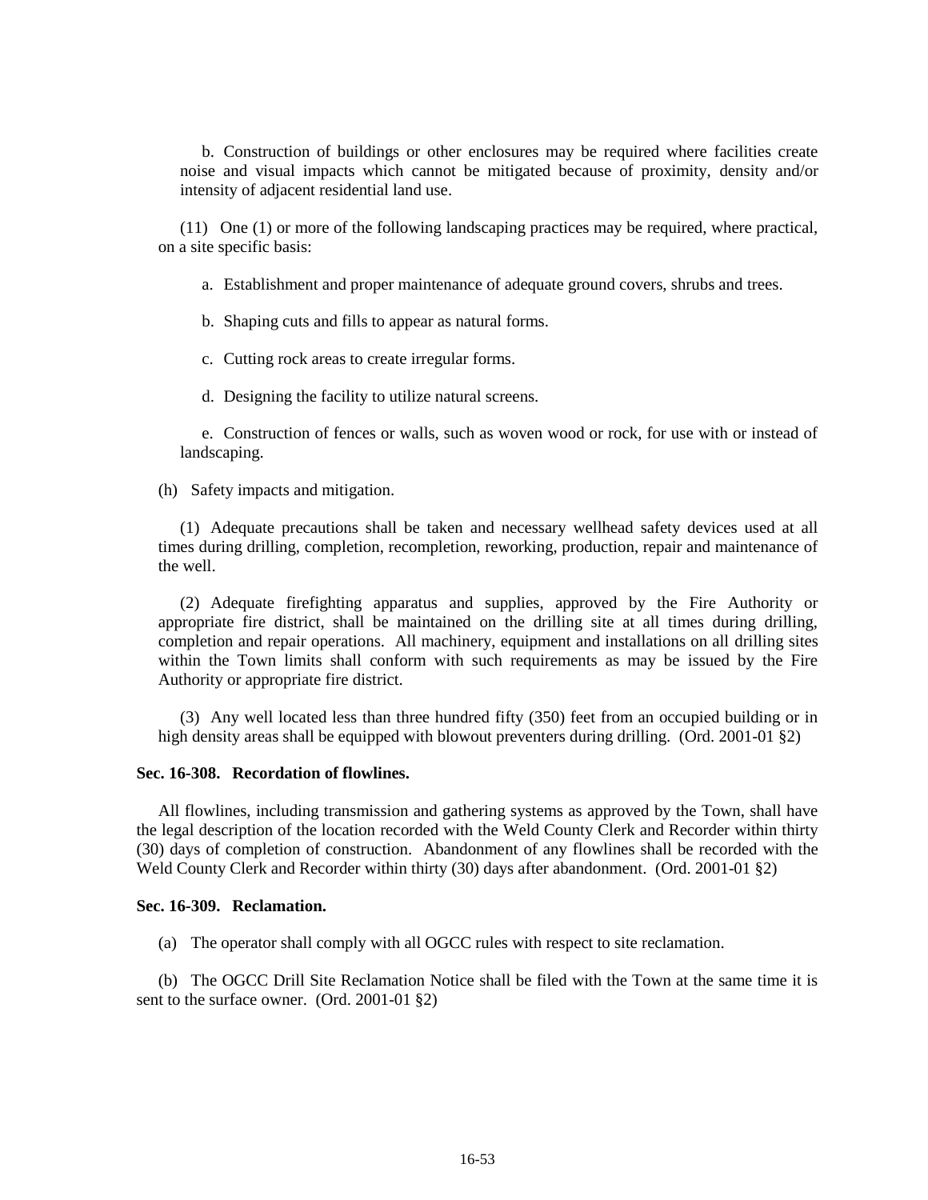b. Construction of buildings or other enclosures may be required where facilities create noise and visual impacts which cannot be mitigated because of proximity, density and/or intensity of adjacent residential land use.

(11) One (1) or more of the following landscaping practices may be required, where practical, on a site specific basis:

a. Establishment and proper maintenance of adequate ground covers, shrubs and trees.

b. Shaping cuts and fills to appear as natural forms.

c. Cutting rock areas to create irregular forms.

d. Designing the facility to utilize natural screens.

e. Construction of fences or walls, such as woven wood or rock, for use with or instead of landscaping.

(h) Safety impacts and mitigation.

(1) Adequate precautions shall be taken and necessary wellhead safety devices used at all times during drilling, completion, recompletion, reworking, production, repair and maintenance of the well.

(2) Adequate firefighting apparatus and supplies, approved by the Fire Authority or appropriate fire district, shall be maintained on the drilling site at all times during drilling, completion and repair operations. All machinery, equipment and installations on all drilling sites within the Town limits shall conform with such requirements as may be issued by the Fire Authority or appropriate fire district.

(3) Any well located less than three hundred fifty (350) feet from an occupied building or in high density areas shall be equipped with blowout preventers during drilling. (Ord. 2001-01 §2)

**Sec. 16-308. Recordation of flowlines.**

All flowlines, including transmission and gathering systems as approved by the Town, shall have the legal description of the location recorded with the Weld County Clerk and Recorder within thirty (30) days of completion of construction. Abandonment of any flowlines shall be recorded with the Weld County Clerk and Recorder within thirty (30) days after abandonment. (Ord. 2001-01 §2)

**Sec. 16-309. Reclamation.**

(a) The operator shall comply with all OGCC rules with respect to site reclamation.

(b) The OGCC Drill Site Reclamation Notice shall be filed with the Town at the same time it is sent to the surface owner. (Ord. 2001-01 §2)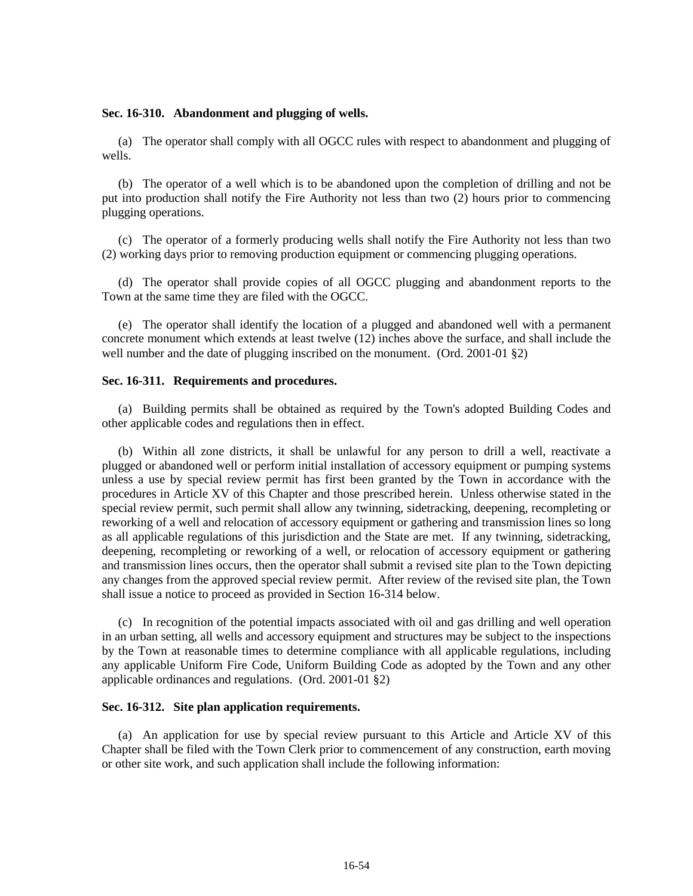**Sec. 16-310. Abandonment and plugging of wells.**

(a) The operator shall comply with all OGCC rules with respect to abandonment and plugging of wells.

(b) The operator of a well which is to be abandoned upon the completion of drilling and not be put into production shall notify the Fire Authority not less than two (2) hours prior to commencing plugging operations.

(c) The operator of a formerly producing wells shall notify the Fire Authority not less than two (2) working days prior to removing production equipment or commencing plugging operations.

(d) The operator shall provide copies of all OGCC plugging and abandonment reports to the Town at the same time they are filed with the OGCC.

(e) The operator shall identify the location of a plugged and abandoned well with a permanent concrete monument which extends at least twelve (12) inches above the surface, and shall include the well number and the date of plugging inscribed on the monument. (Ord. 2001-01 §2)

**Sec. 16-311. Requirements and procedures.**

(a) Building permits shall be obtained as required by the Town's adopted Building Codes and other applicable codes and regulations then in effect.

(b) Within all zone districts, it shall be unlawful for any person to drill a well, reactivate a plugged or abandoned well or perform initial installation of accessory equipment or pumping systems unless a use by special review permit has first been granted by the Town in accordance with the procedures in Article XV of this Chapter and those prescribed herein. Unless otherwise stated in the special review permit, such permit shall allow any twinning, sidetracking, deepening, recompleting or reworking of a well and relocation of accessory equipment or gathering and transmission lines so long as all applicable regulations of this jurisdiction and the State are met. If any twinning, sidetracking, deepening, recompleting or reworking of a well, or relocation of accessory equipment or gathering and transmission lines occurs, then the operator shall submit a revised site plan to the Town depicting any changes from the approved special review permit. After review of the revised site plan, the Town shall issue a notice to proceed as provided in Section 16-314 below.

(c) In recognition of the potential impacts associated with oil and gas drilling and well operation in an urban setting, all wells and accessory equipment and structures may be subject to the inspections by the Town at reasonable times to determine compliance with all applicable regulations, including any applicable Uniform Fire Code, Uniform Building Code as adopted by the Town and any other applicable ordinances and regulations. (Ord. 2001-01 §2)

**Sec. 16-312. Site plan application requirements.**

(a) An application for use by special review pursuant to this Article and Article XV of this Chapter shall be filed with the Town Clerk prior to commencement of any construction, earth moving or other site work, and such application shall include the following information: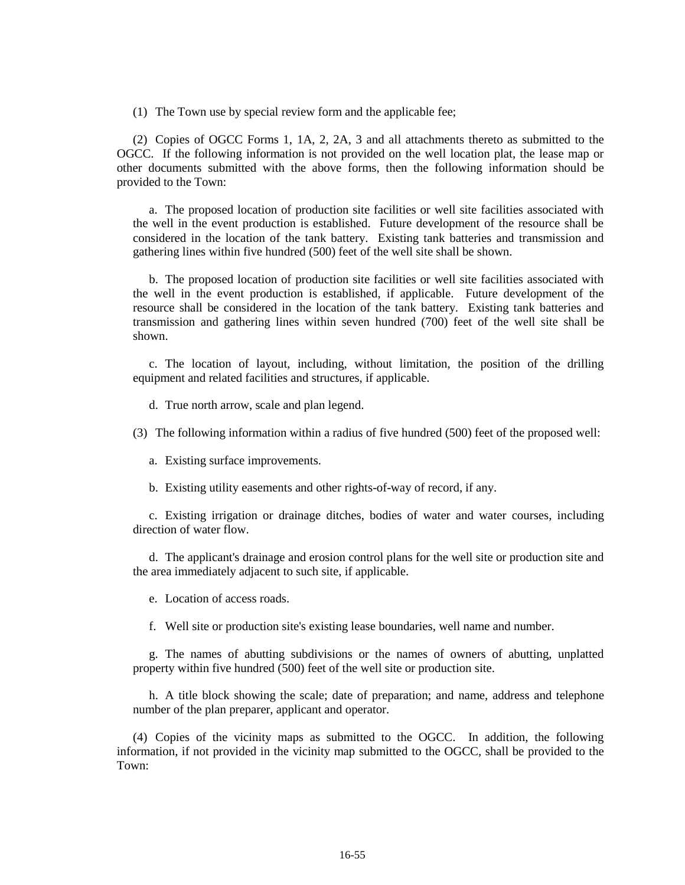(1) The Town use by special review form and the applicable fee;

(2) Copies of OGCC Forms 1, 1A, 2, 2A, 3 and all attachments thereto as submitted to the OGCC. If the following information is not provided on the well location plat, the lease map or other documents submitted with the above forms, then the following information should be provided to the Town:

a. The proposed location of production site facilities or well site facilities associated with the well in the event production is established. Future development of the resource shall be considered in the location of the tank battery. Existing tank batteries and transmission and gathering lines within five hundred (500) feet of the well site shall be shown.

b. The proposed location of production site facilities or well site facilities associated with the well in the event production is established, if applicable. Future development of the resource shall be considered in the location of the tank battery. Existing tank batteries and transmission and gathering lines within seven hundred (700) feet of the well site shall be shown.

c. The location of layout, including, without limitation, the position of the drilling equipment and related facilities and structures, if applicable.

d. True north arrow, scale and plan legend.

(3) The following information within a radius of five hundred (500) feet of the proposed well:

a. Existing surface improvements.

b. Existing utility easements and other rights-of-way of record, if any.

c. Existing irrigation or drainage ditches, bodies of water and water courses, including direction of water flow.

d. The applicant's drainage and erosion control plans for the well site or production site and the area immediately adjacent to such site, if applicable.

e. Location of access roads.

f. Well site or production site's existing lease boundaries, well name and number.

g. The names of abutting subdivisions or the names of owners of abutting, unplatted property within five hundred (500) feet of the well site or production site.

h. A title block showing the scale; date of preparation; and name, address and telephone number of the plan preparer, applicant and operator.

(4) Copies of the vicinity maps as submitted to the OGCC. In addition, the following information, if not provided in the vicinity map submitted to the OGCC, shall be provided to the Town: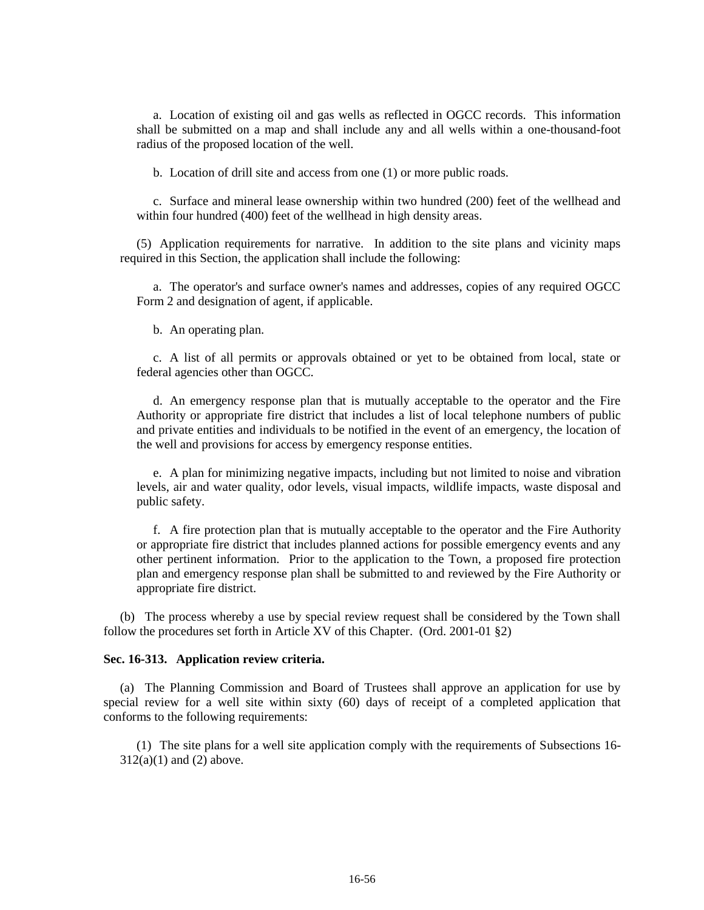a. Location of existing oil and gas wells as reflected in OGCC records. This information shall be submitted on a map and shall include any and all wells within a one-thousand-foot radius of the proposed location of the well.

b. Location of drill site and access from one (1) or more public roads.

c. Surface and mineral lease ownership within two hundred (200) feet of the wellhead and within four hundred (400) feet of the wellhead in high density areas.

(5) Application requirements for narrative. In addition to the site plans and vicinity maps required in this Section, the application shall include the following:

a. The operator's and surface owner's names and addresses, copies of any required OGCC Form 2 and designation of agent, if applicable.

b. An operating plan.

c. A list of all permits or approvals obtained or yet to be obtained from local, state or federal agencies other than OGCC.

d. An emergency response plan that is mutually acceptable to the operator and the Fire Authority or appropriate fire district that includes a list of local telephone numbers of public and private entities and individuals to be notified in the event of an emergency, the location of the well and provisions for access by emergency response entities.

e. A plan for minimizing negative impacts, including but not limited to noise and vibration levels, air and water quality, odor levels, visual impacts, wildlife impacts, waste disposal and public safety.

f. A fire protection plan that is mutually acceptable to the operator and the Fire Authority or appropriate fire district that includes planned actions for possible emergency events and any other pertinent information. Prior to the application to the Town, a proposed fire protection plan and emergency response plan shall be submitted to and reviewed by the Fire Authority or appropriate fire district.

(b) The process whereby a use by special review request shall be considered by the Town shall follow the procedures set forth in Article XV of this Chapter. (Ord. 2001-01 §2)

**Sec. 16-313. Application review criteria.**

(a) The Planning Commission and Board of Trustees shall approve an application for use by special review for a well site within sixty (60) days of receipt of a completed application that conforms to the following requirements:

(1) The site plans for a well site application comply with the requirements of Subsections 16-312(a)(1) and (2) above.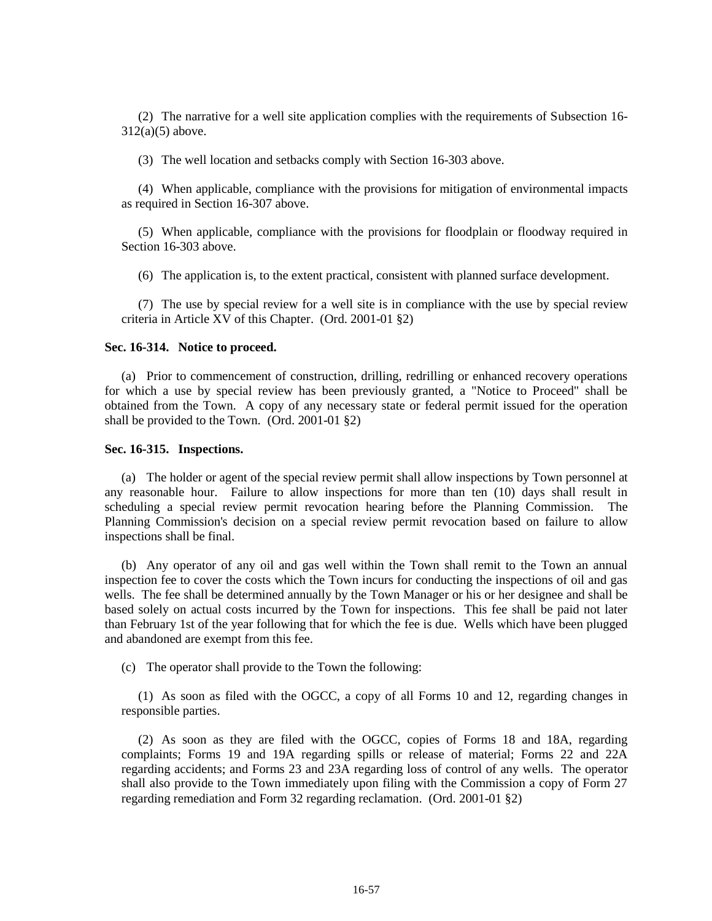(2) The narrative for a well site application complies with the requirements of Subsection 16-312(a)(5) above.

(3) The well location and setbacks comply with Section 16-303 above.

(4) When applicable, compliance with the provisions for mitigation of environmental impacts as required in Section 16-307 above.

(5) When applicable, compliance with the provisions for floodplain or floodway required in Section 16-303 above.

(6) The application is, to the extent practical, consistent with planned surface development.

(7) The use by special review for a well site is in compliance with the use by special review criteria in Article XV of this Chapter. (Ord. 2001-01 §2)

**Sec. 16-314. Notice to proceed.**

(a) Prior to commencement of construction, drilling, redrilling or enhanced recovery operations for which a use by special review has been previously granted, a "Notice to Proceed" shall be obtained from the Town. A copy of any necessary state or federal permit issued for the operation shall be provided to the Town. (Ord. 2001-01 §2)

**Sec. 16-315. Inspections.**

(a) The holder or agent of the special review permit shall allow inspections by Town personnel at any reasonable hour. Failure to allow inspections for more than ten (10) days shall result in scheduling a special review permit revocation hearing before the Planning Commission. The Planning Commission's decision on a special review permit revocation based on failure to allow inspections shall be final.

(b) Any operator of any oil and gas well within the Town shall remit to the Town an annual inspection fee to cover the costs which the Town incurs for conducting the inspections of oil and gas wells. The fee shall be determined annually by the Town Manager or his or her designee and shall be based solely on actual costs incurred by the Town for inspections. This fee shall be paid not later than February 1st of the year following that for which the fee is due. Wells which have been plugged and abandoned are exempt from this fee.

(c) The operator shall provide to the Town the following:

(1) As soon as filed with the OGCC, a copy of all Forms 10 and 12, regarding changes in responsible parties.

(2) As soon as they are filed with the OGCC, copies of Forms 18 and 18A, regarding complaints; Forms 19 and 19A regarding spills or release of material; Forms 22 and 22A regarding accidents; and Forms 23 and 23A regarding loss of control of any wells. The operator shall also provide to the Town immediately upon filing with the Commission a copy of Form 27 regarding remediation and Form 32 regarding reclamation. (Ord. 2001-01 §2)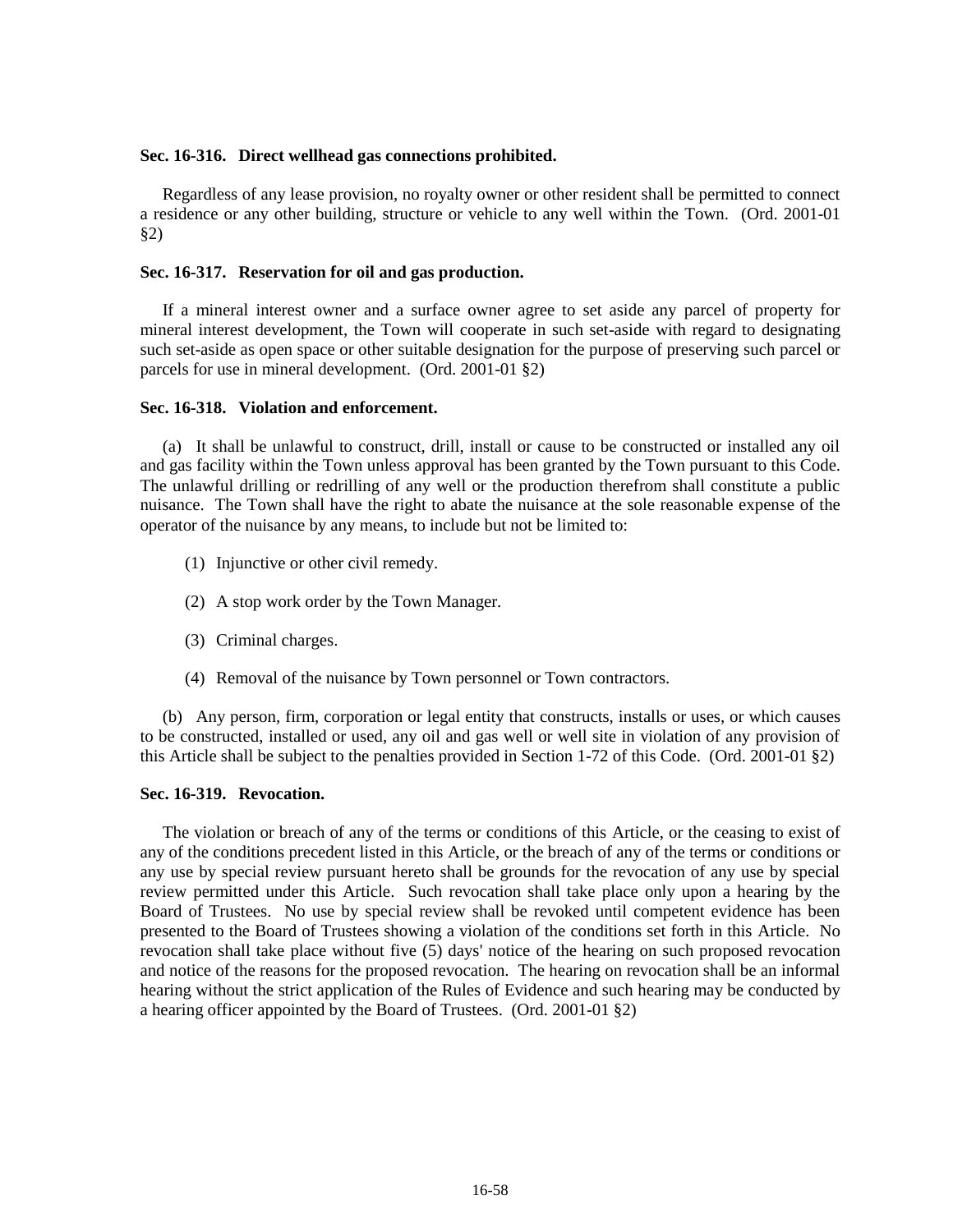**Sec. 16-316. Direct wellhead gas connections prohibited.**

Regardless of any lease provision, no royalty owner or other resident shall be permitted to connect a residence or any other building, structure or vehicle to any well within the Town. (Ord. 2001-01 §2)

**Sec. 16-317. Reservation for oil and gas production.**

If a mineral interest owner and a surface owner agree to set aside any parcel of property for mineral interest development, the Town will cooperate in such set-aside with regard to designating such set-aside as open space or other suitable designation for the purpose of preserving such parcel or parcels for use in mineral development. (Ord. 2001-01 §2)

**Sec. 16-318. Violation and enforcement.**

(a) It shall be unlawful to construct, drill, install or cause to be constructed or installed any oil and gas facility within the Town unless approval has been granted by the Town pursuant to this Code. The unlawful drilling or redrilling of any well or the production therefrom shall constitute a public nuisance. The Town shall have the right to abate the nuisance at the sole reasonable expense of the operator of the nuisance by any means, to include but not be limited to:

(1) Injunctive or other civil remedy.

(2) A stop work order by the Town Manager.

(3) Criminal charges.

(4) Removal of the nuisance by Town personnel or Town contractors.

(b) Any person, firm, corporation or legal entity that constructs, installs or uses, or which causes to be constructed, installed or used, any oil and gas well or well site in violation of any provision of this Article shall be subject to the penalties provided in Section 1-72 of this Code. (Ord. 2001-01 §2)

**Sec. 16-319. Revocation.**

The violation or breach of any of the terms or conditions of this Article, or the ceasing to exist of any of the conditions precedent listed in this Article, or the breach of any of the terms or conditions or any use by special review pursuant hereto shall be grounds for the revocation of any use by special review permitted under this Article. Such revocation shall take place only upon a hearing by the Board of Trustees. No use by special review shall be revoked until competent evidence has been presented to the Board of Trustees showing a violation of the conditions set forth in this Article. No revocation shall take place without five (5) days' notice of the hearing on such proposed revocation and notice of the reasons for the proposed revocation. The hearing on revocation shall be an informal hearing without the strict application of the Rules of Evidence and such hearing may be conducted by a hearing officer appointed by the Board of Trustees. (Ord. 2001-01 §2)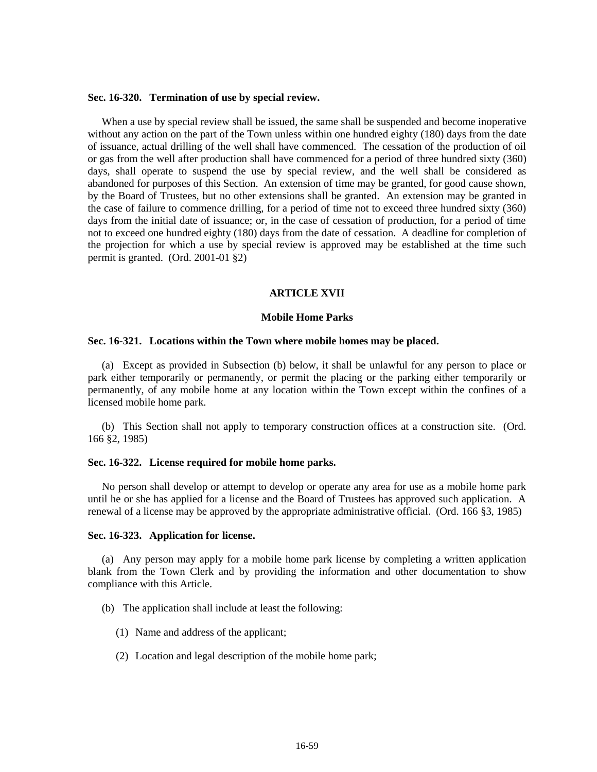**Sec. 16-320. Termination of use by special review.**

When a use by special review shall be issued, the same shall be suspended and become inoperative without any action on the part of the Town unless within one hundred eighty (180) days from the date of issuance, actual drilling of the well shall have commenced. The cessation of the production of oil or gas from the well after production shall have commenced for a period of three hundred sixty (360) days, shall operate to suspend the use by special review, and the well shall be considered as abandoned for purposes of this Section. An extension of time may be granted, for good cause shown, by the Board of Trustees, but no other extensions shall be granted. An extension may be granted in the case of failure to commence drilling, for a period of time not to exceed three hundred sixty (360) days from the initial date of issuance; or, in the case of cessation of production, for a period of time not to exceed one hundred eighty (180) days from the date of cessation. A deadline for completion of the projection for which a use by special review is approved may be established at the time such permit is granted. (Ord. 2001-01 §2)

## ARTICLE XVII

## Mobile Home Parks

**Sec. 16-321. Locations within the Town where mobile homes may be placed.**

(a) Except as provided in Subsection (b) below, it shall be unlawful for any person to place or park either temporarily or permanently, or permit the placing or the parking either temporarily or permanently, of any mobile home at any location within the Town except within the confines of a licensed mobile home park.

(b) This Section shall not apply to temporary construction offices at a construction site. (Ord. 166 §2, 1985)

**Sec. 16-322. License required for mobile home parks.**

No person shall develop or attempt to develop or operate any area for use as a mobile home park until he or she has applied for a license and the Board of Trustees has approved such application. A renewal of a license may be approved by the appropriate administrative official. (Ord. 166 §3, 1985)

**Sec. 16-323. Application for license.**

(a) Any person may apply for a mobile home park license by completing a written application blank from the Town Clerk and by providing the information and other documentation to show compliance with this Article.

(b) The application shall include at least the following:

(1) Name and address of the applicant;

(2) Location and legal description of the mobile home park;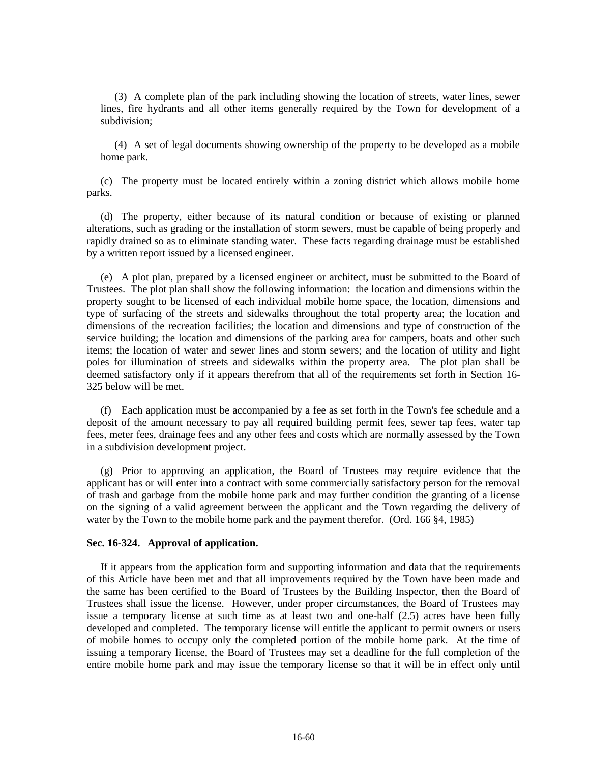(3) A complete plan of the park including showing the location of streets, water lines, sewer lines, fire hydrants and all other items generally required by the Town for development of a subdivision;

(4) A set of legal documents showing ownership of the property to be developed as a mobile home park.

(c) The property must be located entirely within a zoning district which allows mobile home parks.

(d) The property, either because of its natural condition or because of existing or planned alterations, such as grading or the installation of storm sewers, must be capable of being properly and rapidly drained so as to eliminate standing water. These facts regarding drainage must be established by a written report issued by a licensed engineer.

(e) A plot plan, prepared by a licensed engineer or architect, must be submitted to the Board of Trustees. The plot plan shall show the following information: the location and dimensions within the property sought to be licensed of each individual mobile home space, the location, dimensions and type of surfacing of the streets and sidewalks throughout the total property area; the location and dimensions of the recreation facilities; the location and dimensions and type of construction of the service building; the location and dimensions of the parking area for campers, boats and other such items; the location of water and sewer lines and storm sewers; and the location of utility and light poles for illumination of streets and sidewalks within the property area. The plot plan shall be deemed satisfactory only if it appears therefrom that all of the requirements set forth in Section 16-325 below will be met.

(f) Each application must be accompanied by a fee as set forth in the Town's fee schedule and a deposit of the amount necessary to pay all required building permit fees, sewer tap fees, water tap fees, meter fees, drainage fees and any other fees and costs which are normally assessed by the Town in a subdivision development project.

(g) Prior to approving an application, the Board of Trustees may require evidence that the applicant has or will enter into a contract with some commercially satisfactory person for the removal of trash and garbage from the mobile home park and may further condition the granting of a license on the signing of a valid agreement between the applicant and the Town regarding the delivery of water by the Town to the mobile home park and the payment therefor. (Ord. 166 §4, 1985)

**Sec. 16-324. Approval of application.**

If it appears from the application form and supporting information and data that the requirements of this Article have been met and that all improvements required by the Town have been made and the same has been certified to the Board of Trustees by the Building Inspector, then the Board of Trustees shall issue the license. However, under proper circumstances, the Board of Trustees may issue a temporary license at such time as at least two and one-half (2.5) acres have been fully developed and completed. The temporary license will entitle the applicant to permit owners or users of mobile homes to occupy only the completed portion of the mobile home park. At the time of issuing a temporary license, the Board of Trustees may set a deadline for the full completion of the entire mobile home park and may issue the temporary license so that it will be in effect only until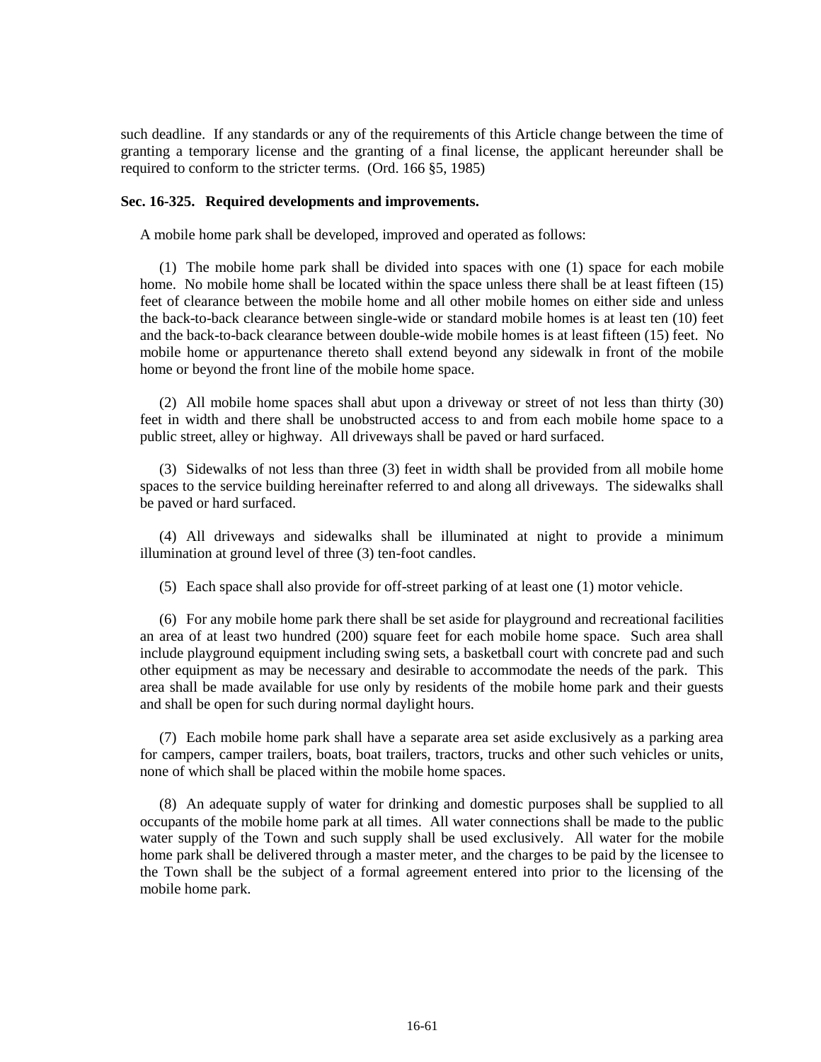such deadline. If any standards or any of the requirements of this Article change between the time of granting a temporary license and the granting of a final license, the applicant hereunder shall be required to conform to the stricter terms. (Ord. 166 §5, 1985)

**Sec. 16-325. Required developments and improvements.**

A mobile home park shall be developed, improved and operated as follows:

(1) The mobile home park shall be divided into spaces with one (1) space for each mobile home. No mobile home shall be located within the space unless there shall be at least fifteen (15) feet of clearance between the mobile home and all other mobile homes on either side and unless the back-to-back clearance between single-wide or standard mobile homes is at least ten (10) feet and the back-to-back clearance between double-wide mobile homes is at least fifteen (15) feet. No mobile home or appurtenance thereto shall extend beyond any sidewalk in front of the mobile home or beyond the front line of the mobile home space.

(2) All mobile home spaces shall abut upon a driveway or street of not less than thirty (30) feet in width and there shall be unobstructed access to and from each mobile home space to a public street, alley or highway. All driveways shall be paved or hard surfaced.

(3) Sidewalks of not less than three (3) feet in width shall be provided from all mobile home spaces to the service building hereinafter referred to and along all driveways. The sidewalks shall be paved or hard surfaced.

(4) All driveways and sidewalks shall be illuminated at night to provide a minimum illumination at ground level of three (3) ten-foot candles.

(5) Each space shall also provide for off-street parking of at least one (1) motor vehicle.

(6) For any mobile home park there shall be set aside for playground and recreational facilities an area of at least two hundred (200) square feet for each mobile home space. Such area shall include playground equipment including swing sets, a basketball court with concrete pad and such other equipment as may be necessary and desirable to accommodate the needs of the park. This area shall be made available for use only by residents of the mobile home park and their guests and shall be open for such during normal daylight hours.

(7) Each mobile home park shall have a separate area set aside exclusively as a parking area for campers, camper trailers, boats, boat trailers, tractors, trucks and other such vehicles or units, none of which shall be placed within the mobile home spaces.

(8) An adequate supply of water for drinking and domestic purposes shall be supplied to all occupants of the mobile home park at all times. All water connections shall be made to the public water supply of the Town and such supply shall be used exclusively. All water for the mobile home park shall be delivered through a master meter, and the charges to be paid by the licensee to the Town shall be the subject of a formal agreement entered into prior to the licensing of the mobile home park.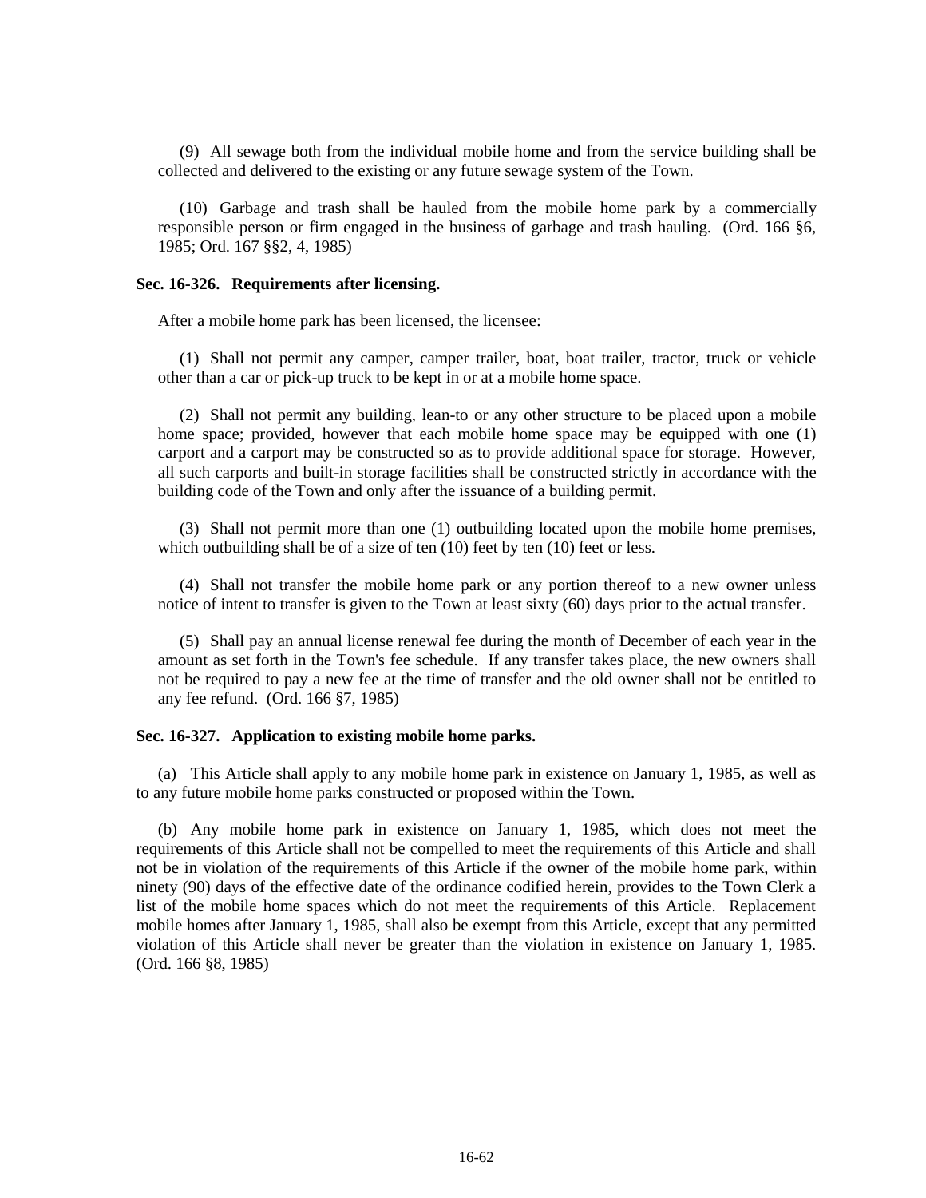(9) All sewage both from the individual mobile home and from the service building shall be collected and delivered to the existing or any future sewage system of the Town.

(10) Garbage and trash shall be hauled from the mobile home park by a commercially responsible person or firm engaged in the business of garbage and trash hauling. (Ord. 166 §6, 1985; Ord. 167 §§2, 4, 1985)

**Sec. 16-326. Requirements after licensing.**

After a mobile home park has been licensed, the licensee:

(1) Shall not permit any camper, camper trailer, boat, boat trailer, tractor, truck or vehicle other than a car or pick-up truck to be kept in or at a mobile home space.

(2) Shall not permit any building, lean-to or any other structure to be placed upon a mobile home space; provided, however that each mobile home space may be equipped with one (1) carport and a carport may be constructed so as to provide additional space for storage. However, all such carports and built-in storage facilities shall be constructed strictly in accordance with the building code of the Town and only after the issuance of a building permit.

(3) Shall not permit more than one (1) outbuilding located upon the mobile home premises, which outbuilding shall be of a size of ten (10) feet by ten (10) feet or less.

(4) Shall not transfer the mobile home park or any portion thereof to a new owner unless notice of intent to transfer is given to the Town at least sixty (60) days prior to the actual transfer.

(5) Shall pay an annual license renewal fee during the month of December of each year in the amount as set forth in the Town's fee schedule. If any transfer takes place, the new owners shall not be required to pay a new fee at the time of transfer and the old owner shall not be entitled to any fee refund. (Ord. 166 §7, 1985)

**Sec. 16-327. Application to existing mobile home parks.**

(a) This Article shall apply to any mobile home park in existence on January 1, 1985, as well as to any future mobile home parks constructed or proposed within the Town.

(b) Any mobile home park in existence on January 1, 1985, which does not meet the requirements of this Article shall not be compelled to meet the requirements of this Article and shall not be in violation of the requirements of this Article if the owner of the mobile home park, within ninety (90) days of the effective date of the ordinance codified herein, provides to the Town Clerk a list of the mobile home spaces which do not meet the requirements of this Article. Replacement mobile homes after January 1, 1985, shall also be exempt from this Article, except that any permitted violation of this Article shall never be greater than the violation in existence on January 1, 1985. (Ord. 166 §8, 1985)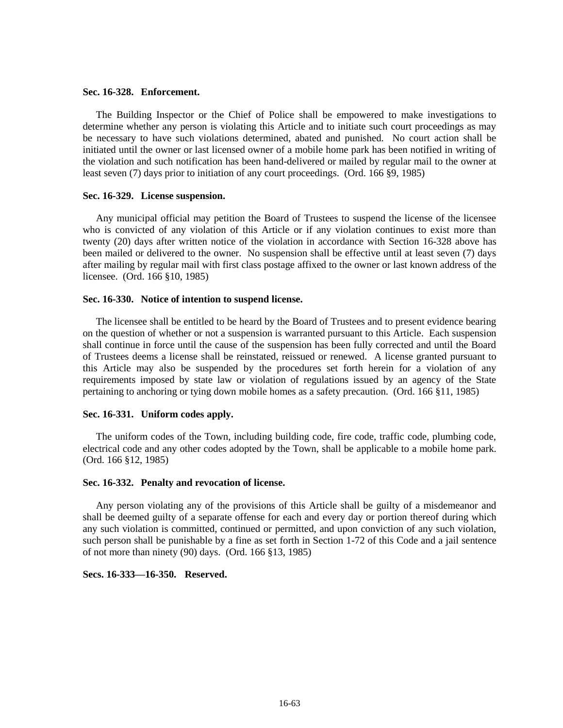**Sec. 16-328. Enforcement.**

The Building Inspector or the Chief of Police shall be empowered to make investigations to determine whether any person is violating this Article and to initiate such court proceedings as may be necessary to have such violations determined, abated and punished. No court action shall be initiated until the owner or last licensed owner of a mobile home park has been notified in writing of the violation and such notification has been hand-delivered or mailed by regular mail to the owner at least seven (7) days prior to initiation of any court proceedings. (Ord. 166 §9, 1985)

**Sec. 16-329. License suspension.**

Any municipal official may petition the Board of Trustees to suspend the license of the licensee who is convicted of any violation of this Article or if any violation continues to exist more than twenty (20) days after written notice of the violation in accordance with Section 16-328 above has been mailed or delivered to the owner. No suspension shall be effective until at least seven (7) days after mailing by regular mail with first class postage affixed to the owner or last known address of the licensee. (Ord. 166 §10, 1985)

**Sec. 16-330. Notice of intention to suspend license.**

The licensee shall be entitled to be heard by the Board of Trustees and to present evidence bearing on the question of whether or not a suspension is warranted pursuant to this Article. Each suspension shall continue in force until the cause of the suspension has been fully corrected and until the Board of Trustees deems a license shall be reinstated, reissued or renewed. A license granted pursuant to this Article may also be suspended by the procedures set forth herein for a violation of any requirements imposed by state law or violation of regulations issued by an agency of the State pertaining to anchoring or tying down mobile homes as a safety precaution. (Ord. 166 §11, 1985)

**Sec. 16-331. Uniform codes apply.**

The uniform codes of the Town, including building code, fire code, traffic code, plumbing code, electrical code and any other codes adopted by the Town, shall be applicable to a mobile home park. (Ord. 166 §12, 1985)

**Sec. 16-332. Penalty and revocation of license.**

Any person violating any of the provisions of this Article shall be guilty of a misdemeanor and shall be deemed guilty of a separate offense for each and every day or portion thereof during which any such violation is committed, continued or permitted, and upon conviction of any such violation, such person shall be punishable by a fine as set forth in Section 1-72 of this Code and a jail sentence of not more than ninety (90) days. (Ord. 166 §13, 1985)

**Secs. 16-333—16-350. Reserved.**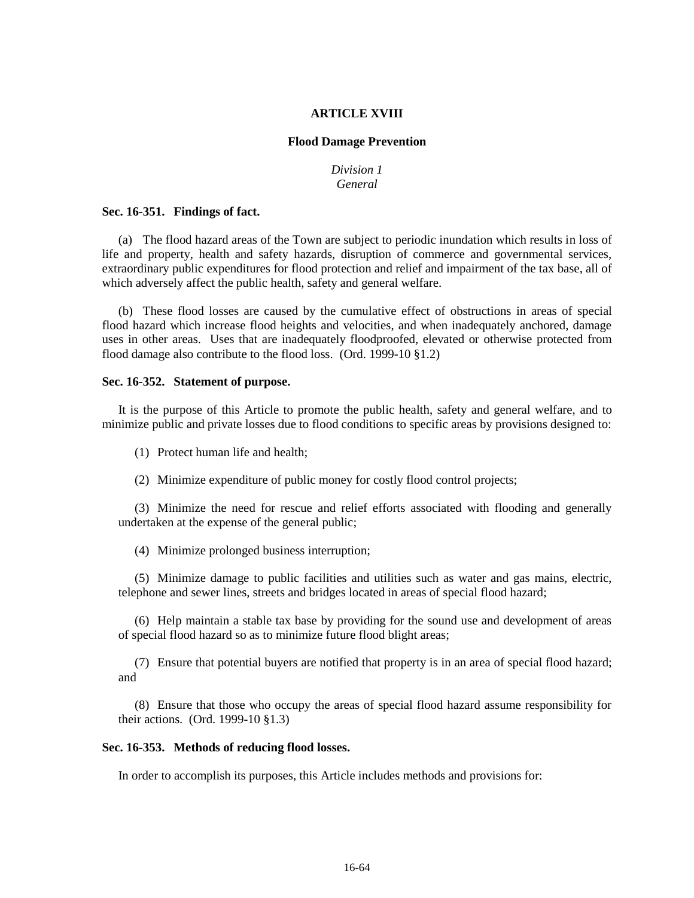# ARTICLE XVIII

## Flood Damage Prevention

### *Division 1*
### *General*

**Sec. 16-351. Findings of fact.**

(a) The flood hazard areas of the Town are subject to periodic inundation which results in loss of life and property, health and safety hazards, disruption of commerce and governmental services, extraordinary public expenditures for flood protection and relief and impairment of the tax base, all of which adversely affect the public health, safety and general welfare.

(b) These flood losses are caused by the cumulative effect of obstructions in areas of special flood hazard which increase flood heights and velocities, and when inadequately anchored, damage uses in other areas. Uses that are inadequately floodproofed, elevated or otherwise protected from flood damage also contribute to the flood loss. (Ord. 1999-10 §1.2)

**Sec. 16-352. Statement of purpose.**

It is the purpose of this Article to promote the public health, safety and general welfare, and to minimize public and private losses due to flood conditions to specific areas by provisions designed to:

(1) Protect human life and health;

(2) Minimize expenditure of public money for costly flood control projects;

(3) Minimize the need for rescue and relief efforts associated with flooding and generally undertaken at the expense of the general public;

(4) Minimize prolonged business interruption;

(5) Minimize damage to public facilities and utilities such as water and gas mains, electric, telephone and sewer lines, streets and bridges located in areas of special flood hazard;

(6) Help maintain a stable tax base by providing for the sound use and development of areas of special flood hazard so as to minimize future flood blight areas;

(7) Ensure that potential buyers are notified that property is in an area of special flood hazard; and

(8) Ensure that those who occupy the areas of special flood hazard assume responsibility for their actions. (Ord. 1999-10 §1.3)

**Sec. 16-353. Methods of reducing flood losses.**

In order to accomplish its purposes, this Article includes methods and provisions for: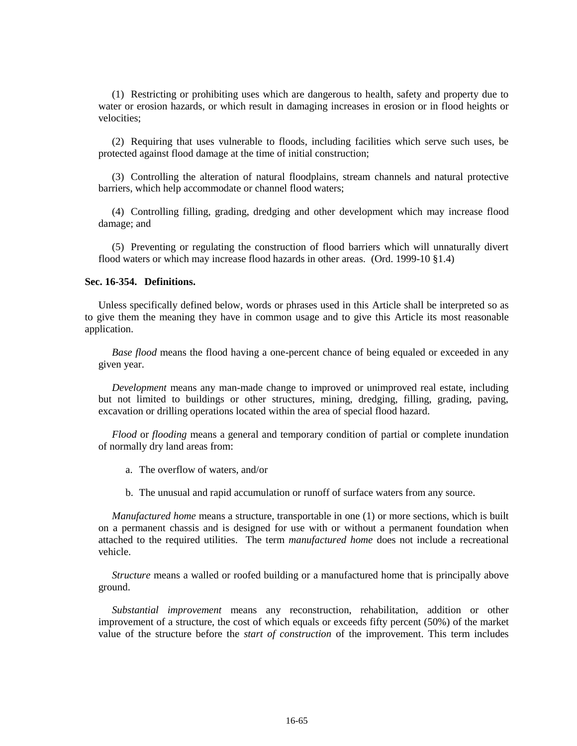(1) Restricting or prohibiting uses which are dangerous to health, safety and property due to water or erosion hazards, or which result in damaging increases in erosion or in flood heights or velocities;

(2) Requiring that uses vulnerable to floods, including facilities which serve such uses, be protected against flood damage at the time of initial construction;

(3) Controlling the alteration of natural floodplains, stream channels and natural protective barriers, which help accommodate or channel flood waters;

(4) Controlling filling, grading, dredging and other development which may increase flood damage; and

(5) Preventing or regulating the construction of flood barriers which will unnaturally divert flood waters or which may increase flood hazards in other areas. (Ord. 1999-10 §1.4)

**Sec. 16-354. Definitions.**

Unless specifically defined below, words or phrases used in this Article shall be interpreted so as to give them the meaning they have in common usage and to give this Article its most reasonable application.

*Base flood* means the flood having a one-percent chance of being equaled or exceeded in any given year.

*Development* means any man-made change to improved or unimproved real estate, including but not limited to buildings or other structures, mining, dredging, filling, grading, paving, excavation or drilling operations located within the area of special flood hazard.

*Flood* or *flooding* means a general and temporary condition of partial or complete inundation of normally dry land areas from:

a. The overflow of waters, and/or

b. The unusual and rapid accumulation or runoff of surface waters from any source.

*Manufactured home* means a structure, transportable in one (1) or more sections, which is built on a permanent chassis and is designed for use with or without a permanent foundation when attached to the required utilities. The term *manufactured home* does not include a recreational vehicle.

*Structure* means a walled or roofed building or a manufactured home that is principally above ground.

*Substantial improvement* means any reconstruction, rehabilitation, addition or other improvement of a structure, the cost of which equals or exceeds fifty percent (50%) of the market value of the structure before the *start of construction* of the improvement. This term includes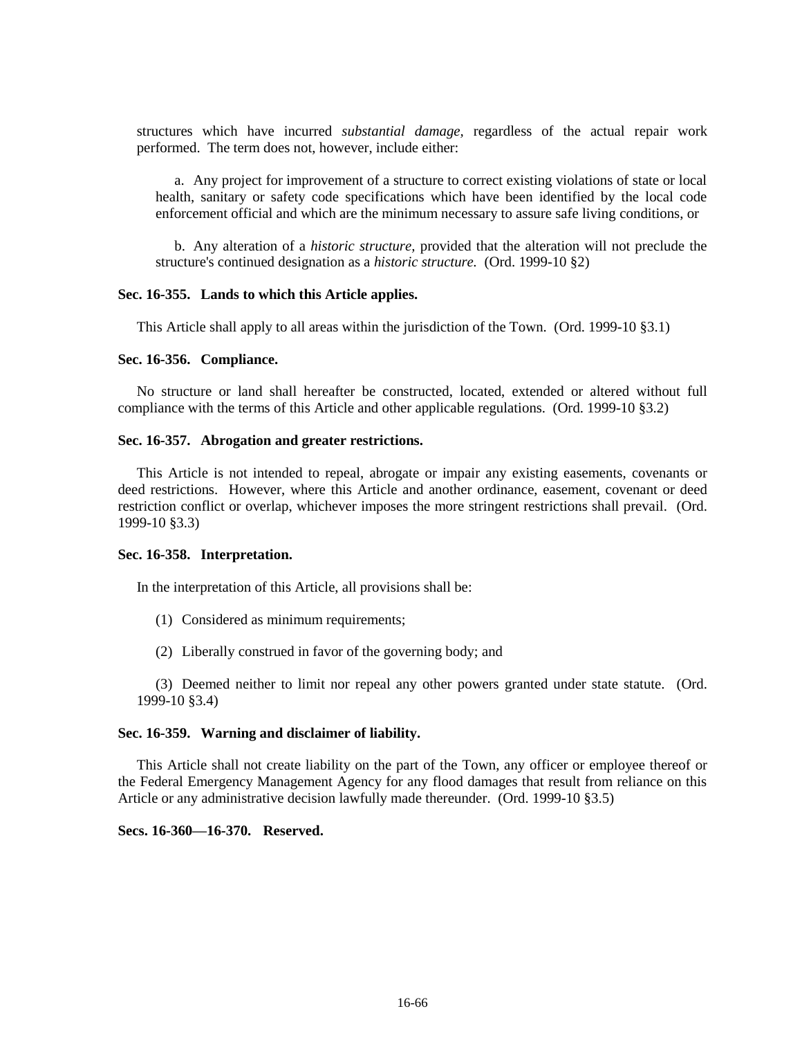structures which have incurred *substantial damage*, regardless of the actual repair work performed. The term does not, however, include either:

a. Any project for improvement of a structure to correct existing violations of state or local health, sanitary or safety code specifications which have been identified by the local code enforcement official and which are the minimum necessary to assure safe living conditions, or

b. Any alteration of a *historic structure*, provided that the alteration will not preclude the structure's continued designation as a *historic structure.* (Ord. 1999-10 §2)

**Sec. 16-355. Lands to which this Article applies.**

This Article shall apply to all areas within the jurisdiction of the Town. (Ord. 1999-10 §3.1)

**Sec. 16-356. Compliance.**

No structure or land shall hereafter be constructed, located, extended or altered without full compliance with the terms of this Article and other applicable regulations. (Ord. 1999-10 §3.2)

**Sec. 16-357. Abrogation and greater restrictions.**

This Article is not intended to repeal, abrogate or impair any existing easements, covenants or deed restrictions. However, where this Article and another ordinance, easement, covenant or deed restriction conflict or overlap, whichever imposes the more stringent restrictions shall prevail. (Ord. 1999-10 §3.3)

**Sec. 16-358. Interpretation.**

In the interpretation of this Article, all provisions shall be:

(1) Considered as minimum requirements;

(2) Liberally construed in favor of the governing body; and

(3) Deemed neither to limit nor repeal any other powers granted under state statute. (Ord. 1999-10 §3.4)

**Sec. 16-359. Warning and disclaimer of liability.**

This Article shall not create liability on the part of the Town, any officer or employee thereof or the Federal Emergency Management Agency for any flood damages that result from reliance on this Article or any administrative decision lawfully made thereunder. (Ord. 1999-10 §3.5)

**Secs. 16-360—16-370. Reserved.**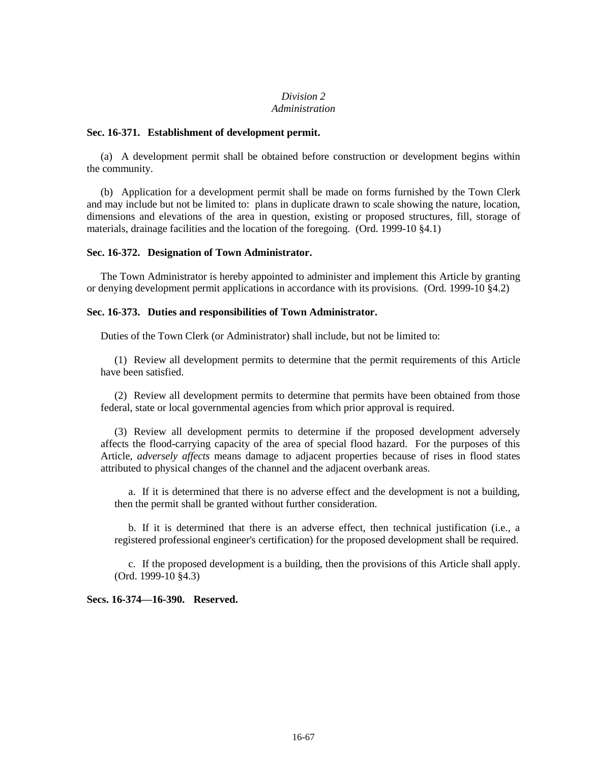*Division 2*
*Administration*

**Sec. 16-371. Establishment of development permit.**

(a) A development permit shall be obtained before construction or development begins within the community.

(b) Application for a development permit shall be made on forms furnished by the Town Clerk and may include but not be limited to: plans in duplicate drawn to scale showing the nature, location, dimensions and elevations of the area in question, existing or proposed structures, fill, storage of materials, drainage facilities and the location of the foregoing. (Ord. 1999-10 §4.1)

**Sec. 16-372. Designation of Town Administrator.**

The Town Administrator is hereby appointed to administer and implement this Article by granting or denying development permit applications in accordance with its provisions. (Ord. 1999-10 §4.2)

**Sec. 16-373. Duties and responsibilities of Town Administrator.**

Duties of the Town Clerk (or Administrator) shall include, but not be limited to:

(1) Review all development permits to determine that the permit requirements of this Article have been satisfied.

(2) Review all development permits to determine that permits have been obtained from those federal, state or local governmental agencies from which prior approval is required.

(3) Review all development permits to determine if the proposed development adversely affects the flood-carrying capacity of the area of special flood hazard. For the purposes of this Article, *adversely affects* means damage to adjacent properties because of rises in flood states attributed to physical changes of the channel and the adjacent overbank areas.

a. If it is determined that there is no adverse effect and the development is not a building, then the permit shall be granted without further consideration.

b. If it is determined that there is an adverse effect, then technical justification (i.e., a registered professional engineer's certification) for the proposed development shall be required.

c. If the proposed development is a building, then the provisions of this Article shall apply. (Ord. 1999-10 §4.3)

**Secs. 16-374—16-390. Reserved.**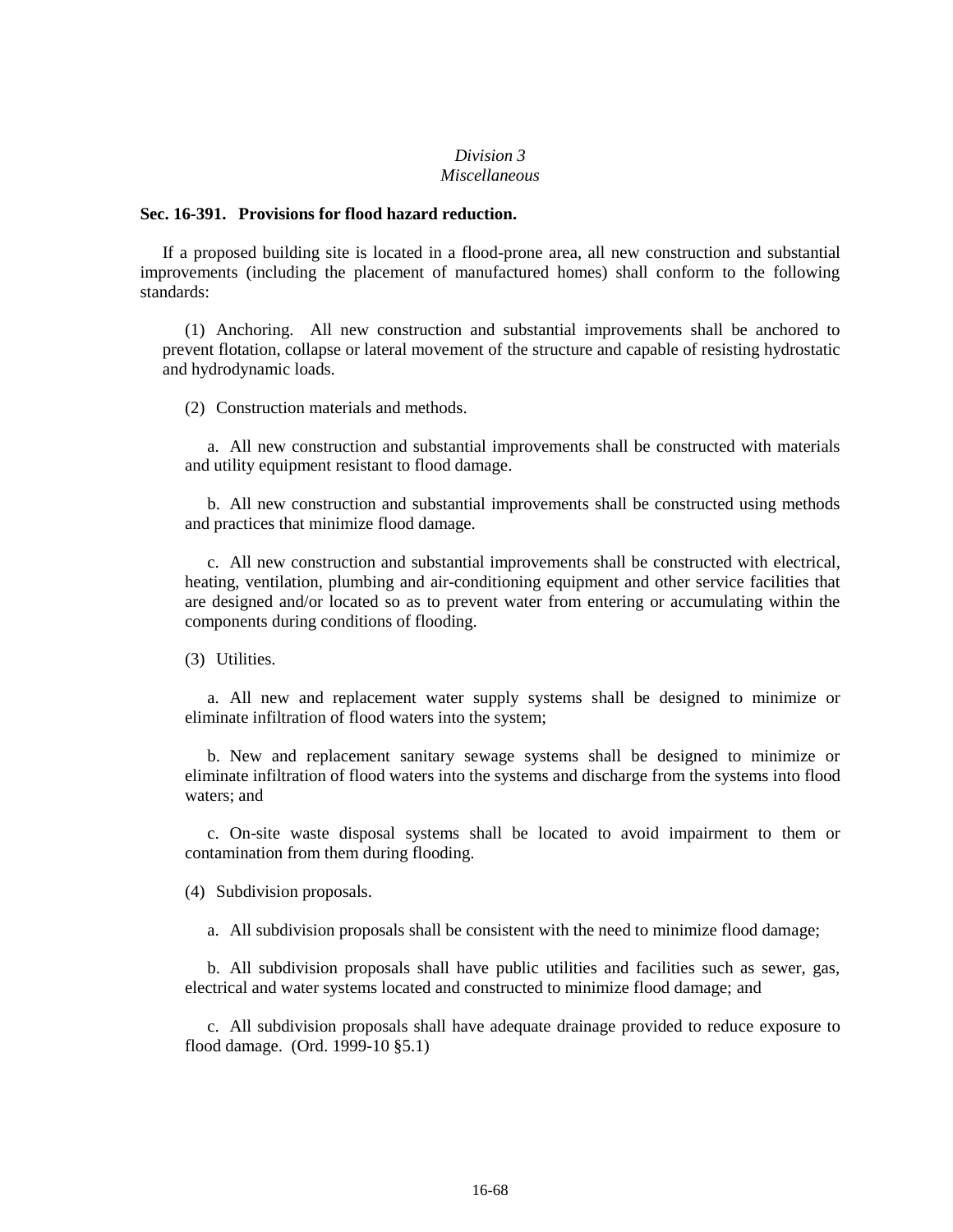*Division 3*
*Miscellaneous*

**Sec. 16-391. Provisions for flood hazard reduction.**

If a proposed building site is located in a flood-prone area, all new construction and substantial improvements (including the placement of manufactured homes) shall conform to the following standards:

(1) Anchoring. All new construction and substantial improvements shall be anchored to prevent flotation, collapse or lateral movement of the structure and capable of resisting hydrostatic and hydrodynamic loads.

(2) Construction materials and methods.

a. All new construction and substantial improvements shall be constructed with materials and utility equipment resistant to flood damage.

b. All new construction and substantial improvements shall be constructed using methods and practices that minimize flood damage.

c. All new construction and substantial improvements shall be constructed with electrical, heating, ventilation, plumbing and air-conditioning equipment and other service facilities that are designed and/or located so as to prevent water from entering or accumulating within the components during conditions of flooding.

(3) Utilities.

a. All new and replacement water supply systems shall be designed to minimize or eliminate infiltration of flood waters into the system;

b. New and replacement sanitary sewage systems shall be designed to minimize or eliminate infiltration of flood waters into the systems and discharge from the systems into flood waters; and

c. On-site waste disposal systems shall be located to avoid impairment to them or contamination from them during flooding.

(4) Subdivision proposals.

a. All subdivision proposals shall be consistent with the need to minimize flood damage;

b. All subdivision proposals shall have public utilities and facilities such as sewer, gas, electrical and water systems located and constructed to minimize flood damage; and

c. All subdivision proposals shall have adequate drainage provided to reduce exposure to flood damage. (Ord. 1999-10 §5.1)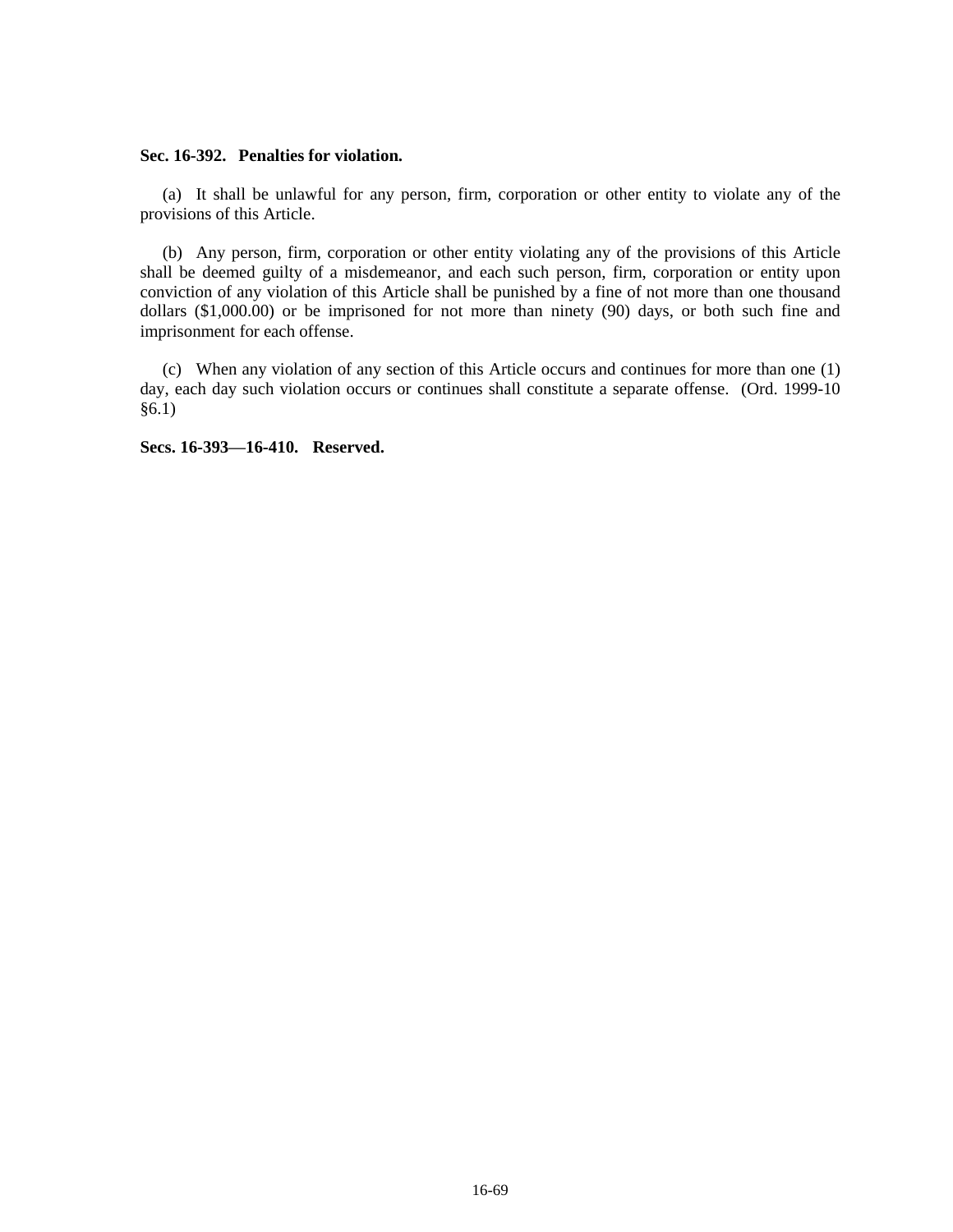**Sec. 16-392. Penalties for violation.**

(a) It shall be unlawful for any person, firm, corporation or other entity to violate any of the provisions of this Article.

(b) Any person, firm, corporation or other entity violating any of the provisions of this Article shall be deemed guilty of a misdemeanor, and each such person, firm, corporation or entity upon conviction of any violation of this Article shall be punished by a fine of not more than one thousand dollars ($1,000.00) or be imprisoned for not more than ninety (90) days, or both such fine and imprisonment for each offense.

(c) When any violation of any section of this Article occurs and continues for more than one (1) day, each day such violation occurs or continues shall constitute a separate offense. (Ord. 1999-10 §6.1)

**Secs. 16-393—16-410. Reserved.**